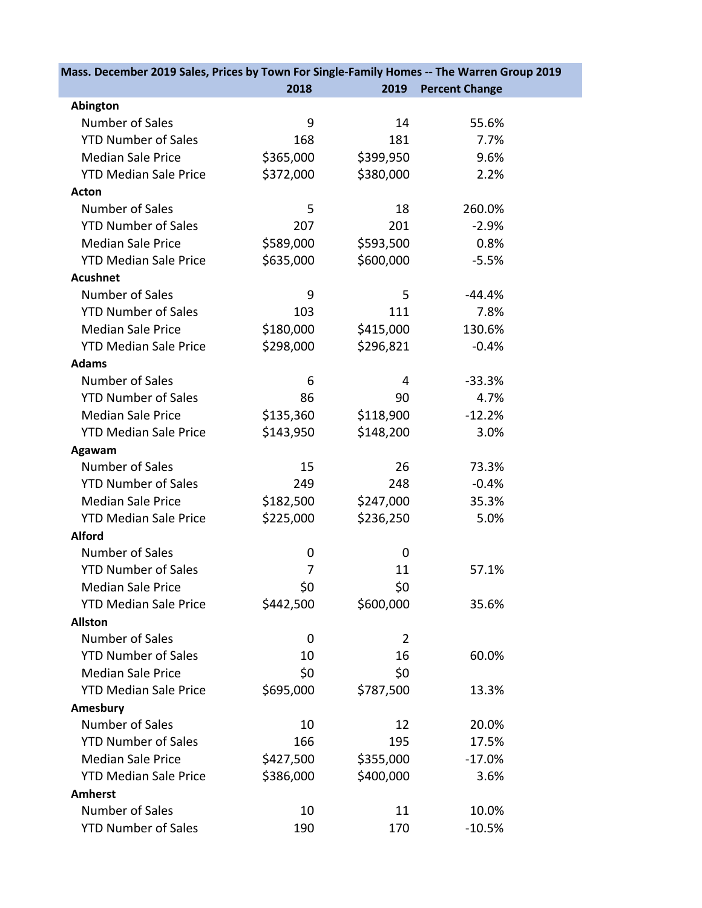| Mass. December 2019 Sales, Prices by Town For Single-Family Homes -- The Warren Group 2019 | 2018 | 2019 | Percent Change |
|---|---|---|---|
| **Abington** | | | |
| Number of Sales | 9 | 14 | 55.6% |
| YTD Number of Sales | 168 | 181 | 7.7% |
| Median Sale Price | $365,000 | $399,950 | 9.6% |
| YTD Median Sale Price | $372,000 | $380,000 | 2.2% |
| **Acton** | | | |
| Number of Sales | 5 | 18 | 260.0% |
| YTD Number of Sales | 207 | 201 | -2.9% |
| Median Sale Price | $589,000 | $593,500 | 0.8% |
| YTD Median Sale Price | $635,000 | $600,000 | -5.5% |
| **Acushnet** | | | |
| Number of Sales | 9 | 5 | -44.4% |
| YTD Number of Sales | 103 | 111 | 7.8% |
| Median Sale Price | $180,000 | $415,000 | 130.6% |
| YTD Median Sale Price | $298,000 | $296,821 | -0.4% |
| **Adams** | | | |
| Number of Sales | 6 | 4 | -33.3% |
| YTD Number of Sales | 86 | 90 | 4.7% |
| Median Sale Price | $135,360 | $118,900 | -12.2% |
| YTD Median Sale Price | $143,950 | $148,200 | 3.0% |
| **Agawam** | | | |
| Number of Sales | 15 | 26 | 73.3% |
| YTD Number of Sales | 249 | 248 | -0.4% |
| Median Sale Price | $182,500 | $247,000 | 35.3% |
| YTD Median Sale Price | $225,000 | $236,250 | 5.0% |
| **Alford** | | | |
| Number of Sales | 0 | 0 | |
| YTD Number of Sales | 7 | 11 | 57.1% |
| Median Sale Price | $0 | $0 | |
| YTD Median Sale Price | $442,500 | $600,000 | 35.6% |
| **Allston** | | | |
| Number of Sales | 0 | 2 | |
| YTD Number of Sales | 10 | 16 | 60.0% |
| Median Sale Price | $0 | $0 | |
| YTD Median Sale Price | $695,000 | $787,500 | 13.3% |
| **Amesbury** | | | |
| Number of Sales | 10 | 12 | 20.0% |
| YTD Number of Sales | 166 | 195 | 17.5% |
| Median Sale Price | $427,500 | $355,000 | -17.0% |
| YTD Median Sale Price | $386,000 | $400,000 | 3.6% |
| **Amherst** | | | |
| Number of Sales | 10 | 11 | 10.0% |
| YTD Number of Sales | 190 | 170 | -10.5% |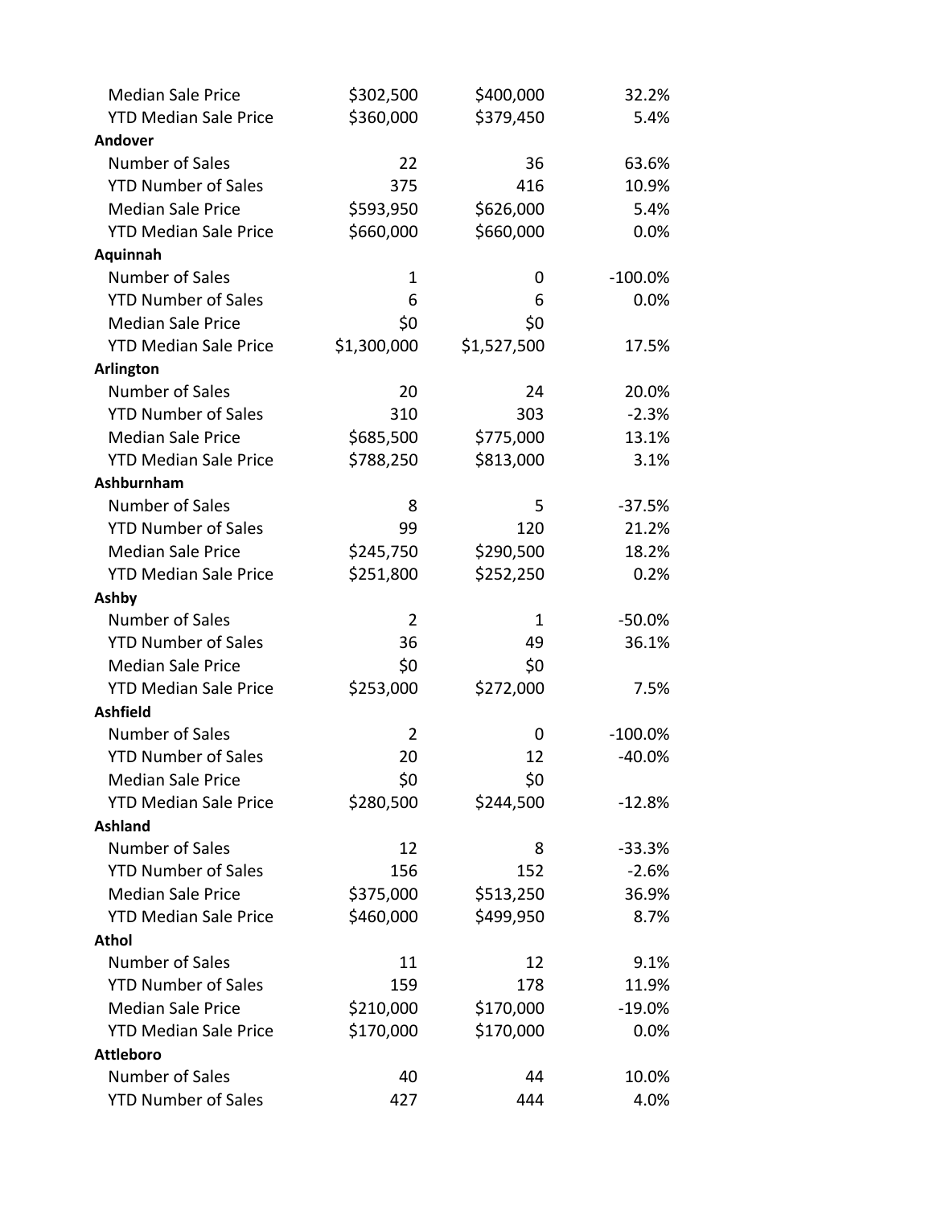| | | | |
|---|---|---|---|
| Median Sale Price | $302,500 | $400,000 | 32.2% |
| YTD Median Sale Price | $360,000 | $379,450 | 5.4% |
| **Andover** | | | |
| Number of Sales | 22 | 36 | 63.6% |
| YTD Number of Sales | 375 | 416 | 10.9% |
| Median Sale Price | $593,950 | $626,000 | 5.4% |
| YTD Median Sale Price | $660,000 | $660,000 | 0.0% |
| **Aquinnah** | | | |
| Number of Sales | 1 | 0 | -100.0% |
| YTD Number of Sales | 6 | 6 | 0.0% |
| Median Sale Price | $0 | $0 | |
| YTD Median Sale Price | $1,300,000 | $1,527,500 | 17.5% |
| **Arlington** | | | |
| Number of Sales | 20 | 24 | 20.0% |
| YTD Number of Sales | 310 | 303 | -2.3% |
| Median Sale Price | $685,500 | $775,000 | 13.1% |
| YTD Median Sale Price | $788,250 | $813,000 | 3.1% |
| **Ashburnham** | | | |
| Number of Sales | 8 | 5 | -37.5% |
| YTD Number of Sales | 99 | 120 | 21.2% |
| Median Sale Price | $245,750 | $290,500 | 18.2% |
| YTD Median Sale Price | $251,800 | $252,250 | 0.2% |
| **Ashby** | | | |
| Number of Sales | 2 | 1 | -50.0% |
| YTD Number of Sales | 36 | 49 | 36.1% |
| Median Sale Price | $0 | $0 | |
| YTD Median Sale Price | $253,000 | $272,000 | 7.5% |
| **Ashfield** | | | |
| Number of Sales | 2 | 0 | -100.0% |
| YTD Number of Sales | 20 | 12 | -40.0% |
| Median Sale Price | $0 | $0 | |
| YTD Median Sale Price | $280,500 | $244,500 | -12.8% |
| **Ashland** | | | |
| Number of Sales | 12 | 8 | -33.3% |
| YTD Number of Sales | 156 | 152 | -2.6% |
| Median Sale Price | $375,000 | $513,250 | 36.9% |
| YTD Median Sale Price | $460,000 | $499,950 | 8.7% |
| **Athol** | | | |
| Number of Sales | 11 | 12 | 9.1% |
| YTD Number of Sales | 159 | 178 | 11.9% |
| Median Sale Price | $210,000 | $170,000 | -19.0% |
| YTD Median Sale Price | $170,000 | $170,000 | 0.0% |
| **Attleboro** | | | |
| Number of Sales | 40 | 44 | 10.0% |
| YTD Number of Sales | 427 | 444 | 4.0% |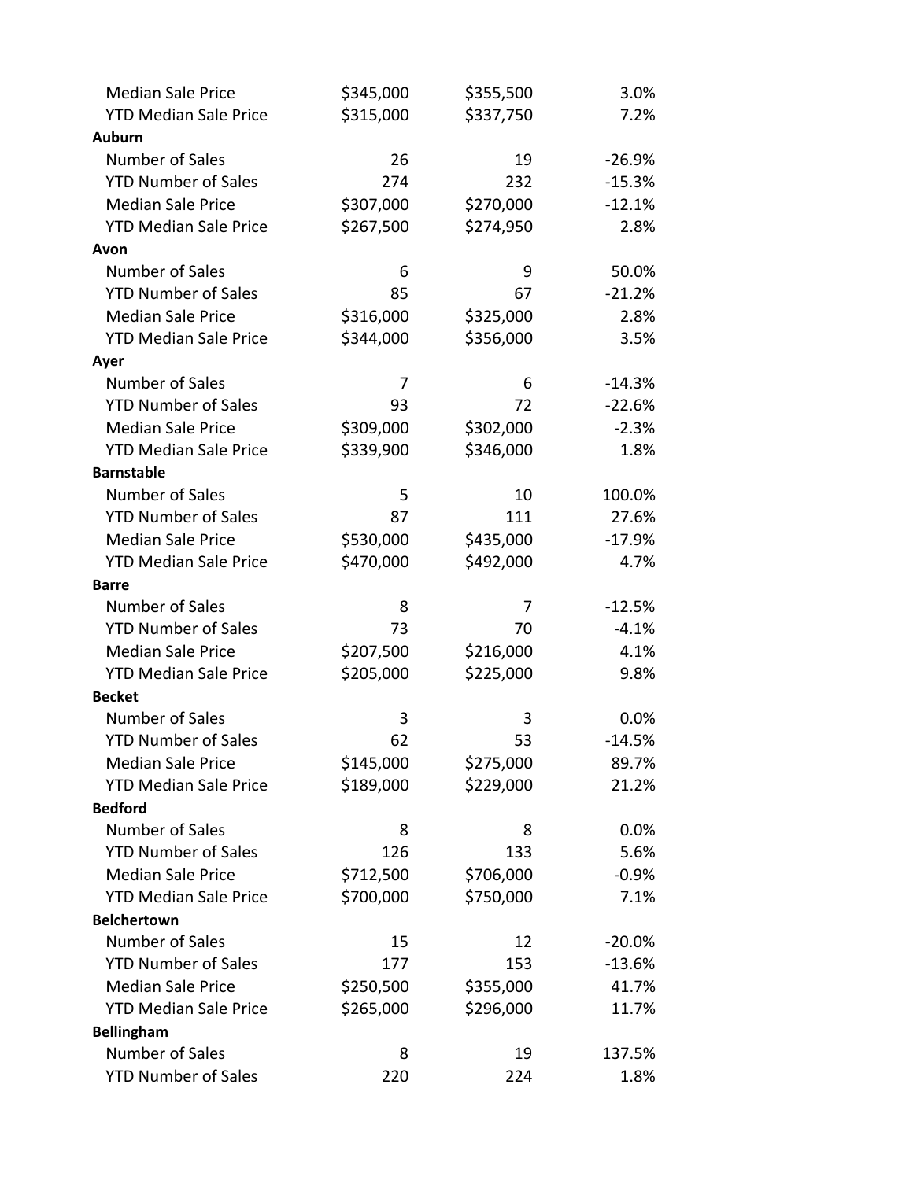| | | | |
|---|---|---|---|
| Median Sale Price | $345,000 | $355,500 | 3.0% |
| YTD Median Sale Price | $315,000 | $337,750 | 7.2% |
| **Auburn** | | | |
| Number of Sales | 26 | 19 | -26.9% |
| YTD Number of Sales | 274 | 232 | -15.3% |
| Median Sale Price | $307,000 | $270,000 | -12.1% |
| YTD Median Sale Price | $267,500 | $274,950 | 2.8% |
| **Avon** | | | |
| Number of Sales | 6 | 9 | 50.0% |
| YTD Number of Sales | 85 | 67 | -21.2% |
| Median Sale Price | $316,000 | $325,000 | 2.8% |
| YTD Median Sale Price | $344,000 | $356,000 | 3.5% |
| **Ayer** | | | |
| Number of Sales | 7 | 6 | -14.3% |
| YTD Number of Sales | 93 | 72 | -22.6% |
| Median Sale Price | $309,000 | $302,000 | -2.3% |
| YTD Median Sale Price | $339,900 | $346,000 | 1.8% |
| **Barnstable** | | | |
| Number of Sales | 5 | 10 | 100.0% |
| YTD Number of Sales | 87 | 111 | 27.6% |
| Median Sale Price | $530,000 | $435,000 | -17.9% |
| YTD Median Sale Price | $470,000 | $492,000 | 4.7% |
| **Barre** | | | |
| Number of Sales | 8 | 7 | -12.5% |
| YTD Number of Sales | 73 | 70 | -4.1% |
| Median Sale Price | $207,500 | $216,000 | 4.1% |
| YTD Median Sale Price | $205,000 | $225,000 | 9.8% |
| **Becket** | | | |
| Number of Sales | 3 | 3 | 0.0% |
| YTD Number of Sales | 62 | 53 | -14.5% |
| Median Sale Price | $145,000 | $275,000 | 89.7% |
| YTD Median Sale Price | $189,000 | $229,000 | 21.2% |
| **Bedford** | | | |
| Number of Sales | 8 | 8 | 0.0% |
| YTD Number of Sales | 126 | 133 | 5.6% |
| Median Sale Price | $712,500 | $706,000 | -0.9% |
| YTD Median Sale Price | $700,000 | $750,000 | 7.1% |
| **Belchertown** | | | |
| Number of Sales | 15 | 12 | -20.0% |
| YTD Number of Sales | 177 | 153 | -13.6% |
| Median Sale Price | $250,500 | $355,000 | 41.7% |
| YTD Median Sale Price | $265,000 | $296,000 | 11.7% |
| **Bellingham** | | | |
| Number of Sales | 8 | 19 | 137.5% |
| YTD Number of Sales | 220 | 224 | 1.8% |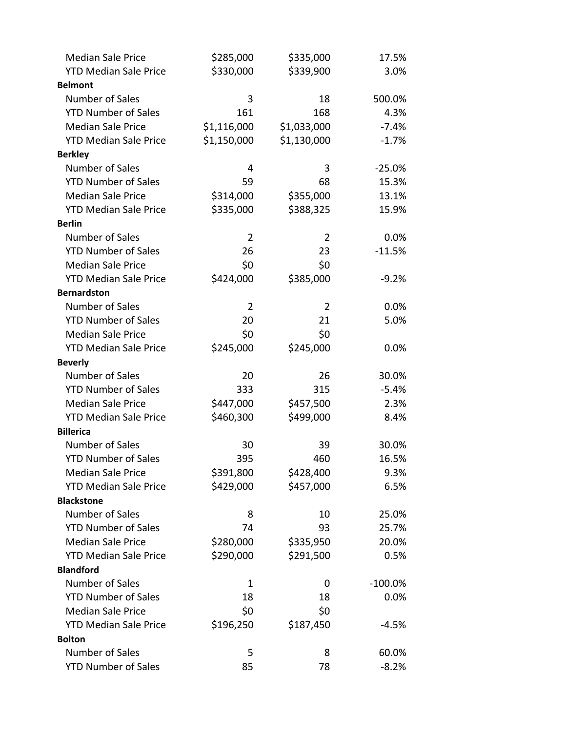| | | | |
|---|---|---|---|
| Median Sale Price | $285,000 | $335,000 | 17.5% |
| YTD Median Sale Price | $330,000 | $339,900 | 3.0% |
| **Belmont** | | | |
| Number of Sales | 3 | 18 | 500.0% |
| YTD Number of Sales | 161 | 168 | 4.3% |
| Median Sale Price | $1,116,000 | $1,033,000 | -7.4% |
| YTD Median Sale Price | $1,150,000 | $1,130,000 | -1.7% |
| **Berkley** | | | |
| Number of Sales | 4 | 3 | -25.0% |
| YTD Number of Sales | 59 | 68 | 15.3% |
| Median Sale Price | $314,000 | $355,000 | 13.1% |
| YTD Median Sale Price | $335,000 | $388,325 | 15.9% |
| **Berlin** | | | |
| Number of Sales | 2 | 2 | 0.0% |
| YTD Number of Sales | 26 | 23 | -11.5% |
| Median Sale Price | $0 | $0 | |
| YTD Median Sale Price | $424,000 | $385,000 | -9.2% |
| **Bernardston** | | | |
| Number of Sales | 2 | 2 | 0.0% |
| YTD Number of Sales | 20 | 21 | 5.0% |
| Median Sale Price | $0 | $0 | |
| YTD Median Sale Price | $245,000 | $245,000 | 0.0% |
| **Beverly** | | | |
| Number of Sales | 20 | 26 | 30.0% |
| YTD Number of Sales | 333 | 315 | -5.4% |
| Median Sale Price | $447,000 | $457,500 | 2.3% |
| YTD Median Sale Price | $460,300 | $499,000 | 8.4% |
| **Billerica** | | | |
| Number of Sales | 30 | 39 | 30.0% |
| YTD Number of Sales | 395 | 460 | 16.5% |
| Median Sale Price | $391,800 | $428,400 | 9.3% |
| YTD Median Sale Price | $429,000 | $457,000 | 6.5% |
| **Blackstone** | | | |
| Number of Sales | 8 | 10 | 25.0% |
| YTD Number of Sales | 74 | 93 | 25.7% |
| Median Sale Price | $280,000 | $335,950 | 20.0% |
| YTD Median Sale Price | $290,000 | $291,500 | 0.5% |
| **Blandford** | | | |
| Number of Sales | 1 | 0 | -100.0% |
| YTD Number of Sales | 18 | 18 | 0.0% |
| Median Sale Price | $0 | $0 | |
| YTD Median Sale Price | $196,250 | $187,450 | -4.5% |
| **Bolton** | | | |
| Number of Sales | 5 | 8 | 60.0% |
| YTD Number of Sales | 85 | 78 | -8.2% |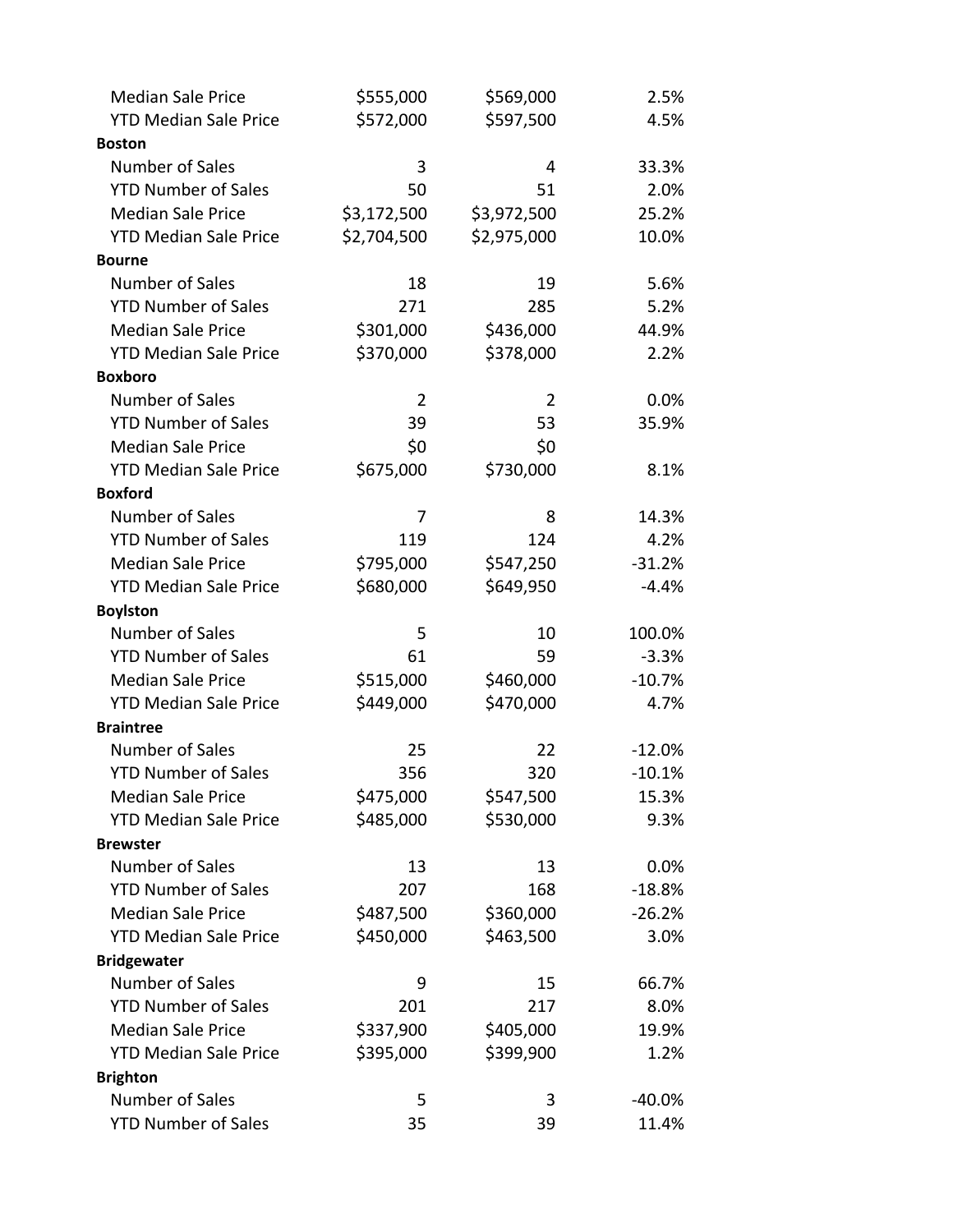| | | | |
|---|---|---|---|
| Median Sale Price | $555,000 | $569,000 | 2.5% |
| YTD Median Sale Price | $572,000 | $597,500 | 4.5% |
| **Boston** | | | |
| Number of Sales | 3 | 4 | 33.3% |
| YTD Number of Sales | 50 | 51 | 2.0% |
| Median Sale Price | $3,172,500 | $3,972,500 | 25.2% |
| YTD Median Sale Price | $2,704,500 | $2,975,000 | 10.0% |
| **Bourne** | | | |
| Number of Sales | 18 | 19 | 5.6% |
| YTD Number of Sales | 271 | 285 | 5.2% |
| Median Sale Price | $301,000 | $436,000 | 44.9% |
| YTD Median Sale Price | $370,000 | $378,000 | 2.2% |
| **Boxboro** | | | |
| Number of Sales | 2 | 2 | 0.0% |
| YTD Number of Sales | 39 | 53 | 35.9% |
| Median Sale Price | $0 | $0 | |
| YTD Median Sale Price | $675,000 | $730,000 | 8.1% |
| **Boxford** | | | |
| Number of Sales | 7 | 8 | 14.3% |
| YTD Number of Sales | 119 | 124 | 4.2% |
| Median Sale Price | $795,000 | $547,250 | -31.2% |
| YTD Median Sale Price | $680,000 | $649,950 | -4.4% |
| **Boylston** | | | |
| Number of Sales | 5 | 10 | 100.0% |
| YTD Number of Sales | 61 | 59 | -3.3% |
| Median Sale Price | $515,000 | $460,000 | -10.7% |
| YTD Median Sale Price | $449,000 | $470,000 | 4.7% |
| **Braintree** | | | |
| Number of Sales | 25 | 22 | -12.0% |
| YTD Number of Sales | 356 | 320 | -10.1% |
| Median Sale Price | $475,000 | $547,500 | 15.3% |
| YTD Median Sale Price | $485,000 | $530,000 | 9.3% |
| **Brewster** | | | |
| Number of Sales | 13 | 13 | 0.0% |
| YTD Number of Sales | 207 | 168 | -18.8% |
| Median Sale Price | $487,500 | $360,000 | -26.2% |
| YTD Median Sale Price | $450,000 | $463,500 | 3.0% |
| **Bridgewater** | | | |
| Number of Sales | 9 | 15 | 66.7% |
| YTD Number of Sales | 201 | 217 | 8.0% |
| Median Sale Price | $337,900 | $405,000 | 19.9% |
| YTD Median Sale Price | $395,000 | $399,900 | 1.2% |
| **Brighton** | | | |
| Number of Sales | 5 | 3 | -40.0% |
| YTD Number of Sales | 35 | 39 | 11.4% |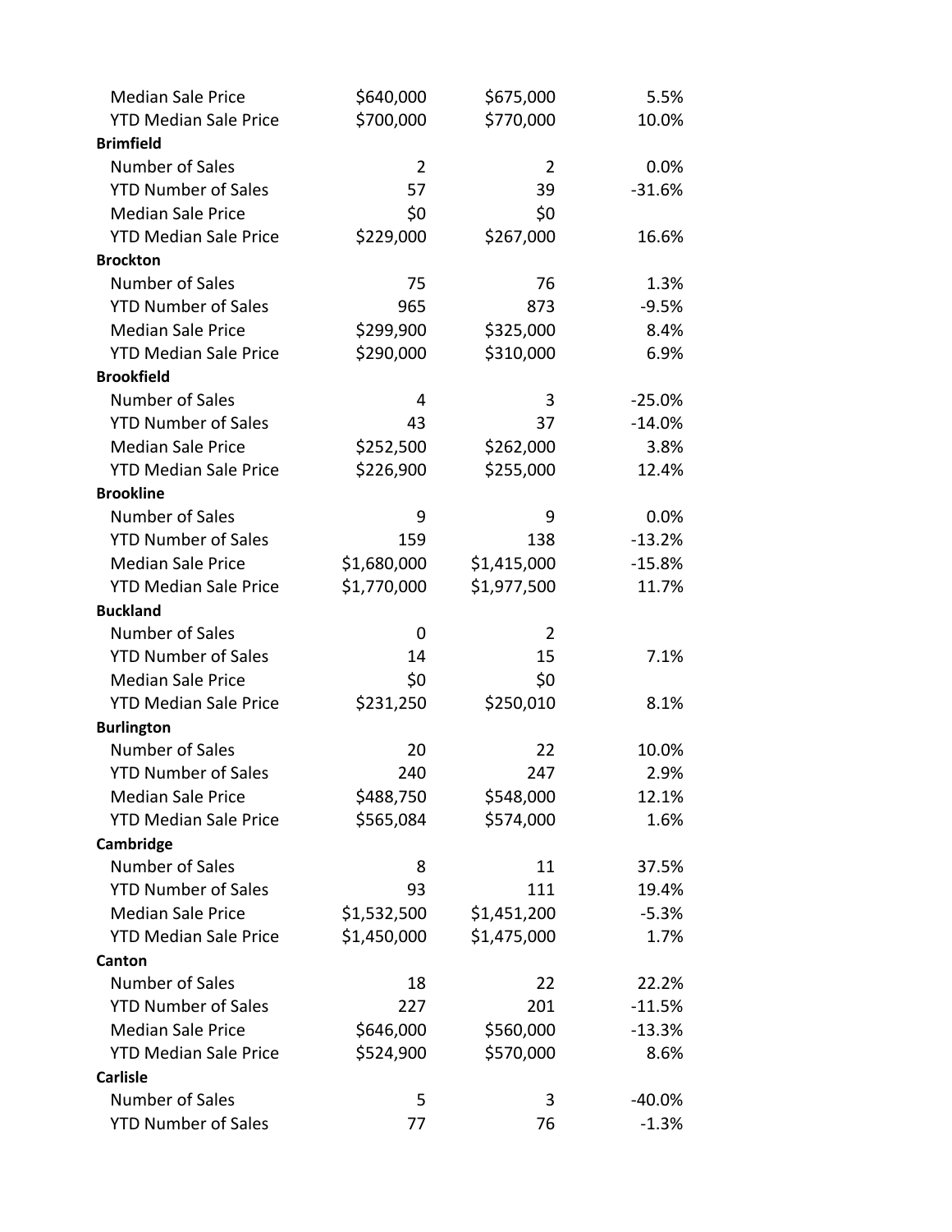| | | | |
|---|---|---|---|
| Median Sale Price | $640,000 | $675,000 | 5.5% |
| YTD Median Sale Price | $700,000 | $770,000 | 10.0% |
| **Brimfield** | | | |
| Number of Sales | 2 | 2 | 0.0% |
| YTD Number of Sales | 57 | 39 | -31.6% |
| Median Sale Price | $0 | $0 | |
| YTD Median Sale Price | $229,000 | $267,000 | 16.6% |
| **Brockton** | | | |
| Number of Sales | 75 | 76 | 1.3% |
| YTD Number of Sales | 965 | 873 | -9.5% |
| Median Sale Price | $299,900 | $325,000 | 8.4% |
| YTD Median Sale Price | $290,000 | $310,000 | 6.9% |
| **Brookfield** | | | |
| Number of Sales | 4 | 3 | -25.0% |
| YTD Number of Sales | 43 | 37 | -14.0% |
| Median Sale Price | $252,500 | $262,000 | 3.8% |
| YTD Median Sale Price | $226,900 | $255,000 | 12.4% |
| **Brookline** | | | |
| Number of Sales | 9 | 9 | 0.0% |
| YTD Number of Sales | 159 | 138 | -13.2% |
| Median Sale Price | $1,680,000 | $1,415,000 | -15.8% |
| YTD Median Sale Price | $1,770,000 | $1,977,500 | 11.7% |
| **Buckland** | | | |
| Number of Sales | 0 | 2 | |
| YTD Number of Sales | 14 | 15 | 7.1% |
| Median Sale Price | $0 | $0 | |
| YTD Median Sale Price | $231,250 | $250,010 | 8.1% |
| **Burlington** | | | |
| Number of Sales | 20 | 22 | 10.0% |
| YTD Number of Sales | 240 | 247 | 2.9% |
| Median Sale Price | $488,750 | $548,000 | 12.1% |
| YTD Median Sale Price | $565,084 | $574,000 | 1.6% |
| **Cambridge** | | | |
| Number of Sales | 8 | 11 | 37.5% |
| YTD Number of Sales | 93 | 111 | 19.4% |
| Median Sale Price | $1,532,500 | $1,451,200 | -5.3% |
| YTD Median Sale Price | $1,450,000 | $1,475,000 | 1.7% |
| **Canton** | | | |
| Number of Sales | 18 | 22 | 22.2% |
| YTD Number of Sales | 227 | 201 | -11.5% |
| Median Sale Price | $646,000 | $560,000 | -13.3% |
| YTD Median Sale Price | $524,900 | $570,000 | 8.6% |
| **Carlisle** | | | |
| Number of Sales | 5 | 3 | -40.0% |
| YTD Number of Sales | 77 | 76 | -1.3% |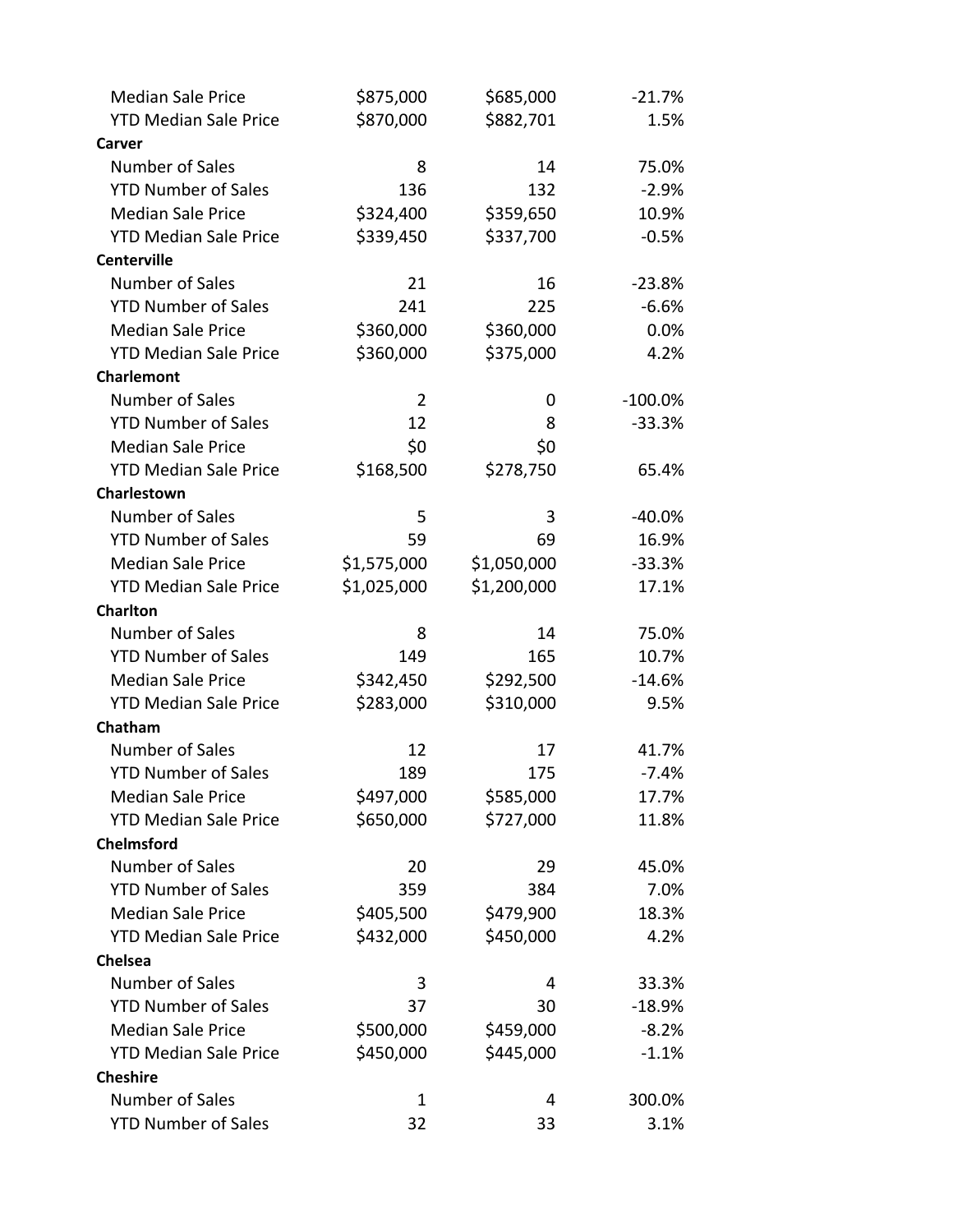| | | | |
|---|---|---|---|
| Median Sale Price | $875,000 | $685,000 | -21.7% |
| YTD Median Sale Price | $870,000 | $882,701 | 1.5% |
| **Carver** | | | |
| Number of Sales | 8 | 14 | 75.0% |
| YTD Number of Sales | 136 | 132 | -2.9% |
| Median Sale Price | $324,400 | $359,650 | 10.9% |
| YTD Median Sale Price | $339,450 | $337,700 | -0.5% |
| **Centerville** | | | |
| Number of Sales | 21 | 16 | -23.8% |
| YTD Number of Sales | 241 | 225 | -6.6% |
| Median Sale Price | $360,000 | $360,000 | 0.0% |
| YTD Median Sale Price | $360,000 | $375,000 | 4.2% |
| **Charlemont** | | | |
| Number of Sales | 2 | 0 | -100.0% |
| YTD Number of Sales | 12 | 8 | -33.3% |
| Median Sale Price | $0 | $0 | |
| YTD Median Sale Price | $168,500 | $278,750 | 65.4% |
| **Charlestown** | | | |
| Number of Sales | 5 | 3 | -40.0% |
| YTD Number of Sales | 59 | 69 | 16.9% |
| Median Sale Price | $1,575,000 | $1,050,000 | -33.3% |
| YTD Median Sale Price | $1,025,000 | $1,200,000 | 17.1% |
| **Charlton** | | | |
| Number of Sales | 8 | 14 | 75.0% |
| YTD Number of Sales | 149 | 165 | 10.7% |
| Median Sale Price | $342,450 | $292,500 | -14.6% |
| YTD Median Sale Price | $283,000 | $310,000 | 9.5% |
| **Chatham** | | | |
| Number of Sales | 12 | 17 | 41.7% |
| YTD Number of Sales | 189 | 175 | -7.4% |
| Median Sale Price | $497,000 | $585,000 | 17.7% |
| YTD Median Sale Price | $650,000 | $727,000 | 11.8% |
| **Chelmsford** | | | |
| Number of Sales | 20 | 29 | 45.0% |
| YTD Number of Sales | 359 | 384 | 7.0% |
| Median Sale Price | $405,500 | $479,900 | 18.3% |
| YTD Median Sale Price | $432,000 | $450,000 | 4.2% |
| **Chelsea** | | | |
| Number of Sales | 3 | 4 | 33.3% |
| YTD Number of Sales | 37 | 30 | -18.9% |
| Median Sale Price | $500,000 | $459,000 | -8.2% |
| YTD Median Sale Price | $450,000 | $445,000 | -1.1% |
| **Cheshire** | | | |
| Number of Sales | 1 | 4 | 300.0% |
| YTD Number of Sales | 32 | 33 | 3.1% |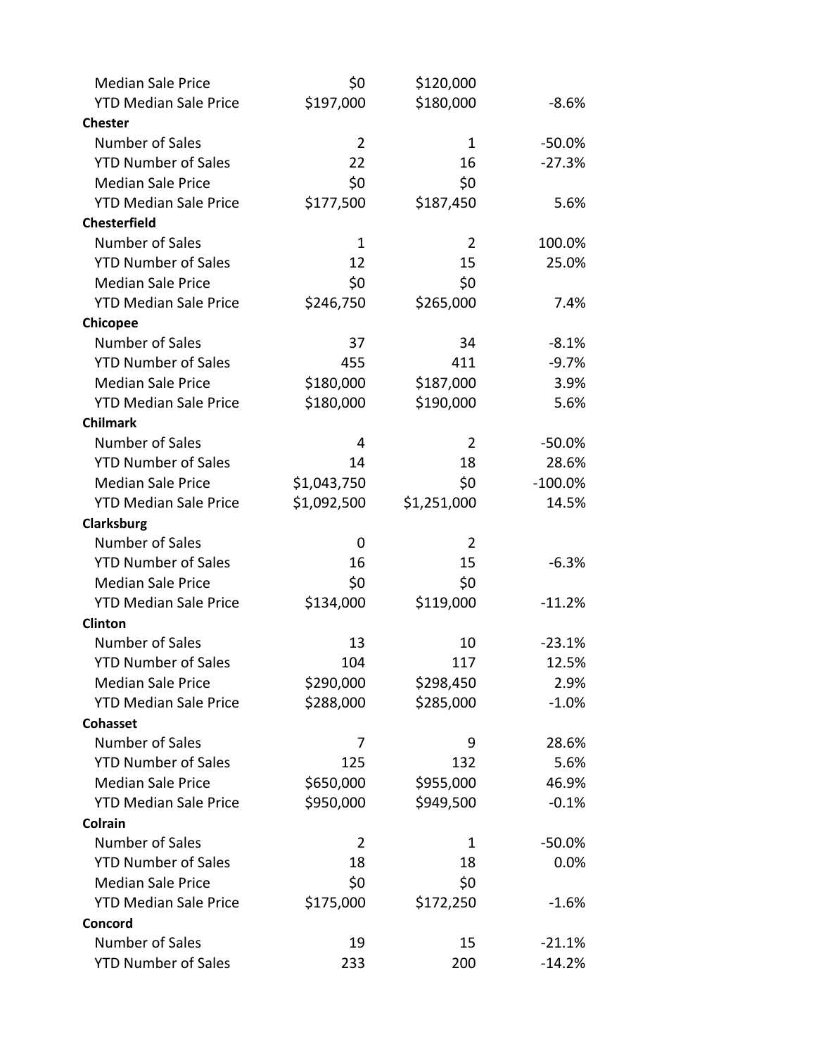| | | | |
|---|---|---|---|
| Median Sale Price | $0 | $120,000 | |
| YTD Median Sale Price | $197,000 | $180,000 | -8.6% |
| **Chester** | | | |
| Number of Sales | 2 | 1 | -50.0% |
| YTD Number of Sales | 22 | 16 | -27.3% |
| Median Sale Price | $0 | $0 | |
| YTD Median Sale Price | $177,500 | $187,450 | 5.6% |
| **Chesterfield** | | | |
| Number of Sales | 1 | 2 | 100.0% |
| YTD Number of Sales | 12 | 15 | 25.0% |
| Median Sale Price | $0 | $0 | |
| YTD Median Sale Price | $246,750 | $265,000 | 7.4% |
| **Chicopee** | | | |
| Number of Sales | 37 | 34 | -8.1% |
| YTD Number of Sales | 455 | 411 | -9.7% |
| Median Sale Price | $180,000 | $187,000 | 3.9% |
| YTD Median Sale Price | $180,000 | $190,000 | 5.6% |
| **Chilmark** | | | |
| Number of Sales | 4 | 2 | -50.0% |
| YTD Number of Sales | 14 | 18 | 28.6% |
| Median Sale Price | $1,043,750 | $0 | -100.0% |
| YTD Median Sale Price | $1,092,500 | $1,251,000 | 14.5% |
| **Clarksburg** | | | |
| Number of Sales | 0 | 2 | |
| YTD Number of Sales | 16 | 15 | -6.3% |
| Median Sale Price | $0 | $0 | |
| YTD Median Sale Price | $134,000 | $119,000 | -11.2% |
| **Clinton** | | | |
| Number of Sales | 13 | 10 | -23.1% |
| YTD Number of Sales | 104 | 117 | 12.5% |
| Median Sale Price | $290,000 | $298,450 | 2.9% |
| YTD Median Sale Price | $288,000 | $285,000 | -1.0% |
| **Cohasset** | | | |
| Number of Sales | 7 | 9 | 28.6% |
| YTD Number of Sales | 125 | 132 | 5.6% |
| Median Sale Price | $650,000 | $955,000 | 46.9% |
| YTD Median Sale Price | $950,000 | $949,500 | -0.1% |
| **Colrain** | | | |
| Number of Sales | 2 | 1 | -50.0% |
| YTD Number of Sales | 18 | 18 | 0.0% |
| Median Sale Price | $0 | $0 | |
| YTD Median Sale Price | $175,000 | $172,250 | -1.6% |
| **Concord** | | | |
| Number of Sales | 19 | 15 | -21.1% |
| YTD Number of Sales | 233 | 200 | -14.2% |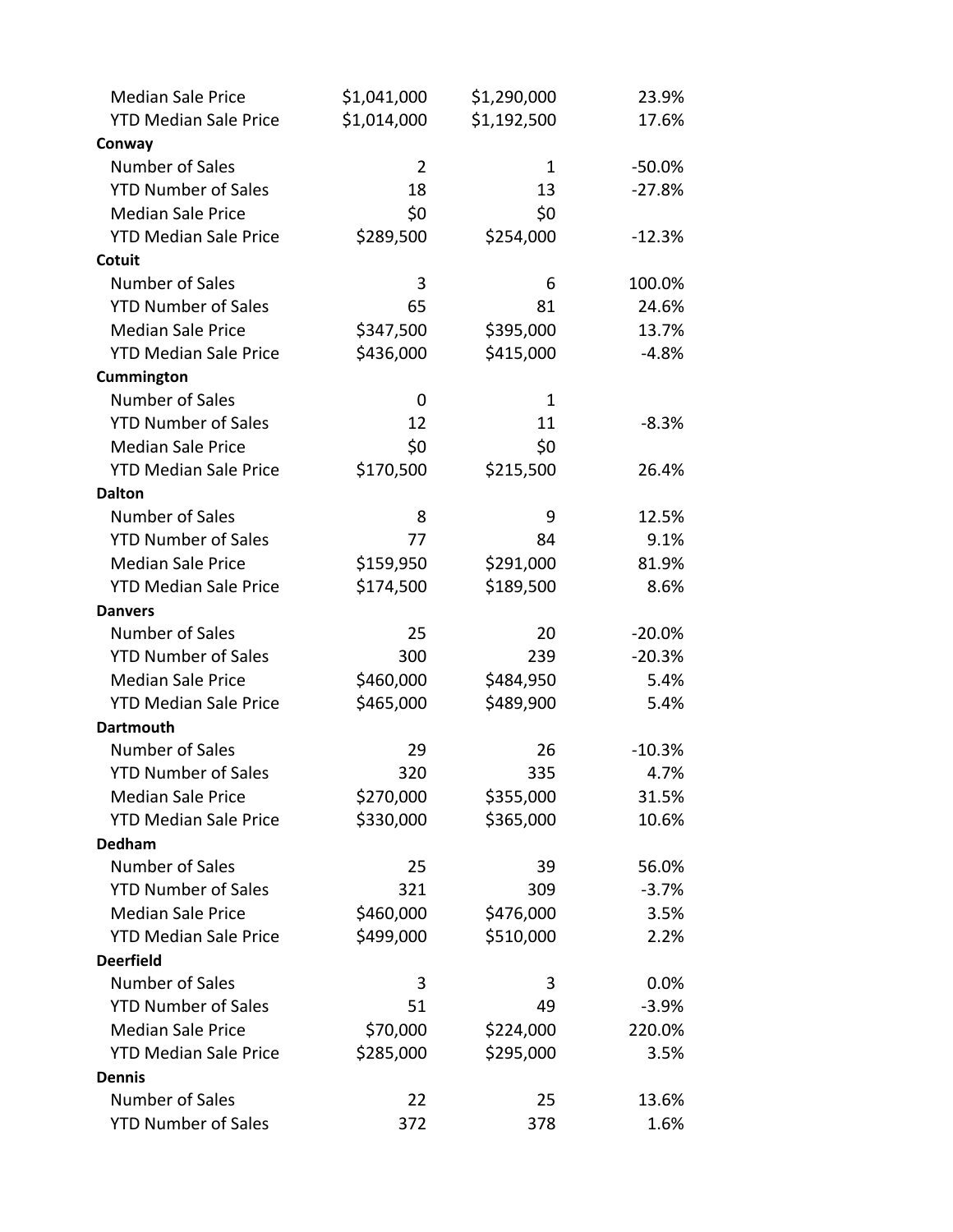| | | | |
|---|---|---|---|
| Median Sale Price | $1,041,000 | $1,290,000 | 23.9% |
| YTD Median Sale Price | $1,014,000 | $1,192,500 | 17.6% |
| **Conway** | | | |
| Number of Sales | 2 | 1 | -50.0% |
| YTD Number of Sales | 18 | 13 | -27.8% |
| Median Sale Price | $0 | $0 | |
| YTD Median Sale Price | $289,500 | $254,000 | -12.3% |
| **Cotuit** | | | |
| Number of Sales | 3 | 6 | 100.0% |
| YTD Number of Sales | 65 | 81 | 24.6% |
| Median Sale Price | $347,500 | $395,000 | 13.7% |
| YTD Median Sale Price | $436,000 | $415,000 | -4.8% |
| **Cummington** | | | |
| Number of Sales | 0 | 1 | |
| YTD Number of Sales | 12 | 11 | -8.3% |
| Median Sale Price | $0 | $0 | |
| YTD Median Sale Price | $170,500 | $215,500 | 26.4% |
| **Dalton** | | | |
| Number of Sales | 8 | 9 | 12.5% |
| YTD Number of Sales | 77 | 84 | 9.1% |
| Median Sale Price | $159,950 | $291,000 | 81.9% |
| YTD Median Sale Price | $174,500 | $189,500 | 8.6% |
| **Danvers** | | | |
| Number of Sales | 25 | 20 | -20.0% |
| YTD Number of Sales | 300 | 239 | -20.3% |
| Median Sale Price | $460,000 | $484,950 | 5.4% |
| YTD Median Sale Price | $465,000 | $489,900 | 5.4% |
| **Dartmouth** | | | |
| Number of Sales | 29 | 26 | -10.3% |
| YTD Number of Sales | 320 | 335 | 4.7% |
| Median Sale Price | $270,000 | $355,000 | 31.5% |
| YTD Median Sale Price | $330,000 | $365,000 | 10.6% |
| **Dedham** | | | |
| Number of Sales | 25 | 39 | 56.0% |
| YTD Number of Sales | 321 | 309 | -3.7% |
| Median Sale Price | $460,000 | $476,000 | 3.5% |
| YTD Median Sale Price | $499,000 | $510,000 | 2.2% |
| **Deerfield** | | | |
| Number of Sales | 3 | 3 | 0.0% |
| YTD Number of Sales | 51 | 49 | -3.9% |
| Median Sale Price | $70,000 | $224,000 | 220.0% |
| YTD Median Sale Price | $285,000 | $295,000 | 3.5% |
| **Dennis** | | | |
| Number of Sales | 22 | 25 | 13.6% |
| YTD Number of Sales | 372 | 378 | 1.6% |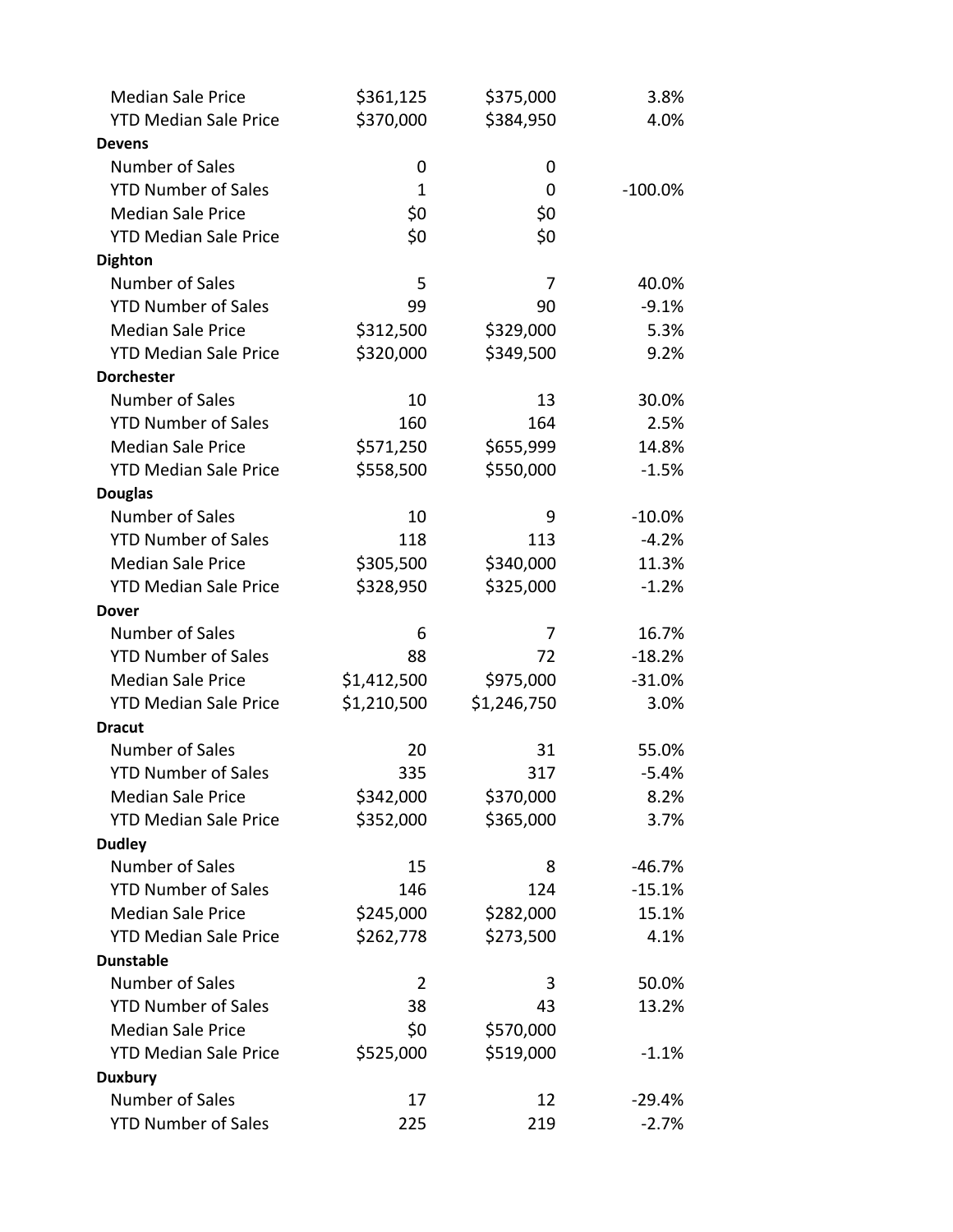| | | | |
|---|---|---|---|
| Median Sale Price | $361,125 | $375,000 | 3.8% |
| YTD Median Sale Price | $370,000 | $384,950 | 4.0% |
| **Devens** | | | |
| Number of Sales | 0 | 0 | |
| YTD Number of Sales | 1 | 0 | -100.0% |
| Median Sale Price | $0 | $0 | |
| YTD Median Sale Price | $0 | $0 | |
| **Dighton** | | | |
| Number of Sales | 5 | 7 | 40.0% |
| YTD Number of Sales | 99 | 90 | -9.1% |
| Median Sale Price | $312,500 | $329,000 | 5.3% |
| YTD Median Sale Price | $320,000 | $349,500 | 9.2% |
| **Dorchester** | | | |
| Number of Sales | 10 | 13 | 30.0% |
| YTD Number of Sales | 160 | 164 | 2.5% |
| Median Sale Price | $571,250 | $655,999 | 14.8% |
| YTD Median Sale Price | $558,500 | $550,000 | -1.5% |
| **Douglas** | | | |
| Number of Sales | 10 | 9 | -10.0% |
| YTD Number of Sales | 118 | 113 | -4.2% |
| Median Sale Price | $305,500 | $340,000 | 11.3% |
| YTD Median Sale Price | $328,950 | $325,000 | -1.2% |
| **Dover** | | | |
| Number of Sales | 6 | 7 | 16.7% |
| YTD Number of Sales | 88 | 72 | -18.2% |
| Median Sale Price | $1,412,500 | $975,000 | -31.0% |
| YTD Median Sale Price | $1,210,500 | $1,246,750 | 3.0% |
| **Dracut** | | | |
| Number of Sales | 20 | 31 | 55.0% |
| YTD Number of Sales | 335 | 317 | -5.4% |
| Median Sale Price | $342,000 | $370,000 | 8.2% |
| YTD Median Sale Price | $352,000 | $365,000 | 3.7% |
| **Dudley** | | | |
| Number of Sales | 15 | 8 | -46.7% |
| YTD Number of Sales | 146 | 124 | -15.1% |
| Median Sale Price | $245,000 | $282,000 | 15.1% |
| YTD Median Sale Price | $262,778 | $273,500 | 4.1% |
| **Dunstable** | | | |
| Number of Sales | 2 | 3 | 50.0% |
| YTD Number of Sales | 38 | 43 | 13.2% |
| Median Sale Price | $0 | $570,000 | |
| YTD Median Sale Price | $525,000 | $519,000 | -1.1% |
| **Duxbury** | | | |
| Number of Sales | 17 | 12 | -29.4% |
| YTD Number of Sales | 225 | 219 | -2.7% |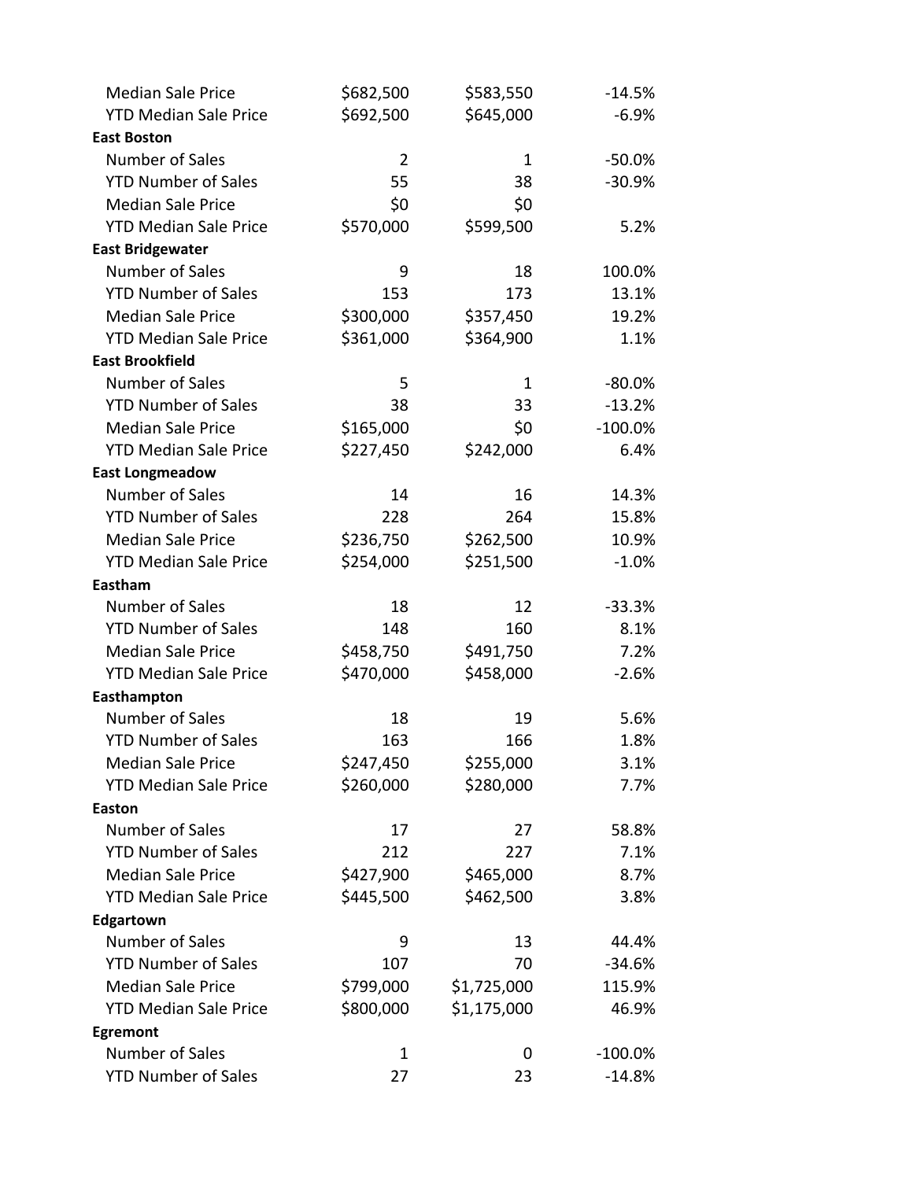| | | | |
|---|---|---|---|
| Median Sale Price | $682,500 | $583,550 | -14.5% |
| YTD Median Sale Price | $692,500 | $645,000 | -6.9% |
| **East Boston** | | | |
| Number of Sales | 2 | 1 | -50.0% |
| YTD Number of Sales | 55 | 38 | -30.9% |
| Median Sale Price | $0 | $0 | |
| YTD Median Sale Price | $570,000 | $599,500 | 5.2% |
| **East Bridgewater** | | | |
| Number of Sales | 9 | 18 | 100.0% |
| YTD Number of Sales | 153 | 173 | 13.1% |
| Median Sale Price | $300,000 | $357,450 | 19.2% |
| YTD Median Sale Price | $361,000 | $364,900 | 1.1% |
| **East Brookfield** | | | |
| Number of Sales | 5 | 1 | -80.0% |
| YTD Number of Sales | 38 | 33 | -13.2% |
| Median Sale Price | $165,000 | $0 | -100.0% |
| YTD Median Sale Price | $227,450 | $242,000 | 6.4% |
| **East Longmeadow** | | | |
| Number of Sales | 14 | 16 | 14.3% |
| YTD Number of Sales | 228 | 264 | 15.8% |
| Median Sale Price | $236,750 | $262,500 | 10.9% |
| YTD Median Sale Price | $254,000 | $251,500 | -1.0% |
| **Eastham** | | | |
| Number of Sales | 18 | 12 | -33.3% |
| YTD Number of Sales | 148 | 160 | 8.1% |
| Median Sale Price | $458,750 | $491,750 | 7.2% |
| YTD Median Sale Price | $470,000 | $458,000 | -2.6% |
| **Easthampton** | | | |
| Number of Sales | 18 | 19 | 5.6% |
| YTD Number of Sales | 163 | 166 | 1.8% |
| Median Sale Price | $247,450 | $255,000 | 3.1% |
| YTD Median Sale Price | $260,000 | $280,000 | 7.7% |
| **Easton** | | | |
| Number of Sales | 17 | 27 | 58.8% |
| YTD Number of Sales | 212 | 227 | 7.1% |
| Median Sale Price | $427,900 | $465,000 | 8.7% |
| YTD Median Sale Price | $445,500 | $462,500 | 3.8% |
| **Edgartown** | | | |
| Number of Sales | 9 | 13 | 44.4% |
| YTD Number of Sales | 107 | 70 | -34.6% |
| Median Sale Price | $799,000 | $1,725,000 | 115.9% |
| YTD Median Sale Price | $800,000 | $1,175,000 | 46.9% |
| **Egremont** | | | |
| Number of Sales | 1 | 0 | -100.0% |
| YTD Number of Sales | 27 | 23 | -14.8% |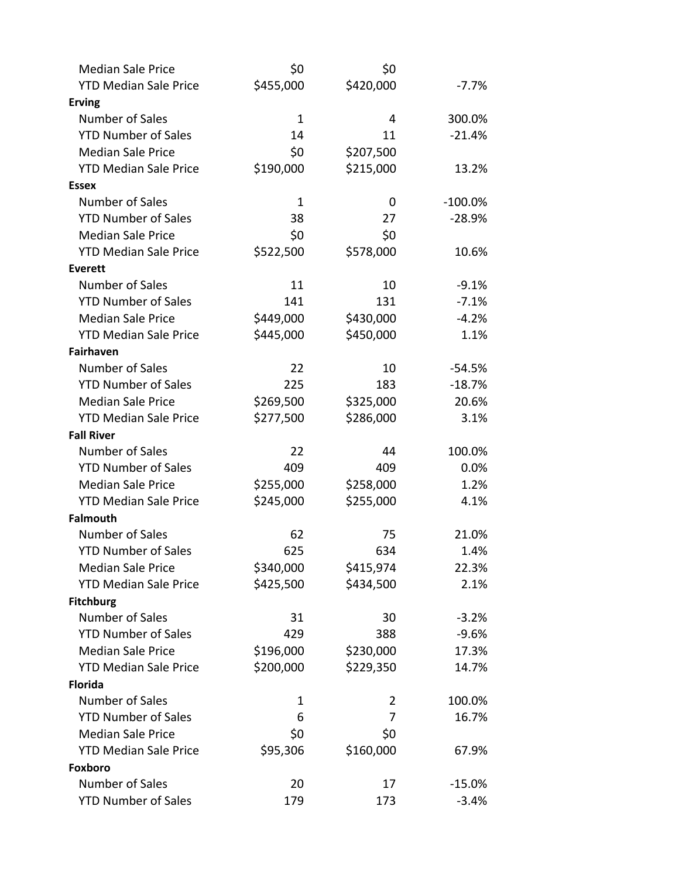| | | | |
|---|---|---|---|
| Median Sale Price | $0 | $0 | |
| YTD Median Sale Price | $455,000 | $420,000 | -7.7% |
| **Erving** | | | |
| Number of Sales | 1 | 4 | 300.0% |
| YTD Number of Sales | 14 | 11 | -21.4% |
| Median Sale Price | $0 | $207,500 | |
| YTD Median Sale Price | $190,000 | $215,000 | 13.2% |
| **Essex** | | | |
| Number of Sales | 1 | 0 | -100.0% |
| YTD Number of Sales | 38 | 27 | -28.9% |
| Median Sale Price | $0 | $0 | |
| YTD Median Sale Price | $522,500 | $578,000 | 10.6% |
| **Everett** | | | |
| Number of Sales | 11 | 10 | -9.1% |
| YTD Number of Sales | 141 | 131 | -7.1% |
| Median Sale Price | $449,000 | $430,000 | -4.2% |
| YTD Median Sale Price | $445,000 | $450,000 | 1.1% |
| **Fairhaven** | | | |
| Number of Sales | 22 | 10 | -54.5% |
| YTD Number of Sales | 225 | 183 | -18.7% |
| Median Sale Price | $269,500 | $325,000 | 20.6% |
| YTD Median Sale Price | $277,500 | $286,000 | 3.1% |
| **Fall River** | | | |
| Number of Sales | 22 | 44 | 100.0% |
| YTD Number of Sales | 409 | 409 | 0.0% |
| Median Sale Price | $255,000 | $258,000 | 1.2% |
| YTD Median Sale Price | $245,000 | $255,000 | 4.1% |
| **Falmouth** | | | |
| Number of Sales | 62 | 75 | 21.0% |
| YTD Number of Sales | 625 | 634 | 1.4% |
| Median Sale Price | $340,000 | $415,974 | 22.3% |
| YTD Median Sale Price | $425,500 | $434,500 | 2.1% |
| **Fitchburg** | | | |
| Number of Sales | 31 | 30 | -3.2% |
| YTD Number of Sales | 429 | 388 | -9.6% |
| Median Sale Price | $196,000 | $230,000 | 17.3% |
| YTD Median Sale Price | $200,000 | $229,350 | 14.7% |
| **Florida** | | | |
| Number of Sales | 1 | 2 | 100.0% |
| YTD Number of Sales | 6 | 7 | 16.7% |
| Median Sale Price | $0 | $0 | |
| YTD Median Sale Price | $95,306 | $160,000 | 67.9% |
| **Foxboro** | | | |
| Number of Sales | 20 | 17 | -15.0% |
| YTD Number of Sales | 179 | 173 | -3.4% |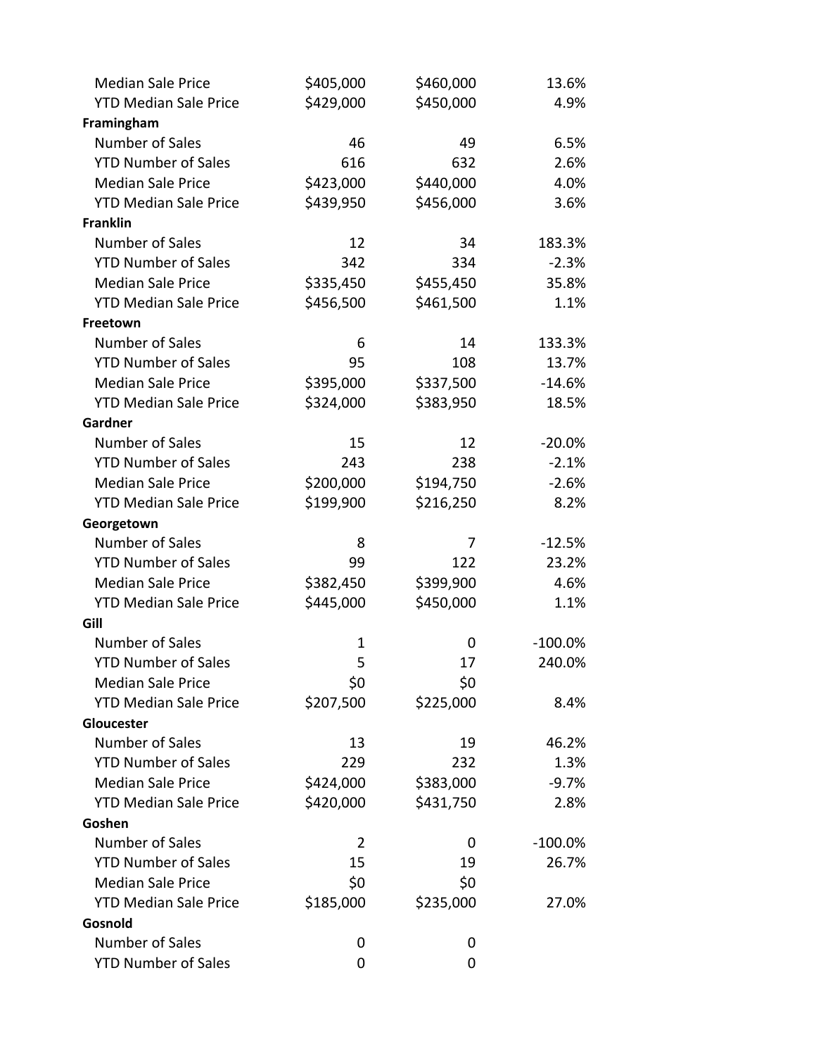| | | | |
|---|---|---|---|
| Median Sale Price | $405,000 | $460,000 | 13.6% |
| YTD Median Sale Price | $429,000 | $450,000 | 4.9% |
| **Framingham** | | | |
| Number of Sales | 46 | 49 | 6.5% |
| YTD Number of Sales | 616 | 632 | 2.6% |
| Median Sale Price | $423,000 | $440,000 | 4.0% |
| YTD Median Sale Price | $439,950 | $456,000 | 3.6% |
| **Franklin** | | | |
| Number of Sales | 12 | 34 | 183.3% |
| YTD Number of Sales | 342 | 334 | -2.3% |
| Median Sale Price | $335,450 | $455,450 | 35.8% |
| YTD Median Sale Price | $456,500 | $461,500 | 1.1% |
| **Freetown** | | | |
| Number of Sales | 6 | 14 | 133.3% |
| YTD Number of Sales | 95 | 108 | 13.7% |
| Median Sale Price | $395,000 | $337,500 | -14.6% |
| YTD Median Sale Price | $324,000 | $383,950 | 18.5% |
| **Gardner** | | | |
| Number of Sales | 15 | 12 | -20.0% |
| YTD Number of Sales | 243 | 238 | -2.1% |
| Median Sale Price | $200,000 | $194,750 | -2.6% |
| YTD Median Sale Price | $199,900 | $216,250 | 8.2% |
| **Georgetown** | | | |
| Number of Sales | 8 | 7 | -12.5% |
| YTD Number of Sales | 99 | 122 | 23.2% |
| Median Sale Price | $382,450 | $399,900 | 4.6% |
| YTD Median Sale Price | $445,000 | $450,000 | 1.1% |
| **Gill** | | | |
| Number of Sales | 1 | 0 | -100.0% |
| YTD Number of Sales | 5 | 17 | 240.0% |
| Median Sale Price | $0 | $0 | |
| YTD Median Sale Price | $207,500 | $225,000 | 8.4% |
| **Gloucester** | | | |
| Number of Sales | 13 | 19 | 46.2% |
| YTD Number of Sales | 229 | 232 | 1.3% |
| Median Sale Price | $424,000 | $383,000 | -9.7% |
| YTD Median Sale Price | $420,000 | $431,750 | 2.8% |
| **Goshen** | | | |
| Number of Sales | 2 | 0 | -100.0% |
| YTD Number of Sales | 15 | 19 | 26.7% |
| Median Sale Price | $0 | $0 | |
| YTD Median Sale Price | $185,000 | $235,000 | 27.0% |
| **Gosnold** | | | |
| Number of Sales | 0 | 0 | |
| YTD Number of Sales | 0 | 0 | |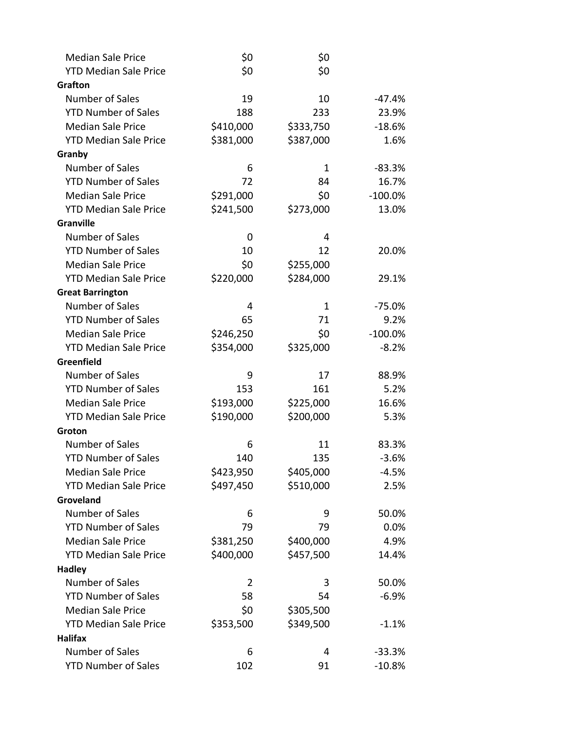| | | | |
|---|---|---|---|
| Median Sale Price | $0 | $0 | |
| YTD Median Sale Price | $0 | $0 | |
| **Grafton** | | | |
| Number of Sales | 19 | 10 | -47.4% |
| YTD Number of Sales | 188 | 233 | 23.9% |
| Median Sale Price | $410,000 | $333,750 | -18.6% |
| YTD Median Sale Price | $381,000 | $387,000 | 1.6% |
| **Granby** | | | |
| Number of Sales | 6 | 1 | -83.3% |
| YTD Number of Sales | 72 | 84 | 16.7% |
| Median Sale Price | $291,000 | $0 | -100.0% |
| YTD Median Sale Price | $241,500 | $273,000 | 13.0% |
| **Granville** | | | |
| Number of Sales | 0 | 4 | |
| YTD Number of Sales | 10 | 12 | 20.0% |
| Median Sale Price | $0 | $255,000 | |
| YTD Median Sale Price | $220,000 | $284,000 | 29.1% |
| **Great Barrington** | | | |
| Number of Sales | 4 | 1 | -75.0% |
| YTD Number of Sales | 65 | 71 | 9.2% |
| Median Sale Price | $246,250 | $0 | -100.0% |
| YTD Median Sale Price | $354,000 | $325,000 | -8.2% |
| **Greenfield** | | | |
| Number of Sales | 9 | 17 | 88.9% |
| YTD Number of Sales | 153 | 161 | 5.2% |
| Median Sale Price | $193,000 | $225,000 | 16.6% |
| YTD Median Sale Price | $190,000 | $200,000 | 5.3% |
| **Groton** | | | |
| Number of Sales | 6 | 11 | 83.3% |
| YTD Number of Sales | 140 | 135 | -3.6% |
| Median Sale Price | $423,950 | $405,000 | -4.5% |
| YTD Median Sale Price | $497,450 | $510,000 | 2.5% |
| **Groveland** | | | |
| Number of Sales | 6 | 9 | 50.0% |
| YTD Number of Sales | 79 | 79 | 0.0% |
| Median Sale Price | $381,250 | $400,000 | 4.9% |
| YTD Median Sale Price | $400,000 | $457,500 | 14.4% |
| **Hadley** | | | |
| Number of Sales | 2 | 3 | 50.0% |
| YTD Number of Sales | 58 | 54 | -6.9% |
| Median Sale Price | $0 | $305,500 | |
| YTD Median Sale Price | $353,500 | $349,500 | -1.1% |
| **Halifax** | | | |
| Number of Sales | 6 | 4 | -33.3% |
| YTD Number of Sales | 102 | 91 | -10.8% |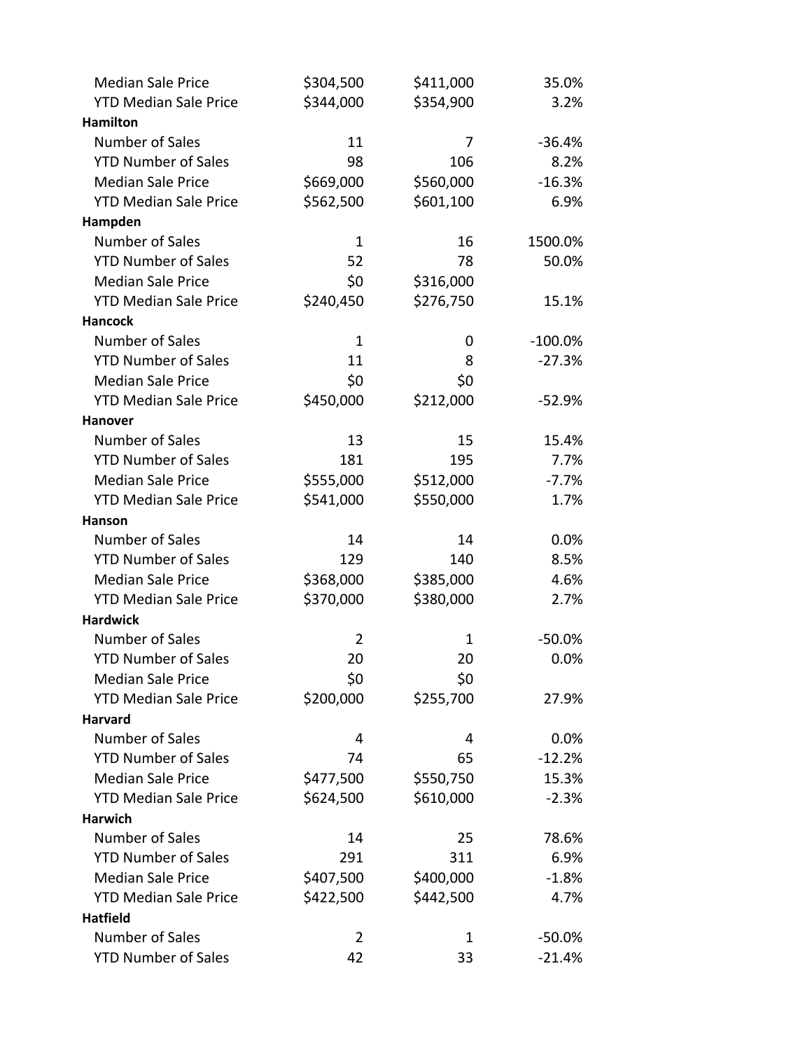| | | | |
|---|---|---|---|
| Median Sale Price | $304,500 | $411,000 | 35.0% |
| YTD Median Sale Price | $344,000 | $354,900 | 3.2% |
| **Hamilton** | | | |
| Number of Sales | 11 | 7 | -36.4% |
| YTD Number of Sales | 98 | 106 | 8.2% |
| Median Sale Price | $669,000 | $560,000 | -16.3% |
| YTD Median Sale Price | $562,500 | $601,100 | 6.9% |
| **Hampden** | | | |
| Number of Sales | 1 | 16 | 1500.0% |
| YTD Number of Sales | 52 | 78 | 50.0% |
| Median Sale Price | $0 | $316,000 | |
| YTD Median Sale Price | $240,450 | $276,750 | 15.1% |
| **Hancock** | | | |
| Number of Sales | 1 | 0 | -100.0% |
| YTD Number of Sales | 11 | 8 | -27.3% |
| Median Sale Price | $0 | $0 | |
| YTD Median Sale Price | $450,000 | $212,000 | -52.9% |
| **Hanover** | | | |
| Number of Sales | 13 | 15 | 15.4% |
| YTD Number of Sales | 181 | 195 | 7.7% |
| Median Sale Price | $555,000 | $512,000 | -7.7% |
| YTD Median Sale Price | $541,000 | $550,000 | 1.7% |
| **Hanson** | | | |
| Number of Sales | 14 | 14 | 0.0% |
| YTD Number of Sales | 129 | 140 | 8.5% |
| Median Sale Price | $368,000 | $385,000 | 4.6% |
| YTD Median Sale Price | $370,000 | $380,000 | 2.7% |
| **Hardwick** | | | |
| Number of Sales | 2 | 1 | -50.0% |
| YTD Number of Sales | 20 | 20 | 0.0% |
| Median Sale Price | $0 | $0 | |
| YTD Median Sale Price | $200,000 | $255,700 | 27.9% |
| **Harvard** | | | |
| Number of Sales | 4 | 4 | 0.0% |
| YTD Number of Sales | 74 | 65 | -12.2% |
| Median Sale Price | $477,500 | $550,750 | 15.3% |
| YTD Median Sale Price | $624,500 | $610,000 | -2.3% |
| **Harwich** | | | |
| Number of Sales | 14 | 25 | 78.6% |
| YTD Number of Sales | 291 | 311 | 6.9% |
| Median Sale Price | $407,500 | $400,000 | -1.8% |
| YTD Median Sale Price | $422,500 | $442,500 | 4.7% |
| **Hatfield** | | | |
| Number of Sales | 2 | 1 | -50.0% |
| YTD Number of Sales | 42 | 33 | -21.4% |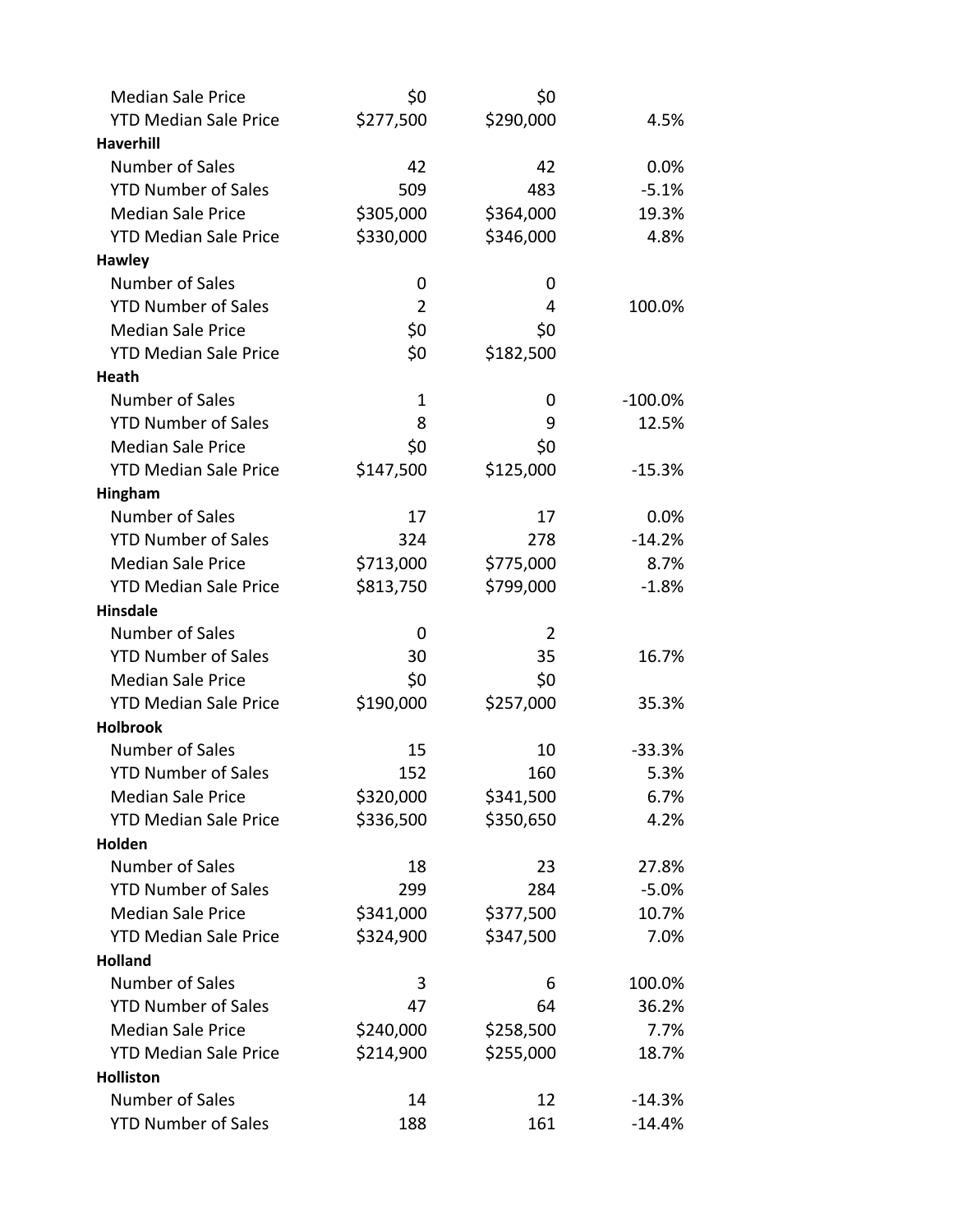| | | | |
|---|---|---|---|
| Median Sale Price | $0 | $0 | |
| YTD Median Sale Price | $277,500 | $290,000 | 4.5% |
| **Haverhill** | | | |
| Number of Sales | 42 | 42 | 0.0% |
| YTD Number of Sales | 509 | 483 | -5.1% |
| Median Sale Price | $305,000 | $364,000 | 19.3% |
| YTD Median Sale Price | $330,000 | $346,000 | 4.8% |
| **Hawley** | | | |
| Number of Sales | 0 | 0 | |
| YTD Number of Sales | 2 | 4 | 100.0% |
| Median Sale Price | $0 | $0 | |
| YTD Median Sale Price | $0 | $182,500 | |
| **Heath** | | | |
| Number of Sales | 1 | 0 | -100.0% |
| YTD Number of Sales | 8 | 9 | 12.5% |
| Median Sale Price | $0 | $0 | |
| YTD Median Sale Price | $147,500 | $125,000 | -15.3% |
| **Hingham** | | | |
| Number of Sales | 17 | 17 | 0.0% |
| YTD Number of Sales | 324 | 278 | -14.2% |
| Median Sale Price | $713,000 | $775,000 | 8.7% |
| YTD Median Sale Price | $813,750 | $799,000 | -1.8% |
| **Hinsdale** | | | |
| Number of Sales | 0 | 2 | |
| YTD Number of Sales | 30 | 35 | 16.7% |
| Median Sale Price | $0 | $0 | |
| YTD Median Sale Price | $190,000 | $257,000 | 35.3% |
| **Holbrook** | | | |
| Number of Sales | 15 | 10 | -33.3% |
| YTD Number of Sales | 152 | 160 | 5.3% |
| Median Sale Price | $320,000 | $341,500 | 6.7% |
| YTD Median Sale Price | $336,500 | $350,650 | 4.2% |
| **Holden** | | | |
| Number of Sales | 18 | 23 | 27.8% |
| YTD Number of Sales | 299 | 284 | -5.0% |
| Median Sale Price | $341,000 | $377,500 | 10.7% |
| YTD Median Sale Price | $324,900 | $347,500 | 7.0% |
| **Holland** | | | |
| Number of Sales | 3 | 6 | 100.0% |
| YTD Number of Sales | 47 | 64 | 36.2% |
| Median Sale Price | $240,000 | $258,500 | 7.7% |
| YTD Median Sale Price | $214,900 | $255,000 | 18.7% |
| **Holliston** | | | |
| Number of Sales | 14 | 12 | -14.3% |
| YTD Number of Sales | 188 | 161 | -14.4% |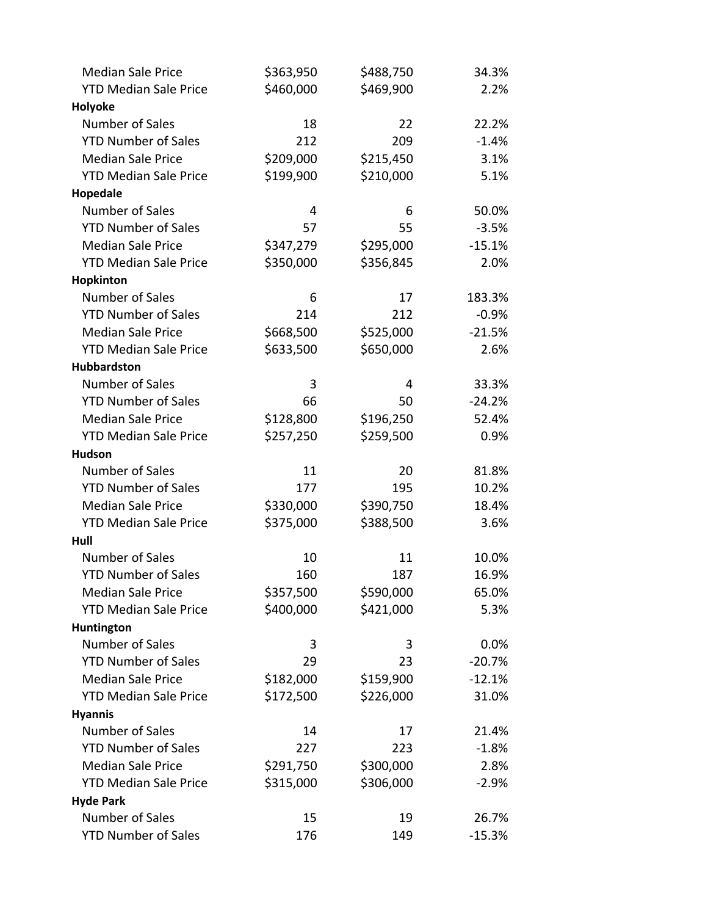| | | | |
|---|---|---|---|
| Median Sale Price | $363,950 | $488,750 | 34.3% |
| YTD Median Sale Price | $460,000 | $469,900 | 2.2% |
| **Holyoke** | | | |
| Number of Sales | 18 | 22 | 22.2% |
| YTD Number of Sales | 212 | 209 | -1.4% |
| Median Sale Price | $209,000 | $215,450 | 3.1% |
| YTD Median Sale Price | $199,900 | $210,000 | 5.1% |
| **Hopedale** | | | |
| Number of Sales | 4 | 6 | 50.0% |
| YTD Number of Sales | 57 | 55 | -3.5% |
| Median Sale Price | $347,279 | $295,000 | -15.1% |
| YTD Median Sale Price | $350,000 | $356,845 | 2.0% |
| **Hopkinton** | | | |
| Number of Sales | 6 | 17 | 183.3% |
| YTD Number of Sales | 214 | 212 | -0.9% |
| Median Sale Price | $668,500 | $525,000 | -21.5% |
| YTD Median Sale Price | $633,500 | $650,000 | 2.6% |
| **Hubbardston** | | | |
| Number of Sales | 3 | 4 | 33.3% |
| YTD Number of Sales | 66 | 50 | -24.2% |
| Median Sale Price | $128,800 | $196,250 | 52.4% |
| YTD Median Sale Price | $257,250 | $259,500 | 0.9% |
| **Hudson** | | | |
| Number of Sales | 11 | 20 | 81.8% |
| YTD Number of Sales | 177 | 195 | 10.2% |
| Median Sale Price | $330,000 | $390,750 | 18.4% |
| YTD Median Sale Price | $375,000 | $388,500 | 3.6% |
| **Hull** | | | |
| Number of Sales | 10 | 11 | 10.0% |
| YTD Number of Sales | 160 | 187 | 16.9% |
| Median Sale Price | $357,500 | $590,000 | 65.0% |
| YTD Median Sale Price | $400,000 | $421,000 | 5.3% |
| **Huntington** | | | |
| Number of Sales | 3 | 3 | 0.0% |
| YTD Number of Sales | 29 | 23 | -20.7% |
| Median Sale Price | $182,000 | $159,900 | -12.1% |
| YTD Median Sale Price | $172,500 | $226,000 | 31.0% |
| **Hyannis** | | | |
| Number of Sales | 14 | 17 | 21.4% |
| YTD Number of Sales | 227 | 223 | -1.8% |
| Median Sale Price | $291,750 | $300,000 | 2.8% |
| YTD Median Sale Price | $315,000 | $306,000 | -2.9% |
| **Hyde Park** | | | |
| Number of Sales | 15 | 19 | 26.7% |
| YTD Number of Sales | 176 | 149 | -15.3% |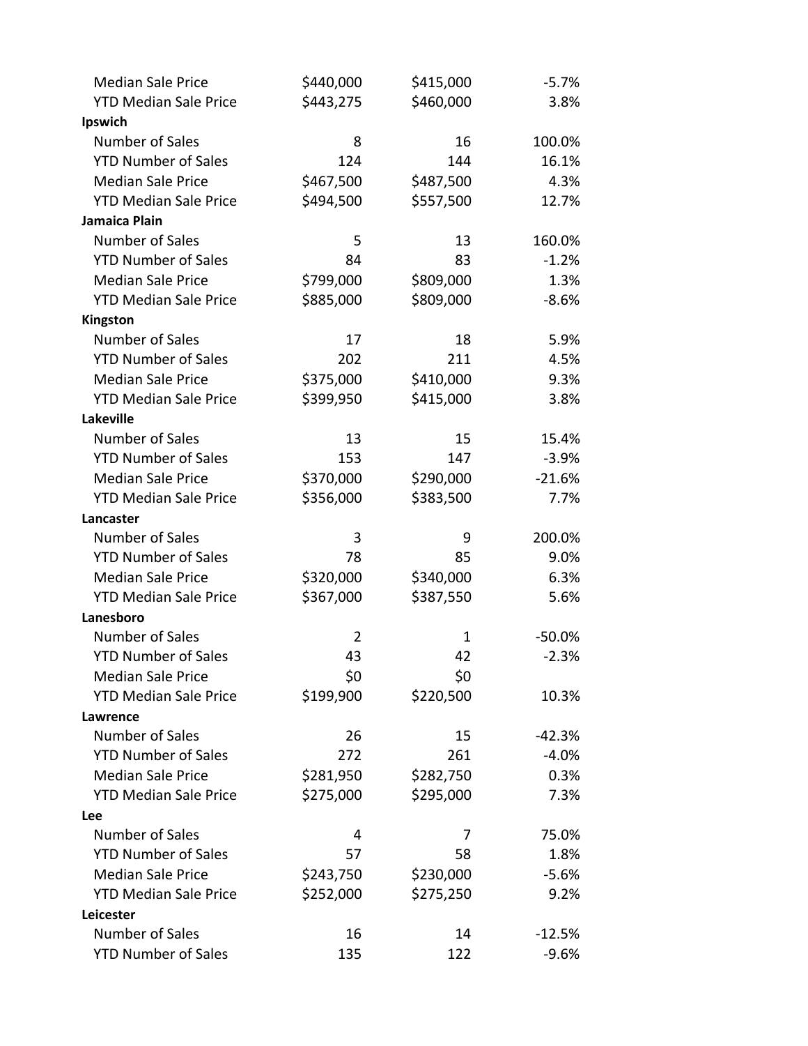| | | | |
|---|---|---|---|
| Median Sale Price | $440,000 | $415,000 | -5.7% |
| YTD Median Sale Price | $443,275 | $460,000 | 3.8% |
| **Ipswich** | | | |
| Number of Sales | 8 | 16 | 100.0% |
| YTD Number of Sales | 124 | 144 | 16.1% |
| Median Sale Price | $467,500 | $487,500 | 4.3% |
| YTD Median Sale Price | $494,500 | $557,500 | 12.7% |
| **Jamaica Plain** | | | |
| Number of Sales | 5 | 13 | 160.0% |
| YTD Number of Sales | 84 | 83 | -1.2% |
| Median Sale Price | $799,000 | $809,000 | 1.3% |
| YTD Median Sale Price | $885,000 | $809,000 | -8.6% |
| **Kingston** | | | |
| Number of Sales | 17 | 18 | 5.9% |
| YTD Number of Sales | 202 | 211 | 4.5% |
| Median Sale Price | $375,000 | $410,000 | 9.3% |
| YTD Median Sale Price | $399,950 | $415,000 | 3.8% |
| **Lakeville** | | | |
| Number of Sales | 13 | 15 | 15.4% |
| YTD Number of Sales | 153 | 147 | -3.9% |
| Median Sale Price | $370,000 | $290,000 | -21.6% |
| YTD Median Sale Price | $356,000 | $383,500 | 7.7% |
| **Lancaster** | | | |
| Number of Sales | 3 | 9 | 200.0% |
| YTD Number of Sales | 78 | 85 | 9.0% |
| Median Sale Price | $320,000 | $340,000 | 6.3% |
| YTD Median Sale Price | $367,000 | $387,550 | 5.6% |
| **Lanesboro** | | | |
| Number of Sales | 2 | 1 | -50.0% |
| YTD Number of Sales | 43 | 42 | -2.3% |
| Median Sale Price | $0 | $0 | |
| YTD Median Sale Price | $199,900 | $220,500 | 10.3% |
| **Lawrence** | | | |
| Number of Sales | 26 | 15 | -42.3% |
| YTD Number of Sales | 272 | 261 | -4.0% |
| Median Sale Price | $281,950 | $282,750 | 0.3% |
| YTD Median Sale Price | $275,000 | $295,000 | 7.3% |
| **Lee** | | | |
| Number of Sales | 4 | 7 | 75.0% |
| YTD Number of Sales | 57 | 58 | 1.8% |
| Median Sale Price | $243,750 | $230,000 | -5.6% |
| YTD Median Sale Price | $252,000 | $275,250 | 9.2% |
| **Leicester** | | | |
| Number of Sales | 16 | 14 | -12.5% |
| YTD Number of Sales | 135 | 122 | -9.6% |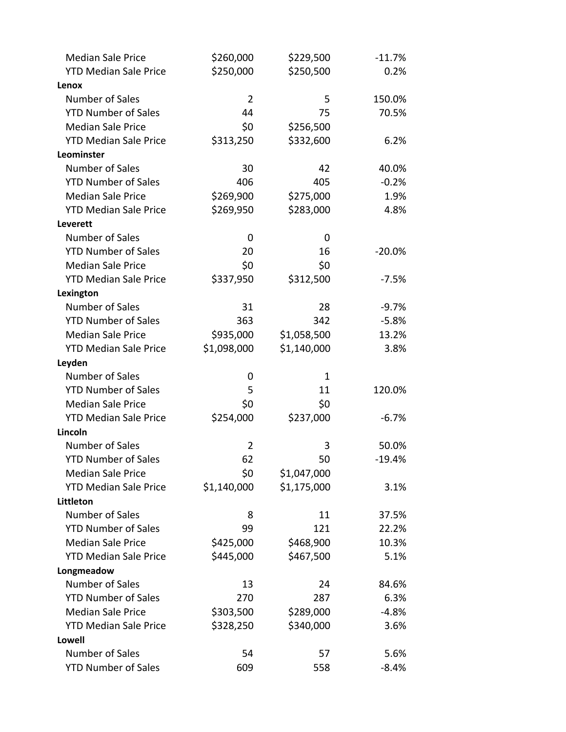| | | | |
|---|---|---|---|
| Median Sale Price | $260,000 | $229,500 | -11.7% |
| YTD Median Sale Price | $250,000 | $250,500 | 0.2% |
| **Lenox** | | | |
| Number of Sales | 2 | 5 | 150.0% |
| YTD Number of Sales | 44 | 75 | 70.5% |
| Median Sale Price | $0 | $256,500 | |
| YTD Median Sale Price | $313,250 | $332,600 | 6.2% |
| **Leominster** | | | |
| Number of Sales | 30 | 42 | 40.0% |
| YTD Number of Sales | 406 | 405 | -0.2% |
| Median Sale Price | $269,900 | $275,000 | 1.9% |
| YTD Median Sale Price | $269,950 | $283,000 | 4.8% |
| **Leverett** | | | |
| Number of Sales | 0 | 0 | |
| YTD Number of Sales | 20 | 16 | -20.0% |
| Median Sale Price | $0 | $0 | |
| YTD Median Sale Price | $337,950 | $312,500 | -7.5% |
| **Lexington** | | | |
| Number of Sales | 31 | 28 | -9.7% |
| YTD Number of Sales | 363 | 342 | -5.8% |
| Median Sale Price | $935,000 | $1,058,500 | 13.2% |
| YTD Median Sale Price | $1,098,000 | $1,140,000 | 3.8% |
| **Leyden** | | | |
| Number of Sales | 0 | 1 | |
| YTD Number of Sales | 5 | 11 | 120.0% |
| Median Sale Price | $0 | $0 | |
| YTD Median Sale Price | $254,000 | $237,000 | -6.7% |
| **Lincoln** | | | |
| Number of Sales | 2 | 3 | 50.0% |
| YTD Number of Sales | 62 | 50 | -19.4% |
| Median Sale Price | $0 | $1,047,000 | |
| YTD Median Sale Price | $1,140,000 | $1,175,000 | 3.1% |
| **Littleton** | | | |
| Number of Sales | 8 | 11 | 37.5% |
| YTD Number of Sales | 99 | 121 | 22.2% |
| Median Sale Price | $425,000 | $468,900 | 10.3% |
| YTD Median Sale Price | $445,000 | $467,500 | 5.1% |
| **Longmeadow** | | | |
| Number of Sales | 13 | 24 | 84.6% |
| YTD Number of Sales | 270 | 287 | 6.3% |
| Median Sale Price | $303,500 | $289,000 | -4.8% |
| YTD Median Sale Price | $328,250 | $340,000 | 3.6% |
| **Lowell** | | | |
| Number of Sales | 54 | 57 | 5.6% |
| YTD Number of Sales | 609 | 558 | -8.4% |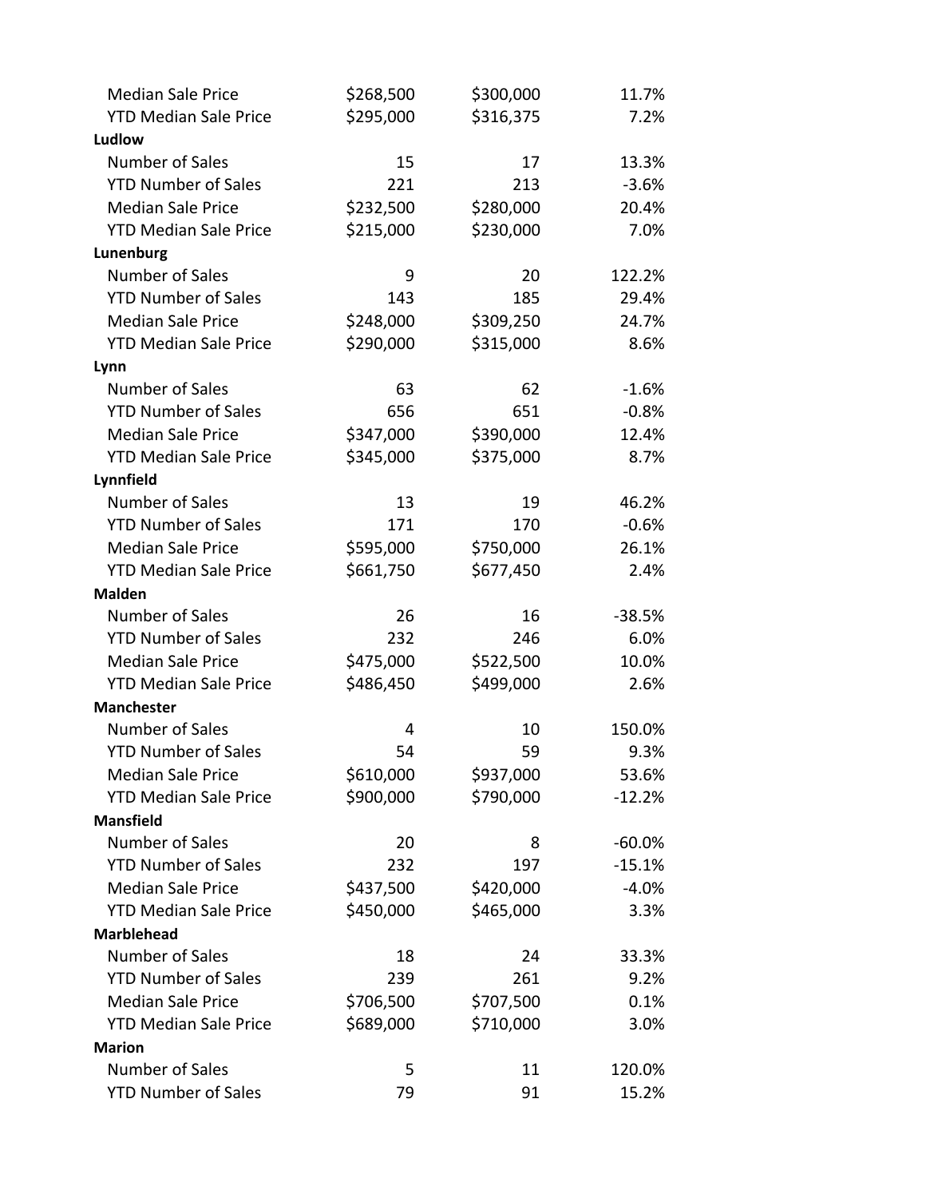| | | | |
|---|---|---|---|
| Median Sale Price | $268,500 | $300,000 | 11.7% |
| YTD Median Sale Price | $295,000 | $316,375 | 7.2% |
| **Ludlow** | | | |
| Number of Sales | 15 | 17 | 13.3% |
| YTD Number of Sales | 221 | 213 | -3.6% |
| Median Sale Price | $232,500 | $280,000 | 20.4% |
| YTD Median Sale Price | $215,000 | $230,000 | 7.0% |
| **Lunenburg** | | | |
| Number of Sales | 9 | 20 | 122.2% |
| YTD Number of Sales | 143 | 185 | 29.4% |
| Median Sale Price | $248,000 | $309,250 | 24.7% |
| YTD Median Sale Price | $290,000 | $315,000 | 8.6% |
| **Lynn** | | | |
| Number of Sales | 63 | 62 | -1.6% |
| YTD Number of Sales | 656 | 651 | -0.8% |
| Median Sale Price | $347,000 | $390,000 | 12.4% |
| YTD Median Sale Price | $345,000 | $375,000 | 8.7% |
| **Lynnfield** | | | |
| Number of Sales | 13 | 19 | 46.2% |
| YTD Number of Sales | 171 | 170 | -0.6% |
| Median Sale Price | $595,000 | $750,000 | 26.1% |
| YTD Median Sale Price | $661,750 | $677,450 | 2.4% |
| **Malden** | | | |
| Number of Sales | 26 | 16 | -38.5% |
| YTD Number of Sales | 232 | 246 | 6.0% |
| Median Sale Price | $475,000 | $522,500 | 10.0% |
| YTD Median Sale Price | $486,450 | $499,000 | 2.6% |
| **Manchester** | | | |
| Number of Sales | 4 | 10 | 150.0% |
| YTD Number of Sales | 54 | 59 | 9.3% |
| Median Sale Price | $610,000 | $937,000 | 53.6% |
| YTD Median Sale Price | $900,000 | $790,000 | -12.2% |
| **Mansfield** | | | |
| Number of Sales | 20 | 8 | -60.0% |
| YTD Number of Sales | 232 | 197 | -15.1% |
| Median Sale Price | $437,500 | $420,000 | -4.0% |
| YTD Median Sale Price | $450,000 | $465,000 | 3.3% |
| **Marblehead** | | | |
| Number of Sales | 18 | 24 | 33.3% |
| YTD Number of Sales | 239 | 261 | 9.2% |
| Median Sale Price | $706,500 | $707,500 | 0.1% |
| YTD Median Sale Price | $689,000 | $710,000 | 3.0% |
| **Marion** | | | |
| Number of Sales | 5 | 11 | 120.0% |
| YTD Number of Sales | 79 | 91 | 15.2% |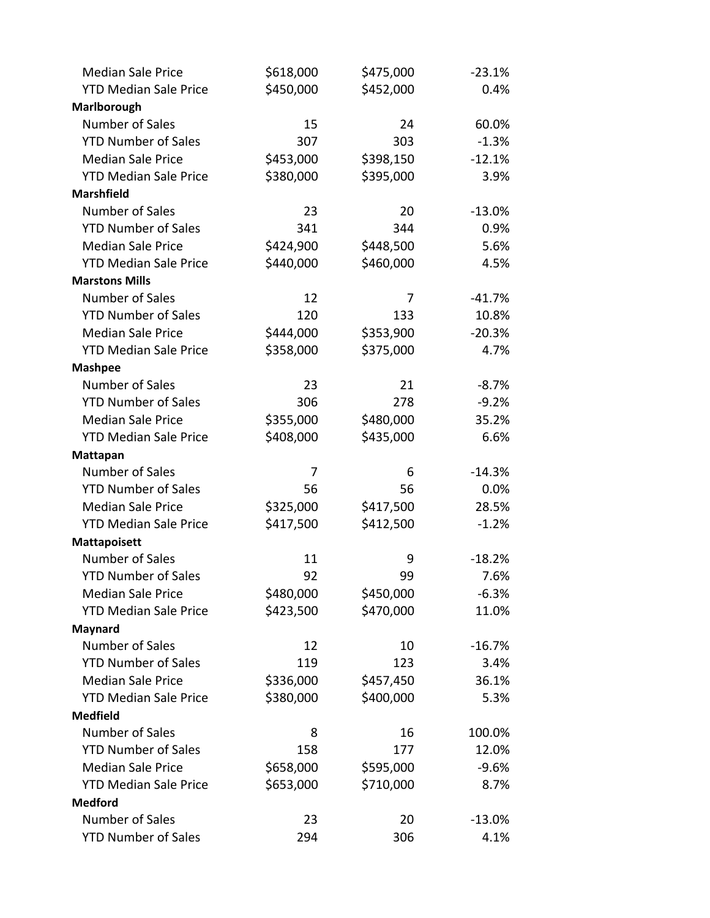| | | | |
|---|---|---|---|
| Median Sale Price | $618,000 | $475,000 | -23.1% |
| YTD Median Sale Price | $450,000 | $452,000 | 0.4% |
| **Marlborough** | | | |
| Number of Sales | 15 | 24 | 60.0% |
| YTD Number of Sales | 307 | 303 | -1.3% |
| Median Sale Price | $453,000 | $398,150 | -12.1% |
| YTD Median Sale Price | $380,000 | $395,000 | 3.9% |
| **Marshfield** | | | |
| Number of Sales | 23 | 20 | -13.0% |
| YTD Number of Sales | 341 | 344 | 0.9% |
| Median Sale Price | $424,900 | $448,500 | 5.6% |
| YTD Median Sale Price | $440,000 | $460,000 | 4.5% |
| **Marstons Mills** | | | |
| Number of Sales | 12 | 7 | -41.7% |
| YTD Number of Sales | 120 | 133 | 10.8% |
| Median Sale Price | $444,000 | $353,900 | -20.3% |
| YTD Median Sale Price | $358,000 | $375,000 | 4.7% |
| **Mashpee** | | | |
| Number of Sales | 23 | 21 | -8.7% |
| YTD Number of Sales | 306 | 278 | -9.2% |
| Median Sale Price | $355,000 | $480,000 | 35.2% |
| YTD Median Sale Price | $408,000 | $435,000 | 6.6% |
| **Mattapan** | | | |
| Number of Sales | 7 | 6 | -14.3% |
| YTD Number of Sales | 56 | 56 | 0.0% |
| Median Sale Price | $325,000 | $417,500 | 28.5% |
| YTD Median Sale Price | $417,500 | $412,500 | -1.2% |
| **Mattapoisett** | | | |
| Number of Sales | 11 | 9 | -18.2% |
| YTD Number of Sales | 92 | 99 | 7.6% |
| Median Sale Price | $480,000 | $450,000 | -6.3% |
| YTD Median Sale Price | $423,500 | $470,000 | 11.0% |
| **Maynard** | | | |
| Number of Sales | 12 | 10 | -16.7% |
| YTD Number of Sales | 119 | 123 | 3.4% |
| Median Sale Price | $336,000 | $457,450 | 36.1% |
| YTD Median Sale Price | $380,000 | $400,000 | 5.3% |
| **Medfield** | | | |
| Number of Sales | 8 | 16 | 100.0% |
| YTD Number of Sales | 158 | 177 | 12.0% |
| Median Sale Price | $658,000 | $595,000 | -9.6% |
| YTD Median Sale Price | $653,000 | $710,000 | 8.7% |
| **Medford** | | | |
| Number of Sales | 23 | 20 | -13.0% |
| YTD Number of Sales | 294 | 306 | 4.1% |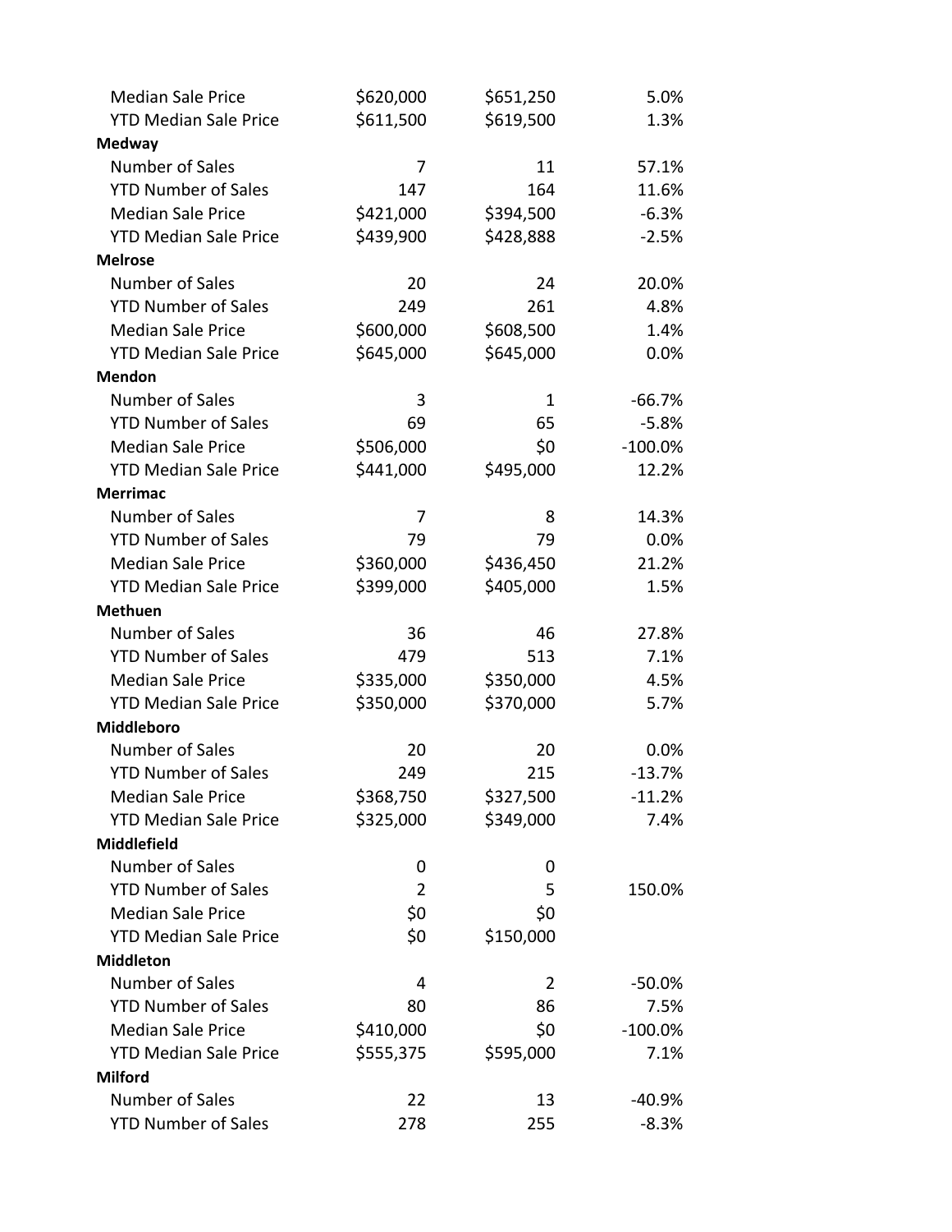| | | | |
|---|---|---|---|
| Median Sale Price | $620,000 | $651,250 | 5.0% |
| YTD Median Sale Price | $611,500 | $619,500 | 1.3% |
| **Medway** | | | |
| Number of Sales | 7 | 11 | 57.1% |
| YTD Number of Sales | 147 | 164 | 11.6% |
| Median Sale Price | $421,000 | $394,500 | -6.3% |
| YTD Median Sale Price | $439,900 | $428,888 | -2.5% |
| **Melrose** | | | |
| Number of Sales | 20 | 24 | 20.0% |
| YTD Number of Sales | 249 | 261 | 4.8% |
| Median Sale Price | $600,000 | $608,500 | 1.4% |
| YTD Median Sale Price | $645,000 | $645,000 | 0.0% |
| **Mendon** | | | |
| Number of Sales | 3 | 1 | -66.7% |
| YTD Number of Sales | 69 | 65 | -5.8% |
| Median Sale Price | $506,000 | $0 | -100.0% |
| YTD Median Sale Price | $441,000 | $495,000 | 12.2% |
| **Merrimac** | | | |
| Number of Sales | 7 | 8 | 14.3% |
| YTD Number of Sales | 79 | 79 | 0.0% |
| Median Sale Price | $360,000 | $436,450 | 21.2% |
| YTD Median Sale Price | $399,000 | $405,000 | 1.5% |
| **Methuen** | | | |
| Number of Sales | 36 | 46 | 27.8% |
| YTD Number of Sales | 479 | 513 | 7.1% |
| Median Sale Price | $335,000 | $350,000 | 4.5% |
| YTD Median Sale Price | $350,000 | $370,000 | 5.7% |
| **Middleboro** | | | |
| Number of Sales | 20 | 20 | 0.0% |
| YTD Number of Sales | 249 | 215 | -13.7% |
| Median Sale Price | $368,750 | $327,500 | -11.2% |
| YTD Median Sale Price | $325,000 | $349,000 | 7.4% |
| **Middlefield** | | | |
| Number of Sales | 0 | 0 | |
| YTD Number of Sales | 2 | 5 | 150.0% |
| Median Sale Price | $0 | $0 | |
| YTD Median Sale Price | $0 | $150,000 | |
| **Middleton** | | | |
| Number of Sales | 4 | 2 | -50.0% |
| YTD Number of Sales | 80 | 86 | 7.5% |
| Median Sale Price | $410,000 | $0 | -100.0% |
| YTD Median Sale Price | $555,375 | $595,000 | 7.1% |
| **Milford** | | | |
| Number of Sales | 22 | 13 | -40.9% |
| YTD Number of Sales | 278 | 255 | -8.3% |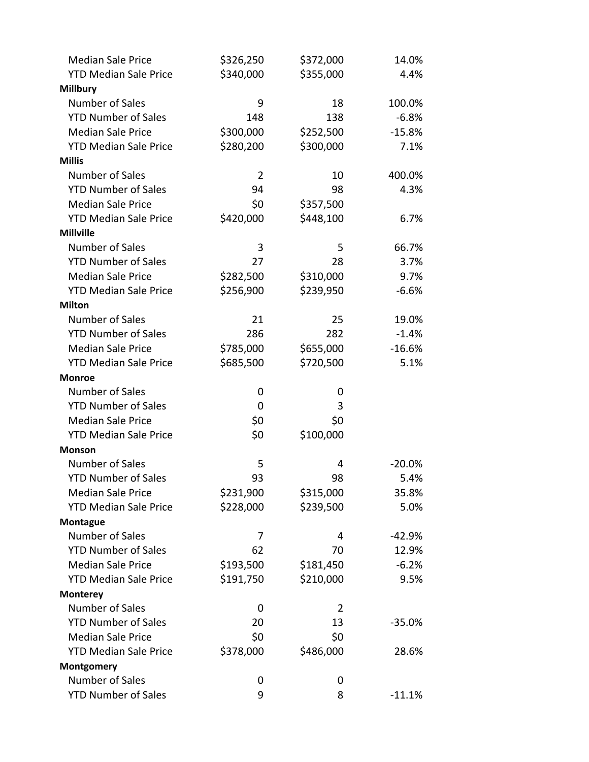| | | | |
|---|---|---|---|
| Median Sale Price | $326,250 | $372,000 | 14.0% |
| YTD Median Sale Price | $340,000 | $355,000 | 4.4% |
| **Millbury** | | | |
| Number of Sales | 9 | 18 | 100.0% |
| YTD Number of Sales | 148 | 138 | -6.8% |
| Median Sale Price | $300,000 | $252,500 | -15.8% |
| YTD Median Sale Price | $280,200 | $300,000 | 7.1% |
| **Millis** | | | |
| Number of Sales | 2 | 10 | 400.0% |
| YTD Number of Sales | 94 | 98 | 4.3% |
| Median Sale Price | $0 | $357,500 | |
| YTD Median Sale Price | $420,000 | $448,100 | 6.7% |
| **Millville** | | | |
| Number of Sales | 3 | 5 | 66.7% |
| YTD Number of Sales | 27 | 28 | 3.7% |
| Median Sale Price | $282,500 | $310,000 | 9.7% |
| YTD Median Sale Price | $256,900 | $239,950 | -6.6% |
| **Milton** | | | |
| Number of Sales | 21 | 25 | 19.0% |
| YTD Number of Sales | 286 | 282 | -1.4% |
| Median Sale Price | $785,000 | $655,000 | -16.6% |
| YTD Median Sale Price | $685,500 | $720,500 | 5.1% |
| **Monroe** | | | |
| Number of Sales | 0 | 0 | |
| YTD Number of Sales | 0 | 3 | |
| Median Sale Price | $0 | $0 | |
| YTD Median Sale Price | $0 | $100,000 | |
| **Monson** | | | |
| Number of Sales | 5 | 4 | -20.0% |
| YTD Number of Sales | 93 | 98 | 5.4% |
| Median Sale Price | $231,900 | $315,000 | 35.8% |
| YTD Median Sale Price | $228,000 | $239,500 | 5.0% |
| **Montague** | | | |
| Number of Sales | 7 | 4 | -42.9% |
| YTD Number of Sales | 62 | 70 | 12.9% |
| Median Sale Price | $193,500 | $181,450 | -6.2% |
| YTD Median Sale Price | $191,750 | $210,000 | 9.5% |
| **Monterey** | | | |
| Number of Sales | 0 | 2 | |
| YTD Number of Sales | 20 | 13 | -35.0% |
| Median Sale Price | $0 | $0 | |
| YTD Median Sale Price | $378,000 | $486,000 | 28.6% |
| **Montgomery** | | | |
| Number of Sales | 0 | 0 | |
| YTD Number of Sales | 9 | 8 | -11.1% |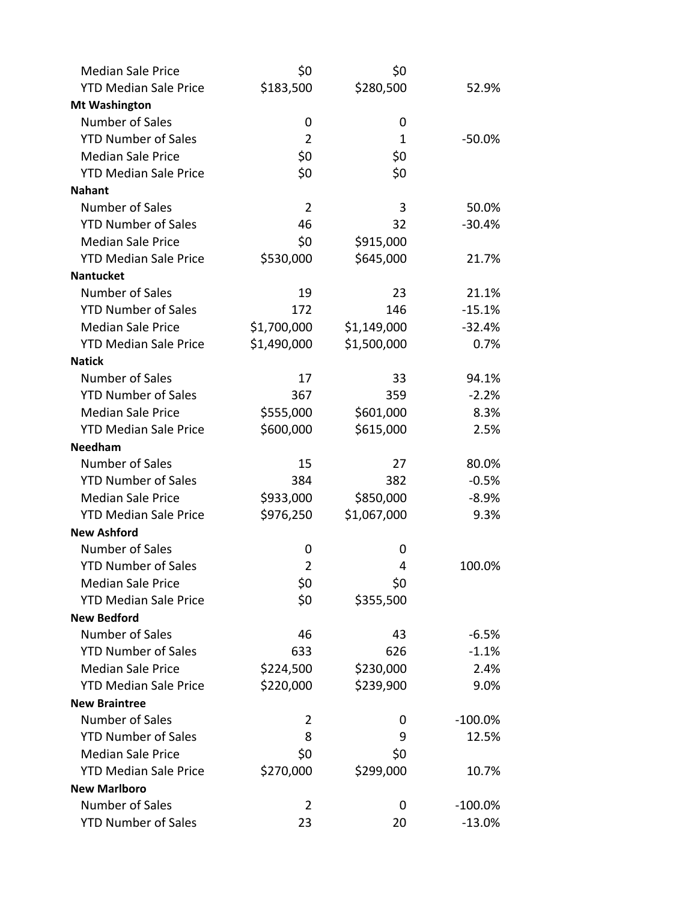| | | | |
|---|---|---|---|
| Median Sale Price | $0 | $0 | |
| YTD Median Sale Price | $183,500 | $280,500 | 52.9% |
| **Mt Washington** | | | |
| Number of Sales | 0 | 0 | |
| YTD Number of Sales | 2 | 1 | -50.0% |
| Median Sale Price | $0 | $0 | |
| YTD Median Sale Price | $0 | $0 | |
| **Nahant** | | | |
| Number of Sales | 2 | 3 | 50.0% |
| YTD Number of Sales | 46 | 32 | -30.4% |
| Median Sale Price | $0 | $915,000 | |
| YTD Median Sale Price | $530,000 | $645,000 | 21.7% |
| **Nantucket** | | | |
| Number of Sales | 19 | 23 | 21.1% |
| YTD Number of Sales | 172 | 146 | -15.1% |
| Median Sale Price | $1,700,000 | $1,149,000 | -32.4% |
| YTD Median Sale Price | $1,490,000 | $1,500,000 | 0.7% |
| **Natick** | | | |
| Number of Sales | 17 | 33 | 94.1% |
| YTD Number of Sales | 367 | 359 | -2.2% |
| Median Sale Price | $555,000 | $601,000 | 8.3% |
| YTD Median Sale Price | $600,000 | $615,000 | 2.5% |
| **Needham** | | | |
| Number of Sales | 15 | 27 | 80.0% |
| YTD Number of Sales | 384 | 382 | -0.5% |
| Median Sale Price | $933,000 | $850,000 | -8.9% |
| YTD Median Sale Price | $976,250 | $1,067,000 | 9.3% |
| **New Ashford** | | | |
| Number of Sales | 0 | 0 | |
| YTD Number of Sales | 2 | 4 | 100.0% |
| Median Sale Price | $0 | $0 | |
| YTD Median Sale Price | $0 | $355,500 | |
| **New Bedford** | | | |
| Number of Sales | 46 | 43 | -6.5% |
| YTD Number of Sales | 633 | 626 | -1.1% |
| Median Sale Price | $224,500 | $230,000 | 2.4% |
| YTD Median Sale Price | $220,000 | $239,900 | 9.0% |
| **New Braintree** | | | |
| Number of Sales | 2 | 0 | -100.0% |
| YTD Number of Sales | 8 | 9 | 12.5% |
| Median Sale Price | $0 | $0 | |
| YTD Median Sale Price | $270,000 | $299,000 | 10.7% |
| **New Marlboro** | | | |
| Number of Sales | 2 | 0 | -100.0% |
| YTD Number of Sales | 23 | 20 | -13.0% |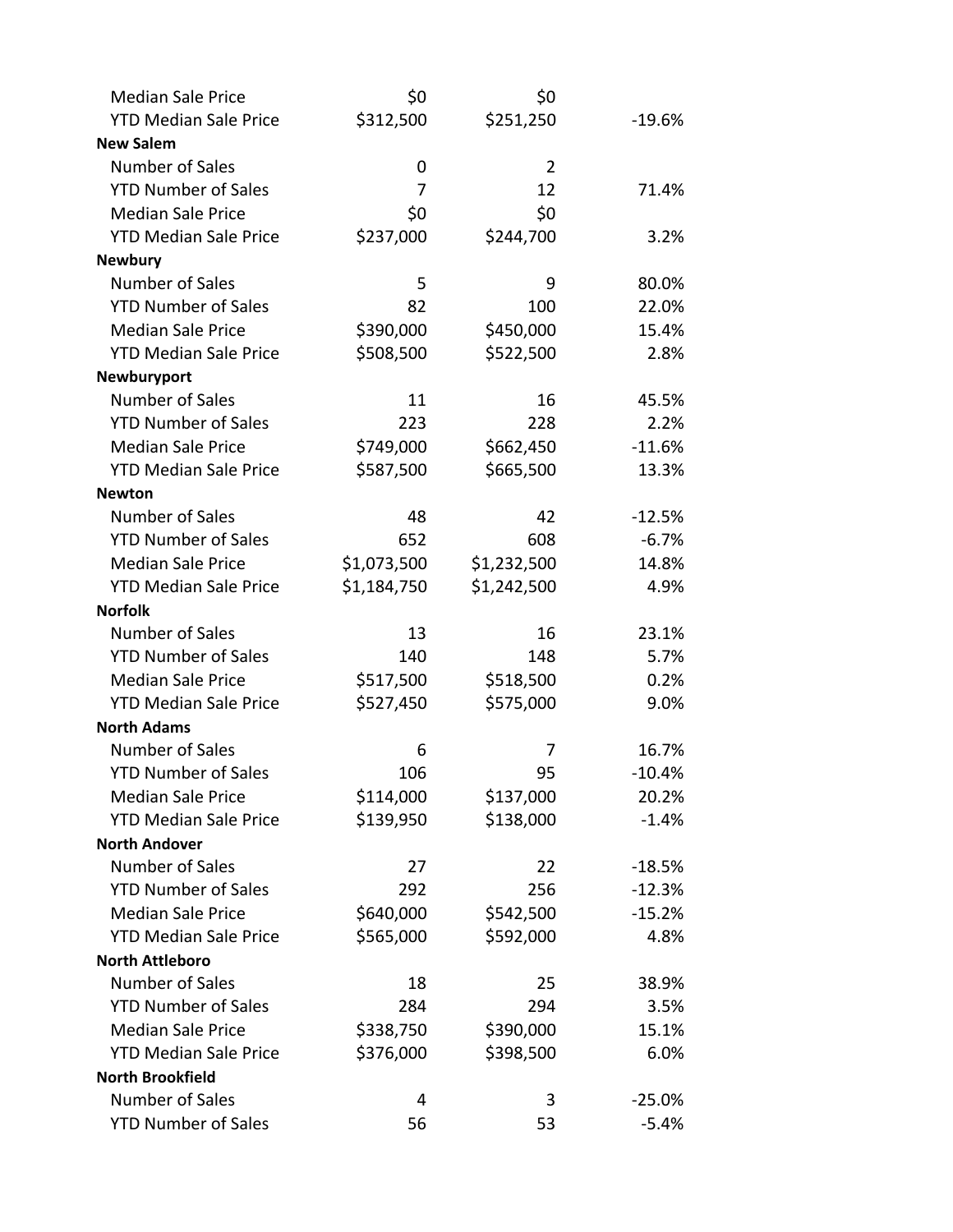| | | | |
|---|---|---|---|
| Median Sale Price | $0 | $0 | |
| YTD Median Sale Price | $312,500 | $251,250 | -19.6% |
| **New Salem** | | | |
| Number of Sales | 0 | 2 | |
| YTD Number of Sales | 7 | 12 | 71.4% |
| Median Sale Price | $0 | $0 | |
| YTD Median Sale Price | $237,000 | $244,700 | 3.2% |
| **Newbury** | | | |
| Number of Sales | 5 | 9 | 80.0% |
| YTD Number of Sales | 82 | 100 | 22.0% |
| Median Sale Price | $390,000 | $450,000 | 15.4% |
| YTD Median Sale Price | $508,500 | $522,500 | 2.8% |
| **Newburyport** | | | |
| Number of Sales | 11 | 16 | 45.5% |
| YTD Number of Sales | 223 | 228 | 2.2% |
| Median Sale Price | $749,000 | $662,450 | -11.6% |
| YTD Median Sale Price | $587,500 | $665,500 | 13.3% |
| **Newton** | | | |
| Number of Sales | 48 | 42 | -12.5% |
| YTD Number of Sales | 652 | 608 | -6.7% |
| Median Sale Price | $1,073,500 | $1,232,500 | 14.8% |
| YTD Median Sale Price | $1,184,750 | $1,242,500 | 4.9% |
| **Norfolk** | | | |
| Number of Sales | 13 | 16 | 23.1% |
| YTD Number of Sales | 140 | 148 | 5.7% |
| Median Sale Price | $517,500 | $518,500 | 0.2% |
| YTD Median Sale Price | $527,450 | $575,000 | 9.0% |
| **North Adams** | | | |
| Number of Sales | 6 | 7 | 16.7% |
| YTD Number of Sales | 106 | 95 | -10.4% |
| Median Sale Price | $114,000 | $137,000 | 20.2% |
| YTD Median Sale Price | $139,950 | $138,000 | -1.4% |
| **North Andover** | | | |
| Number of Sales | 27 | 22 | -18.5% |
| YTD Number of Sales | 292 | 256 | -12.3% |
| Median Sale Price | $640,000 | $542,500 | -15.2% |
| YTD Median Sale Price | $565,000 | $592,000 | 4.8% |
| **North Attleboro** | | | |
| Number of Sales | 18 | 25 | 38.9% |
| YTD Number of Sales | 284 | 294 | 3.5% |
| Median Sale Price | $338,750 | $390,000 | 15.1% |
| YTD Median Sale Price | $376,000 | $398,500 | 6.0% |
| **North Brookfield** | | | |
| Number of Sales | 4 | 3 | -25.0% |
| YTD Number of Sales | 56 | 53 | -5.4% |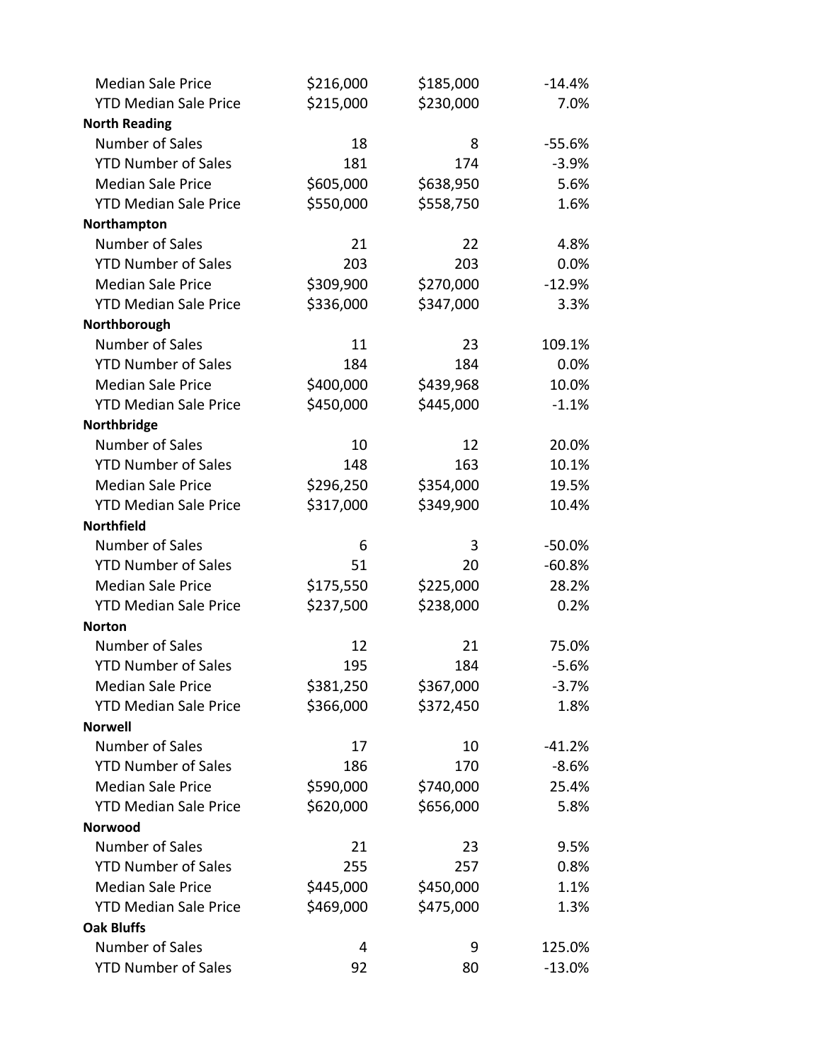| | | | |
|---|---|---|---|
| Median Sale Price | $216,000 | $185,000 | -14.4% |
| YTD Median Sale Price | $215,000 | $230,000 | 7.0% |
| **North Reading** | | | |
| Number of Sales | 18 | 8 | -55.6% |
| YTD Number of Sales | 181 | 174 | -3.9% |
| Median Sale Price | $605,000 | $638,950 | 5.6% |
| YTD Median Sale Price | $550,000 | $558,750 | 1.6% |
| **Northampton** | | | |
| Number of Sales | 21 | 22 | 4.8% |
| YTD Number of Sales | 203 | 203 | 0.0% |
| Median Sale Price | $309,900 | $270,000 | -12.9% |
| YTD Median Sale Price | $336,000 | $347,000 | 3.3% |
| **Northborough** | | | |
| Number of Sales | 11 | 23 | 109.1% |
| YTD Number of Sales | 184 | 184 | 0.0% |
| Median Sale Price | $400,000 | $439,968 | 10.0% |
| YTD Median Sale Price | $450,000 | $445,000 | -1.1% |
| **Northbridge** | | | |
| Number of Sales | 10 | 12 | 20.0% |
| YTD Number of Sales | 148 | 163 | 10.1% |
| Median Sale Price | $296,250 | $354,000 | 19.5% |
| YTD Median Sale Price | $317,000 | $349,900 | 10.4% |
| **Northfield** | | | |
| Number of Sales | 6 | 3 | -50.0% |
| YTD Number of Sales | 51 | 20 | -60.8% |
| Median Sale Price | $175,550 | $225,000 | 28.2% |
| YTD Median Sale Price | $237,500 | $238,000 | 0.2% |
| **Norton** | | | |
| Number of Sales | 12 | 21 | 75.0% |
| YTD Number of Sales | 195 | 184 | -5.6% |
| Median Sale Price | $381,250 | $367,000 | -3.7% |
| YTD Median Sale Price | $366,000 | $372,450 | 1.8% |
| **Norwell** | | | |
| Number of Sales | 17 | 10 | -41.2% |
| YTD Number of Sales | 186 | 170 | -8.6% |
| Median Sale Price | $590,000 | $740,000 | 25.4% |
| YTD Median Sale Price | $620,000 | $656,000 | 5.8% |
| **Norwood** | | | |
| Number of Sales | 21 | 23 | 9.5% |
| YTD Number of Sales | 255 | 257 | 0.8% |
| Median Sale Price | $445,000 | $450,000 | 1.1% |
| YTD Median Sale Price | $469,000 | $475,000 | 1.3% |
| **Oak Bluffs** | | | |
| Number of Sales | 4 | 9 | 125.0% |
| YTD Number of Sales | 92 | 80 | -13.0% |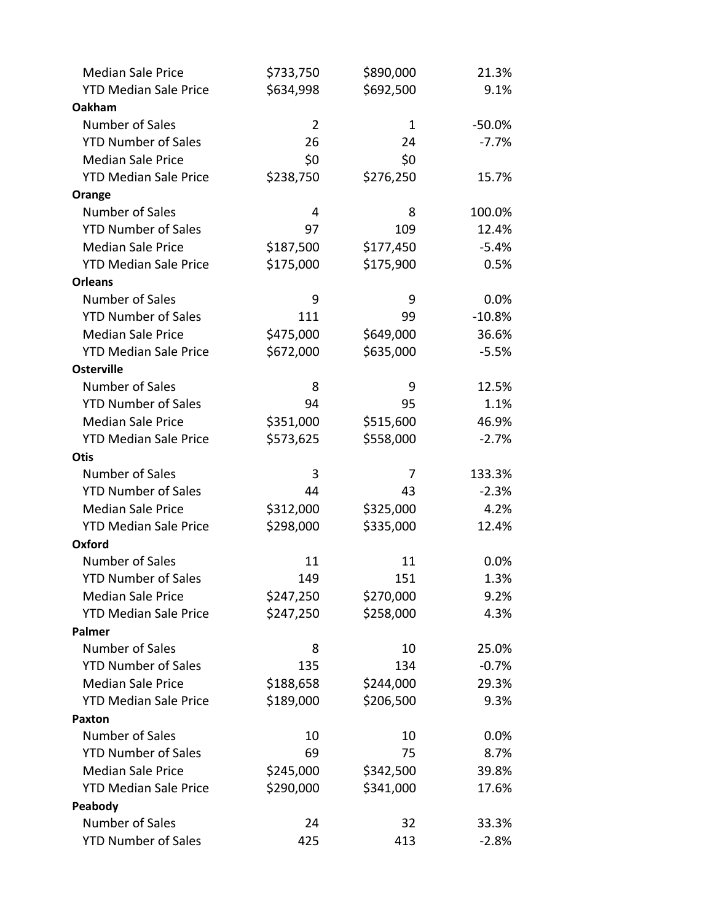| | | | |
|---|---|---|---|
| Median Sale Price | $733,750 | $890,000 | 21.3% |
| YTD Median Sale Price | $634,998 | $692,500 | 9.1% |
| **Oakham** | | | |
| Number of Sales | 2 | 1 | -50.0% |
| YTD Number of Sales | 26 | 24 | -7.7% |
| Median Sale Price | $0 | $0 | |
| YTD Median Sale Price | $238,750 | $276,250 | 15.7% |
| **Orange** | | | |
| Number of Sales | 4 | 8 | 100.0% |
| YTD Number of Sales | 97 | 109 | 12.4% |
| Median Sale Price | $187,500 | $177,450 | -5.4% |
| YTD Median Sale Price | $175,000 | $175,900 | 0.5% |
| **Orleans** | | | |
| Number of Sales | 9 | 9 | 0.0% |
| YTD Number of Sales | 111 | 99 | -10.8% |
| Median Sale Price | $475,000 | $649,000 | 36.6% |
| YTD Median Sale Price | $672,000 | $635,000 | -5.5% |
| **Osterville** | | | |
| Number of Sales | 8 | 9 | 12.5% |
| YTD Number of Sales | 94 | 95 | 1.1% |
| Median Sale Price | $351,000 | $515,600 | 46.9% |
| YTD Median Sale Price | $573,625 | $558,000 | -2.7% |
| **Otis** | | | |
| Number of Sales | 3 | 7 | 133.3% |
| YTD Number of Sales | 44 | 43 | -2.3% |
| Median Sale Price | $312,000 | $325,000 | 4.2% |
| YTD Median Sale Price | $298,000 | $335,000 | 12.4% |
| **Oxford** | | | |
| Number of Sales | 11 | 11 | 0.0% |
| YTD Number of Sales | 149 | 151 | 1.3% |
| Median Sale Price | $247,250 | $270,000 | 9.2% |
| YTD Median Sale Price | $247,250 | $258,000 | 4.3% |
| **Palmer** | | | |
| Number of Sales | 8 | 10 | 25.0% |
| YTD Number of Sales | 135 | 134 | -0.7% |
| Median Sale Price | $188,658 | $244,000 | 29.3% |
| YTD Median Sale Price | $189,000 | $206,500 | 9.3% |
| **Paxton** | | | |
| Number of Sales | 10 | 10 | 0.0% |
| YTD Number of Sales | 69 | 75 | 8.7% |
| Median Sale Price | $245,000 | $342,500 | 39.8% |
| YTD Median Sale Price | $290,000 | $341,000 | 17.6% |
| **Peabody** | | | |
| Number of Sales | 24 | 32 | 33.3% |
| YTD Number of Sales | 425 | 413 | -2.8% |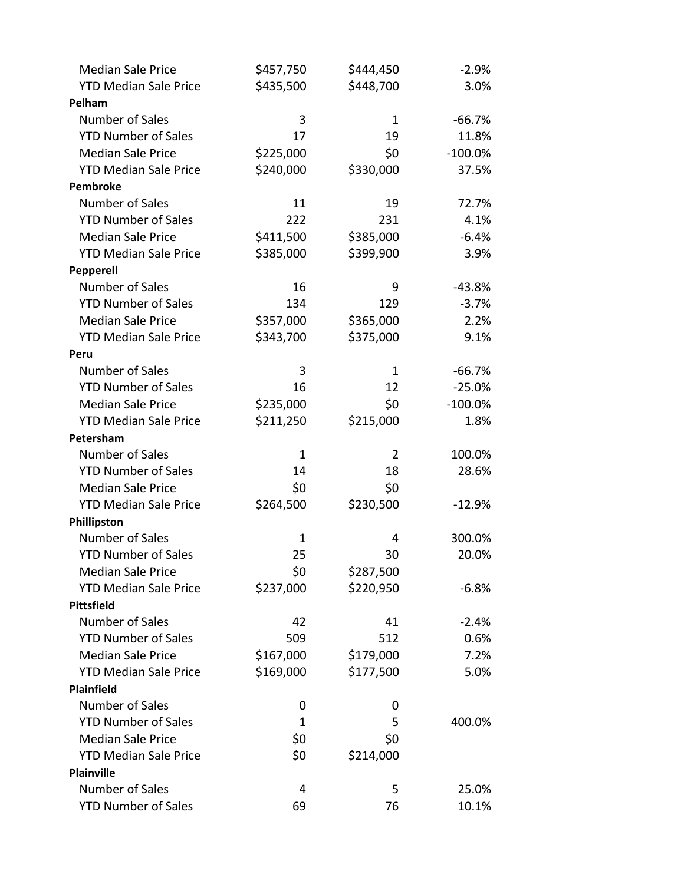| | | | |
|---|---|---|---|
| Median Sale Price | $457,750 | $444,450 | -2.9% |
| YTD Median Sale Price | $435,500 | $448,700 | 3.0% |
| **Pelham** | | | |
| Number of Sales | 3 | 1 | -66.7% |
| YTD Number of Sales | 17 | 19 | 11.8% |
| Median Sale Price | $225,000 | $0 | -100.0% |
| YTD Median Sale Price | $240,000 | $330,000 | 37.5% |
| **Pembroke** | | | |
| Number of Sales | 11 | 19 | 72.7% |
| YTD Number of Sales | 222 | 231 | 4.1% |
| Median Sale Price | $411,500 | $385,000 | -6.4% |
| YTD Median Sale Price | $385,000 | $399,900 | 3.9% |
| **Pepperell** | | | |
| Number of Sales | 16 | 9 | -43.8% |
| YTD Number of Sales | 134 | 129 | -3.7% |
| Median Sale Price | $357,000 | $365,000 | 2.2% |
| YTD Median Sale Price | $343,700 | $375,000 | 9.1% |
| **Peru** | | | |
| Number of Sales | 3 | 1 | -66.7% |
| YTD Number of Sales | 16 | 12 | -25.0% |
| Median Sale Price | $235,000 | $0 | -100.0% |
| YTD Median Sale Price | $211,250 | $215,000 | 1.8% |
| **Petersham** | | | |
| Number of Sales | 1 | 2 | 100.0% |
| YTD Number of Sales | 14 | 18 | 28.6% |
| Median Sale Price | $0 | $0 | |
| YTD Median Sale Price | $264,500 | $230,500 | -12.9% |
| **Phillipston** | | | |
| Number of Sales | 1 | 4 | 300.0% |
| YTD Number of Sales | 25 | 30 | 20.0% |
| Median Sale Price | $0 | $287,500 | |
| YTD Median Sale Price | $237,000 | $220,950 | -6.8% |
| **Pittsfield** | | | |
| Number of Sales | 42 | 41 | -2.4% |
| YTD Number of Sales | 509 | 512 | 0.6% |
| Median Sale Price | $167,000 | $179,000 | 7.2% |
| YTD Median Sale Price | $169,000 | $177,500 | 5.0% |
| **Plainfield** | | | |
| Number of Sales | 0 | 0 | |
| YTD Number of Sales | 1 | 5 | 400.0% |
| Median Sale Price | $0 | $0 | |
| YTD Median Sale Price | $0 | $214,000 | |
| **Plainville** | | | |
| Number of Sales | 4 | 5 | 25.0% |
| YTD Number of Sales | 69 | 76 | 10.1% |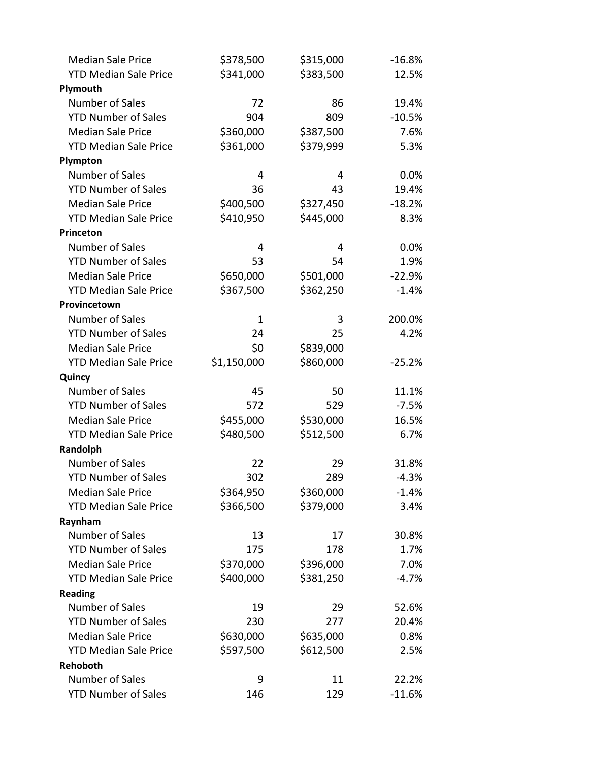| | | | |
|---|---|---|---|
| Median Sale Price | $378,500 | $315,000 | -16.8% |
| YTD Median Sale Price | $341,000 | $383,500 | 12.5% |
| **Plymouth** | | | |
| Number of Sales | 72 | 86 | 19.4% |
| YTD Number of Sales | 904 | 809 | -10.5% |
| Median Sale Price | $360,000 | $387,500 | 7.6% |
| YTD Median Sale Price | $361,000 | $379,999 | 5.3% |
| **Plympton** | | | |
| Number of Sales | 4 | 4 | 0.0% |
| YTD Number of Sales | 36 | 43 | 19.4% |
| Median Sale Price | $400,500 | $327,450 | -18.2% |
| YTD Median Sale Price | $410,950 | $445,000 | 8.3% |
| **Princeton** | | | |
| Number of Sales | 4 | 4 | 0.0% |
| YTD Number of Sales | 53 | 54 | 1.9% |
| Median Sale Price | $650,000 | $501,000 | -22.9% |
| YTD Median Sale Price | $367,500 | $362,250 | -1.4% |
| **Provincetown** | | | |
| Number of Sales | 1 | 3 | 200.0% |
| YTD Number of Sales | 24 | 25 | 4.2% |
| Median Sale Price | $0 | $839,000 | |
| YTD Median Sale Price | $1,150,000 | $860,000 | -25.2% |
| **Quincy** | | | |
| Number of Sales | 45 | 50 | 11.1% |
| YTD Number of Sales | 572 | 529 | -7.5% |
| Median Sale Price | $455,000 | $530,000 | 16.5% |
| YTD Median Sale Price | $480,500 | $512,500 | 6.7% |
| **Randolph** | | | |
| Number of Sales | 22 | 29 | 31.8% |
| YTD Number of Sales | 302 | 289 | -4.3% |
| Median Sale Price | $364,950 | $360,000 | -1.4% |
| YTD Median Sale Price | $366,500 | $379,000 | 3.4% |
| **Raynham** | | | |
| Number of Sales | 13 | 17 | 30.8% |
| YTD Number of Sales | 175 | 178 | 1.7% |
| Median Sale Price | $370,000 | $396,000 | 7.0% |
| YTD Median Sale Price | $400,000 | $381,250 | -4.7% |
| **Reading** | | | |
| Number of Sales | 19 | 29 | 52.6% |
| YTD Number of Sales | 230 | 277 | 20.4% |
| Median Sale Price | $630,000 | $635,000 | 0.8% |
| YTD Median Sale Price | $597,500 | $612,500 | 2.5% |
| **Rehoboth** | | | |
| Number of Sales | 9 | 11 | 22.2% |
| YTD Number of Sales | 146 | 129 | -11.6% |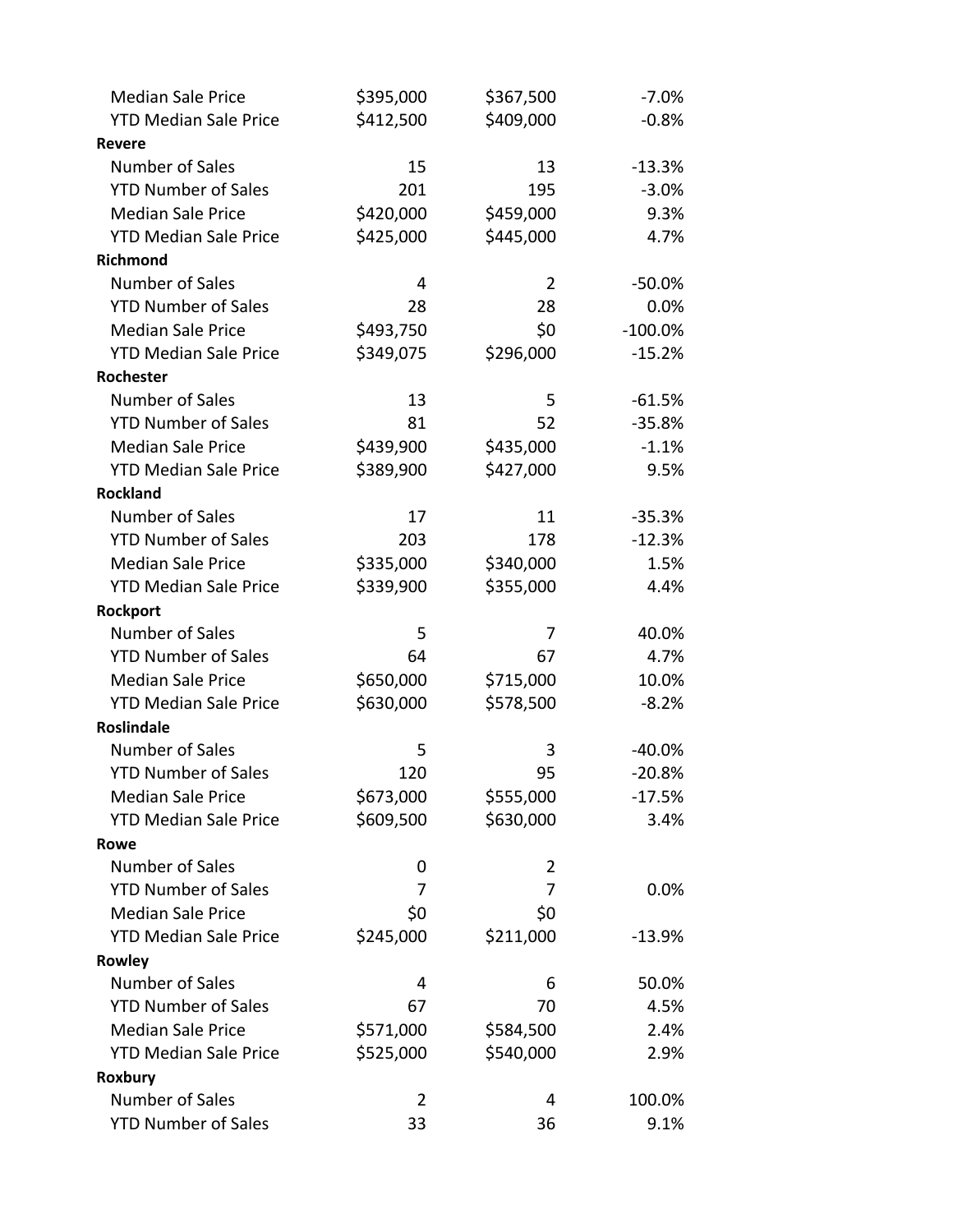| | | | |
|---|---|---|---|
| Median Sale Price | $395,000 | $367,500 | -7.0% |
| YTD Median Sale Price | $412,500 | $409,000 | -0.8% |
| **Revere** | | | |
| Number of Sales | 15 | 13 | -13.3% |
| YTD Number of Sales | 201 | 195 | -3.0% |
| Median Sale Price | $420,000 | $459,000 | 9.3% |
| YTD Median Sale Price | $425,000 | $445,000 | 4.7% |
| **Richmond** | | | |
| Number of Sales | 4 | 2 | -50.0% |
| YTD Number of Sales | 28 | 28 | 0.0% |
| Median Sale Price | $493,750 | $0 | -100.0% |
| YTD Median Sale Price | $349,075 | $296,000 | -15.2% |
| **Rochester** | | | |
| Number of Sales | 13 | 5 | -61.5% |
| YTD Number of Sales | 81 | 52 | -35.8% |
| Median Sale Price | $439,900 | $435,000 | -1.1% |
| YTD Median Sale Price | $389,900 | $427,000 | 9.5% |
| **Rockland** | | | |
| Number of Sales | 17 | 11 | -35.3% |
| YTD Number of Sales | 203 | 178 | -12.3% |
| Median Sale Price | $335,000 | $340,000 | 1.5% |
| YTD Median Sale Price | $339,900 | $355,000 | 4.4% |
| **Rockport** | | | |
| Number of Sales | 5 | 7 | 40.0% |
| YTD Number of Sales | 64 | 67 | 4.7% |
| Median Sale Price | $650,000 | $715,000 | 10.0% |
| YTD Median Sale Price | $630,000 | $578,500 | -8.2% |
| **Roslindale** | | | |
| Number of Sales | 5 | 3 | -40.0% |
| YTD Number of Sales | 120 | 95 | -20.8% |
| Median Sale Price | $673,000 | $555,000 | -17.5% |
| YTD Median Sale Price | $609,500 | $630,000 | 3.4% |
| **Rowe** | | | |
| Number of Sales | 0 | 2 | |
| YTD Number of Sales | 7 | 7 | 0.0% |
| Median Sale Price | $0 | $0 | |
| YTD Median Sale Price | $245,000 | $211,000 | -13.9% |
| **Rowley** | | | |
| Number of Sales | 4 | 6 | 50.0% |
| YTD Number of Sales | 67 | 70 | 4.5% |
| Median Sale Price | $571,000 | $584,500 | 2.4% |
| YTD Median Sale Price | $525,000 | $540,000 | 2.9% |
| **Roxbury** | | | |
| Number of Sales | 2 | 4 | 100.0% |
| YTD Number of Sales | 33 | 36 | 9.1% |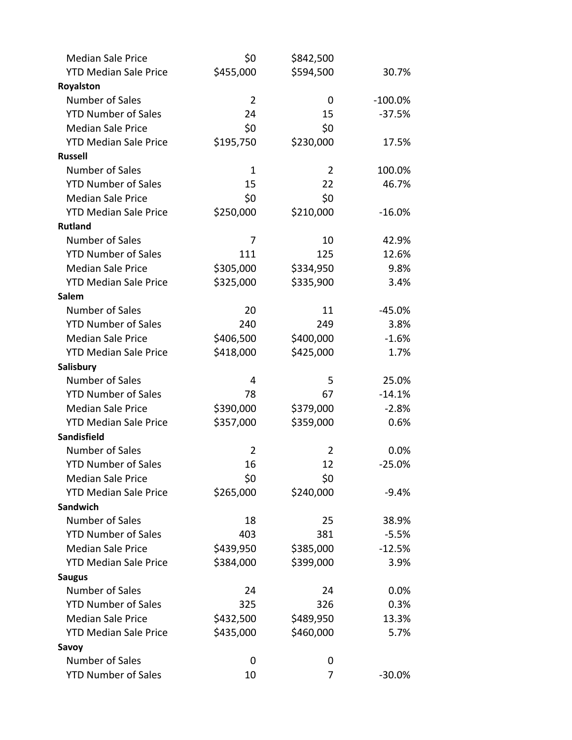| | | | |
|---|---|---|---|
| Median Sale Price | $0 | $842,500 | |
| YTD Median Sale Price | $455,000 | $594,500 | 30.7% |
| **Royalston** | | | |
| Number of Sales | 2 | 0 | -100.0% |
| YTD Number of Sales | 24 | 15 | -37.5% |
| Median Sale Price | $0 | $0 | |
| YTD Median Sale Price | $195,750 | $230,000 | 17.5% |
| **Russell** | | | |
| Number of Sales | 1 | 2 | 100.0% |
| YTD Number of Sales | 15 | 22 | 46.7% |
| Median Sale Price | $0 | $0 | |
| YTD Median Sale Price | $250,000 | $210,000 | -16.0% |
| **Rutland** | | | |
| Number of Sales | 7 | 10 | 42.9% |
| YTD Number of Sales | 111 | 125 | 12.6% |
| Median Sale Price | $305,000 | $334,950 | 9.8% |
| YTD Median Sale Price | $325,000 | $335,900 | 3.4% |
| **Salem** | | | |
| Number of Sales | 20 | 11 | -45.0% |
| YTD Number of Sales | 240 | 249 | 3.8% |
| Median Sale Price | $406,500 | $400,000 | -1.6% |
| YTD Median Sale Price | $418,000 | $425,000 | 1.7% |
| **Salisbury** | | | |
| Number of Sales | 4 | 5 | 25.0% |
| YTD Number of Sales | 78 | 67 | -14.1% |
| Median Sale Price | $390,000 | $379,000 | -2.8% |
| YTD Median Sale Price | $357,000 | $359,000 | 0.6% |
| **Sandisfield** | | | |
| Number of Sales | 2 | 2 | 0.0% |
| YTD Number of Sales | 16 | 12 | -25.0% |
| Median Sale Price | $0 | $0 | |
| YTD Median Sale Price | $265,000 | $240,000 | -9.4% |
| **Sandwich** | | | |
| Number of Sales | 18 | 25 | 38.9% |
| YTD Number of Sales | 403 | 381 | -5.5% |
| Median Sale Price | $439,950 | $385,000 | -12.5% |
| YTD Median Sale Price | $384,000 | $399,000 | 3.9% |
| **Saugus** | | | |
| Number of Sales | 24 | 24 | 0.0% |
| YTD Number of Sales | 325 | 326 | 0.3% |
| Median Sale Price | $432,500 | $489,950 | 13.3% |
| YTD Median Sale Price | $435,000 | $460,000 | 5.7% |
| **Savoy** | | | |
| Number of Sales | 0 | 0 | |
| YTD Number of Sales | 10 | 7 | -30.0% |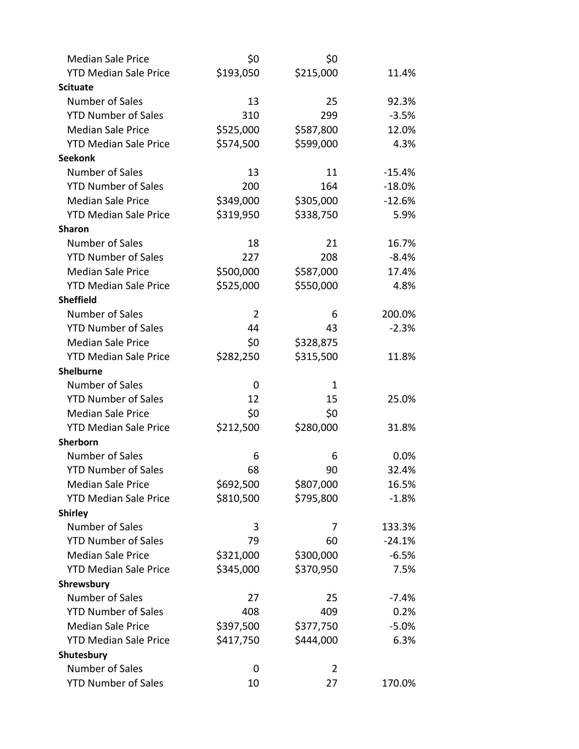| | | | |
|---|---|---|---|
| Median Sale Price | $0 | $0 | |
| YTD Median Sale Price | $193,050 | $215,000 | 11.4% |
| **Scituate** | | | |
| Number of Sales | 13 | 25 | 92.3% |
| YTD Number of Sales | 310 | 299 | -3.5% |
| Median Sale Price | $525,000 | $587,800 | 12.0% |
| YTD Median Sale Price | $574,500 | $599,000 | 4.3% |
| **Seekonk** | | | |
| Number of Sales | 13 | 11 | -15.4% |
| YTD Number of Sales | 200 | 164 | -18.0% |
| Median Sale Price | $349,000 | $305,000 | -12.6% |
| YTD Median Sale Price | $319,950 | $338,750 | 5.9% |
| **Sharon** | | | |
| Number of Sales | 18 | 21 | 16.7% |
| YTD Number of Sales | 227 | 208 | -8.4% |
| Median Sale Price | $500,000 | $587,000 | 17.4% |
| YTD Median Sale Price | $525,000 | $550,000 | 4.8% |
| **Sheffield** | | | |
| Number of Sales | 2 | 6 | 200.0% |
| YTD Number of Sales | 44 | 43 | -2.3% |
| Median Sale Price | $0 | $328,875 | |
| YTD Median Sale Price | $282,250 | $315,500 | 11.8% |
| **Shelburne** | | | |
| Number of Sales | 0 | 1 | |
| YTD Number of Sales | 12 | 15 | 25.0% |
| Median Sale Price | $0 | $0 | |
| YTD Median Sale Price | $212,500 | $280,000 | 31.8% |
| **Sherborn** | | | |
| Number of Sales | 6 | 6 | 0.0% |
| YTD Number of Sales | 68 | 90 | 32.4% |
| Median Sale Price | $692,500 | $807,000 | 16.5% |
| YTD Median Sale Price | $810,500 | $795,800 | -1.8% |
| **Shirley** | | | |
| Number of Sales | 3 | 7 | 133.3% |
| YTD Number of Sales | 79 | 60 | -24.1% |
| Median Sale Price | $321,000 | $300,000 | -6.5% |
| YTD Median Sale Price | $345,000 | $370,950 | 7.5% |
| **Shrewsbury** | | | |
| Number of Sales | 27 | 25 | -7.4% |
| YTD Number of Sales | 408 | 409 | 0.2% |
| Median Sale Price | $397,500 | $377,750 | -5.0% |
| YTD Median Sale Price | $417,750 | $444,000 | 6.3% |
| **Shutesbury** | | | |
| Number of Sales | 0 | 2 | |
| YTD Number of Sales | 10 | 27 | 170.0% |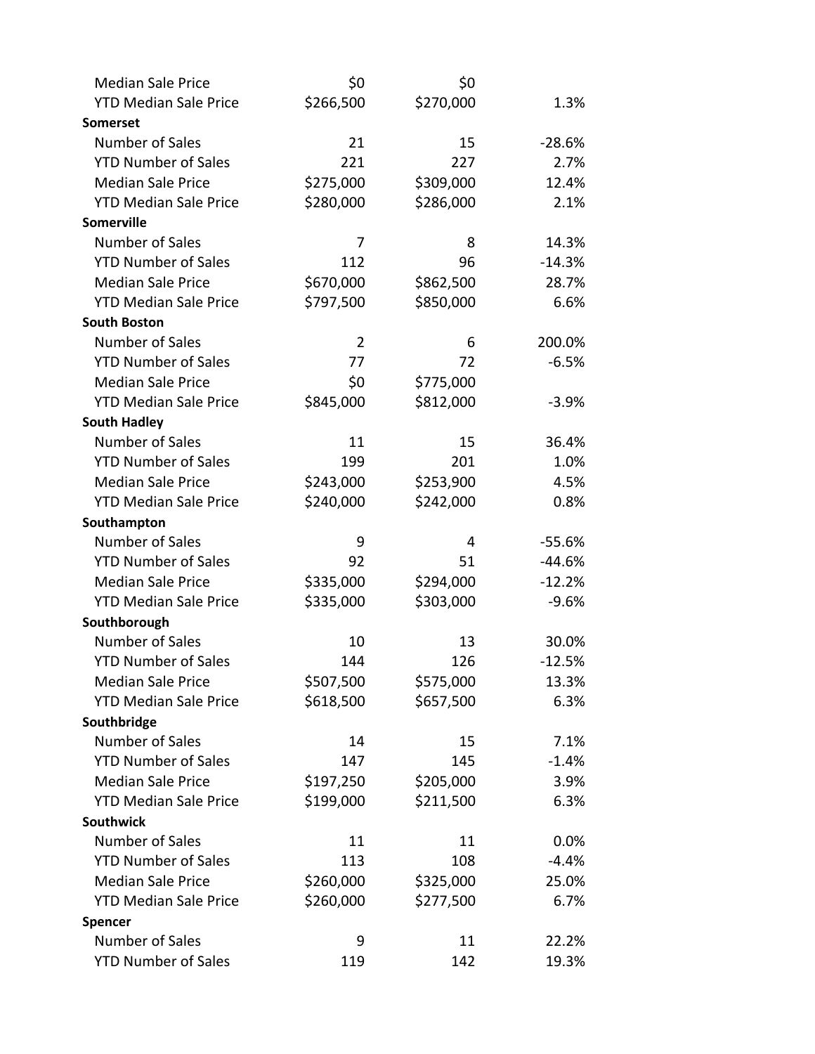| | | | |
|---|---|---|---|
| Median Sale Price | $0 | $0 | |
| YTD Median Sale Price | $266,500 | $270,000 | 1.3% |
| **Somerset** | | | |
| Number of Sales | 21 | 15 | -28.6% |
| YTD Number of Sales | 221 | 227 | 2.7% |
| Median Sale Price | $275,000 | $309,000 | 12.4% |
| YTD Median Sale Price | $280,000 | $286,000 | 2.1% |
| **Somerville** | | | |
| Number of Sales | 7 | 8 | 14.3% |
| YTD Number of Sales | 112 | 96 | -14.3% |
| Median Sale Price | $670,000 | $862,500 | 28.7% |
| YTD Median Sale Price | $797,500 | $850,000 | 6.6% |
| **South Boston** | | | |
| Number of Sales | 2 | 6 | 200.0% |
| YTD Number of Sales | 77 | 72 | -6.5% |
| Median Sale Price | $0 | $775,000 | |
| YTD Median Sale Price | $845,000 | $812,000 | -3.9% |
| **South Hadley** | | | |
| Number of Sales | 11 | 15 | 36.4% |
| YTD Number of Sales | 199 | 201 | 1.0% |
| Median Sale Price | $243,000 | $253,900 | 4.5% |
| YTD Median Sale Price | $240,000 | $242,000 | 0.8% |
| **Southampton** | | | |
| Number of Sales | 9 | 4 | -55.6% |
| YTD Number of Sales | 92 | 51 | -44.6% |
| Median Sale Price | $335,000 | $294,000 | -12.2% |
| YTD Median Sale Price | $335,000 | $303,000 | -9.6% |
| **Southborough** | | | |
| Number of Sales | 10 | 13 | 30.0% |
| YTD Number of Sales | 144 | 126 | -12.5% |
| Median Sale Price | $507,500 | $575,000 | 13.3% |
| YTD Median Sale Price | $618,500 | $657,500 | 6.3% |
| **Southbridge** | | | |
| Number of Sales | 14 | 15 | 7.1% |
| YTD Number of Sales | 147 | 145 | -1.4% |
| Median Sale Price | $197,250 | $205,000 | 3.9% |
| YTD Median Sale Price | $199,000 | $211,500 | 6.3% |
| **Southwick** | | | |
| Number of Sales | 11 | 11 | 0.0% |
| YTD Number of Sales | 113 | 108 | -4.4% |
| Median Sale Price | $260,000 | $325,000 | 25.0% |
| YTD Median Sale Price | $260,000 | $277,500 | 6.7% |
| **Spencer** | | | |
| Number of Sales | 9 | 11 | 22.2% |
| YTD Number of Sales | 119 | 142 | 19.3% |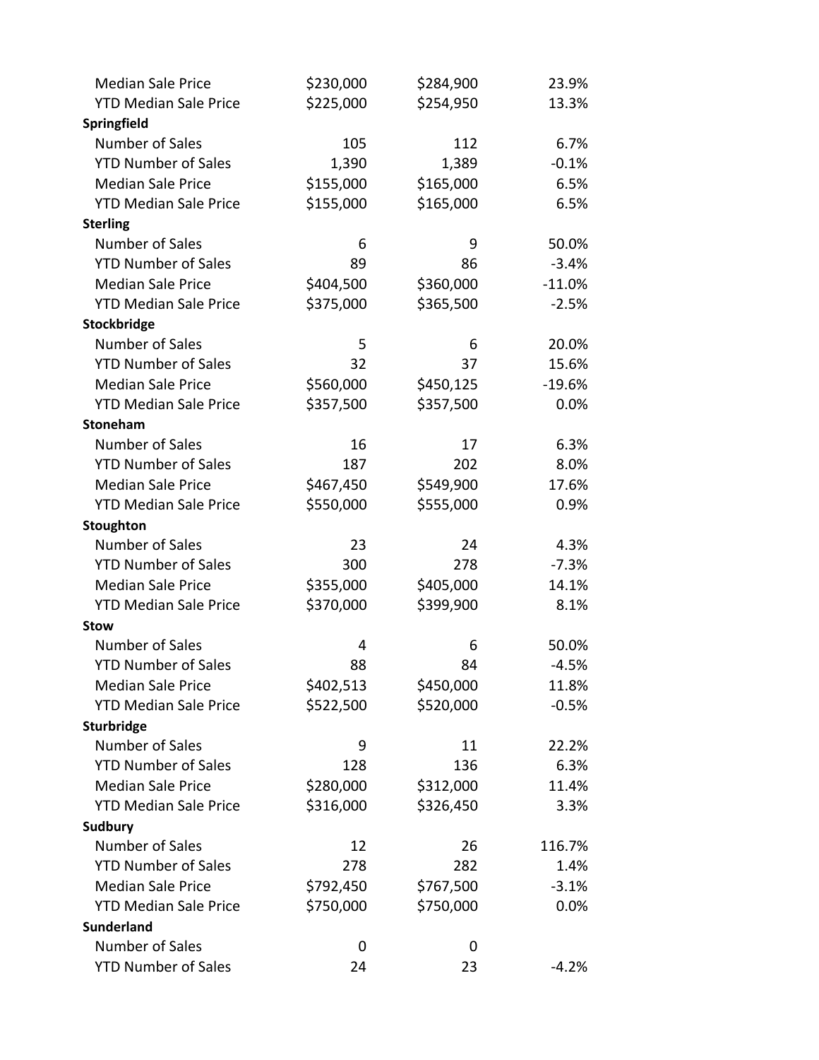| | | | |
|---|---|---|---|
| Median Sale Price | $230,000 | $284,900 | 23.9% |
| YTD Median Sale Price | $225,000 | $254,950 | 13.3% |
| **Springfield** | | | |
| Number of Sales | 105 | 112 | 6.7% |
| YTD Number of Sales | 1,390 | 1,389 | -0.1% |
| Median Sale Price | $155,000 | $165,000 | 6.5% |
| YTD Median Sale Price | $155,000 | $165,000 | 6.5% |
| **Sterling** | | | |
| Number of Sales | 6 | 9 | 50.0% |
| YTD Number of Sales | 89 | 86 | -3.4% |
| Median Sale Price | $404,500 | $360,000 | -11.0% |
| YTD Median Sale Price | $375,000 | $365,500 | -2.5% |
| **Stockbridge** | | | |
| Number of Sales | 5 | 6 | 20.0% |
| YTD Number of Sales | 32 | 37 | 15.6% |
| Median Sale Price | $560,000 | $450,125 | -19.6% |
| YTD Median Sale Price | $357,500 | $357,500 | 0.0% |
| **Stoneham** | | | |
| Number of Sales | 16 | 17 | 6.3% |
| YTD Number of Sales | 187 | 202 | 8.0% |
| Median Sale Price | $467,450 | $549,900 | 17.6% |
| YTD Median Sale Price | $550,000 | $555,000 | 0.9% |
| **Stoughton** | | | |
| Number of Sales | 23 | 24 | 4.3% |
| YTD Number of Sales | 300 | 278 | -7.3% |
| Median Sale Price | $355,000 | $405,000 | 14.1% |
| YTD Median Sale Price | $370,000 | $399,900 | 8.1% |
| **Stow** | | | |
| Number of Sales | 4 | 6 | 50.0% |
| YTD Number of Sales | 88 | 84 | -4.5% |
| Median Sale Price | $402,513 | $450,000 | 11.8% |
| YTD Median Sale Price | $522,500 | $520,000 | -0.5% |
| **Sturbridge** | | | |
| Number of Sales | 9 | 11 | 22.2% |
| YTD Number of Sales | 128 | 136 | 6.3% |
| Median Sale Price | $280,000 | $312,000 | 11.4% |
| YTD Median Sale Price | $316,000 | $326,450 | 3.3% |
| **Sudbury** | | | |
| Number of Sales | 12 | 26 | 116.7% |
| YTD Number of Sales | 278 | 282 | 1.4% |
| Median Sale Price | $792,450 | $767,500 | -3.1% |
| YTD Median Sale Price | $750,000 | $750,000 | 0.0% |
| **Sunderland** | | | |
| Number of Sales | 0 | 0 | |
| YTD Number of Sales | 24 | 23 | -4.2% |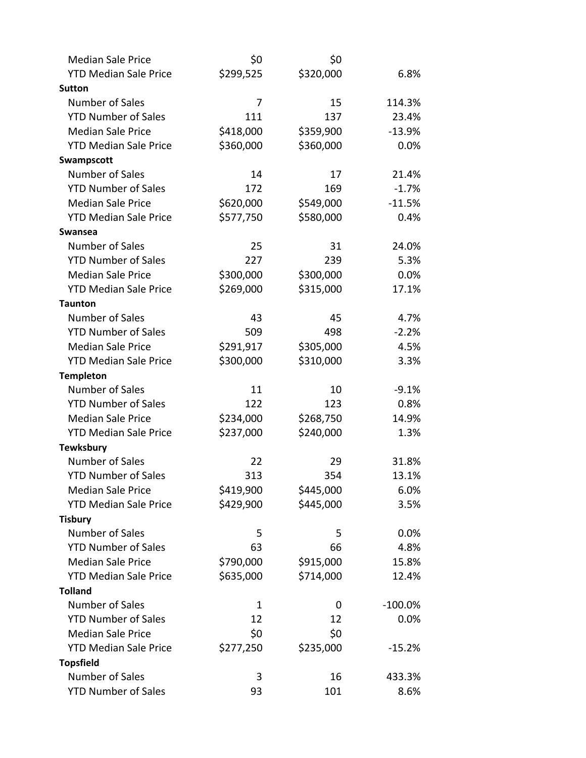| | | | |
|---|---|---|---|
| Median Sale Price | $0 | $0 | |
| YTD Median Sale Price | $299,525 | $320,000 | 6.8% |
| **Sutton** | | | |
| Number of Sales | 7 | 15 | 114.3% |
| YTD Number of Sales | 111 | 137 | 23.4% |
| Median Sale Price | $418,000 | $359,900 | -13.9% |
| YTD Median Sale Price | $360,000 | $360,000 | 0.0% |
| **Swampscott** | | | |
| Number of Sales | 14 | 17 | 21.4% |
| YTD Number of Sales | 172 | 169 | -1.7% |
| Median Sale Price | $620,000 | $549,000 | -11.5% |
| YTD Median Sale Price | $577,750 | $580,000 | 0.4% |
| **Swansea** | | | |
| Number of Sales | 25 | 31 | 24.0% |
| YTD Number of Sales | 227 | 239 | 5.3% |
| Median Sale Price | $300,000 | $300,000 | 0.0% |
| YTD Median Sale Price | $269,000 | $315,000 | 17.1% |
| **Taunton** | | | |
| Number of Sales | 43 | 45 | 4.7% |
| YTD Number of Sales | 509 | 498 | -2.2% |
| Median Sale Price | $291,917 | $305,000 | 4.5% |
| YTD Median Sale Price | $300,000 | $310,000 | 3.3% |
| **Templeton** | | | |
| Number of Sales | 11 | 10 | -9.1% |
| YTD Number of Sales | 122 | 123 | 0.8% |
| Median Sale Price | $234,000 | $268,750 | 14.9% |
| YTD Median Sale Price | $237,000 | $240,000 | 1.3% |
| **Tewksbury** | | | |
| Number of Sales | 22 | 29 | 31.8% |
| YTD Number of Sales | 313 | 354 | 13.1% |
| Median Sale Price | $419,900 | $445,000 | 6.0% |
| YTD Median Sale Price | $429,900 | $445,000 | 3.5% |
| **Tisbury** | | | |
| Number of Sales | 5 | 5 | 0.0% |
| YTD Number of Sales | 63 | 66 | 4.8% |
| Median Sale Price | $790,000 | $915,000 | 15.8% |
| YTD Median Sale Price | $635,000 | $714,000 | 12.4% |
| **Tolland** | | | |
| Number of Sales | 1 | 0 | -100.0% |
| YTD Number of Sales | 12 | 12 | 0.0% |
| Median Sale Price | $0 | $0 | |
| YTD Median Sale Price | $277,250 | $235,000 | -15.2% |
| **Topsfield** | | | |
| Number of Sales | 3 | 16 | 433.3% |
| YTD Number of Sales | 93 | 101 | 8.6% |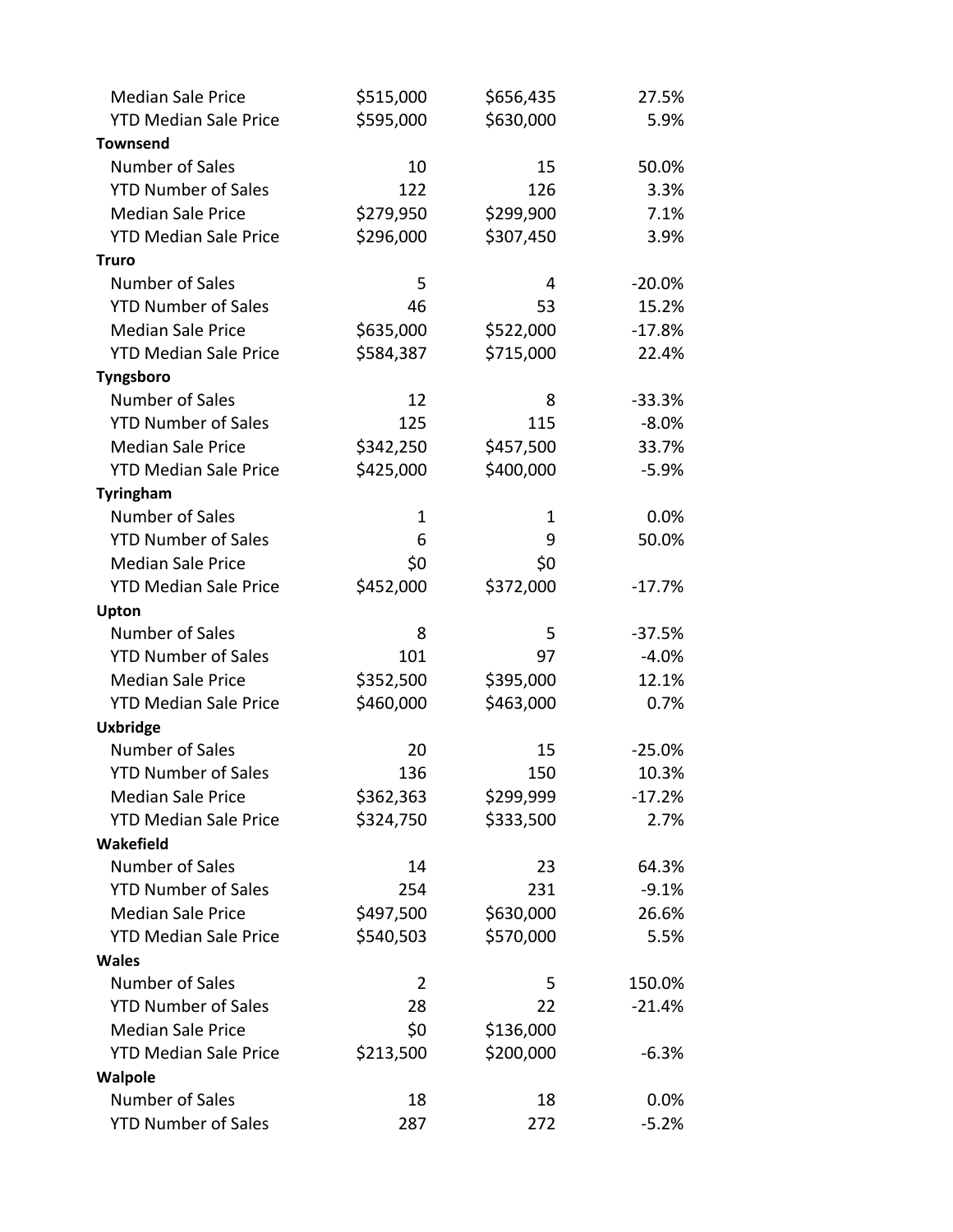| | | | |
|---|---|---|---|
| Median Sale Price | $515,000 | $656,435 | 27.5% |
| YTD Median Sale Price | $595,000 | $630,000 | 5.9% |
| **Townsend** | | | |
| Number of Sales | 10 | 15 | 50.0% |
| YTD Number of Sales | 122 | 126 | 3.3% |
| Median Sale Price | $279,950 | $299,900 | 7.1% |
| YTD Median Sale Price | $296,000 | $307,450 | 3.9% |
| **Truro** | | | |
| Number of Sales | 5 | 4 | -20.0% |
| YTD Number of Sales | 46 | 53 | 15.2% |
| Median Sale Price | $635,000 | $522,000 | -17.8% |
| YTD Median Sale Price | $584,387 | $715,000 | 22.4% |
| **Tyngsboro** | | | |
| Number of Sales | 12 | 8 | -33.3% |
| YTD Number of Sales | 125 | 115 | -8.0% |
| Median Sale Price | $342,250 | $457,500 | 33.7% |
| YTD Median Sale Price | $425,000 | $400,000 | -5.9% |
| **Tyringham** | | | |
| Number of Sales | 1 | 1 | 0.0% |
| YTD Number of Sales | 6 | 9 | 50.0% |
| Median Sale Price | $0 | $0 | |
| YTD Median Sale Price | $452,000 | $372,000 | -17.7% |
| **Upton** | | | |
| Number of Sales | 8 | 5 | -37.5% |
| YTD Number of Sales | 101 | 97 | -4.0% |
| Median Sale Price | $352,500 | $395,000 | 12.1% |
| YTD Median Sale Price | $460,000 | $463,000 | 0.7% |
| **Uxbridge** | | | |
| Number of Sales | 20 | 15 | -25.0% |
| YTD Number of Sales | 136 | 150 | 10.3% |
| Median Sale Price | $362,363 | $299,999 | -17.2% |
| YTD Median Sale Price | $324,750 | $333,500 | 2.7% |
| **Wakefield** | | | |
| Number of Sales | 14 | 23 | 64.3% |
| YTD Number of Sales | 254 | 231 | -9.1% |
| Median Sale Price | $497,500 | $630,000 | 26.6% |
| YTD Median Sale Price | $540,503 | $570,000 | 5.5% |
| **Wales** | | | |
| Number of Sales | 2 | 5 | 150.0% |
| YTD Number of Sales | 28 | 22 | -21.4% |
| Median Sale Price | $0 | $136,000 | |
| YTD Median Sale Price | $213,500 | $200,000 | -6.3% |
| **Walpole** | | | |
| Number of Sales | 18 | 18 | 0.0% |
| YTD Number of Sales | 287 | 272 | -5.2% |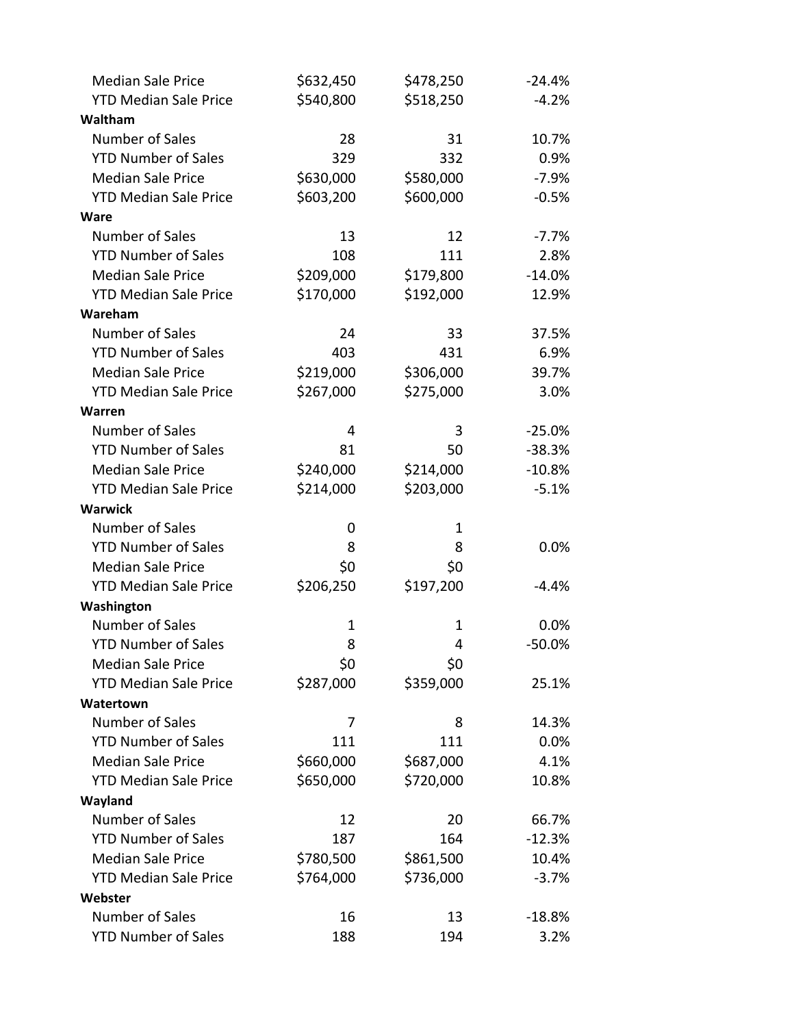| | | | |
|---|---|---|---|
| Median Sale Price | $632,450 | $478,250 | -24.4% |
| YTD Median Sale Price | $540,800 | $518,250 | -4.2% |
| **Waltham** | | | |
| Number of Sales | 28 | 31 | 10.7% |
| YTD Number of Sales | 329 | 332 | 0.9% |
| Median Sale Price | $630,000 | $580,000 | -7.9% |
| YTD Median Sale Price | $603,200 | $600,000 | -0.5% |
| **Ware** | | | |
| Number of Sales | 13 | 12 | -7.7% |
| YTD Number of Sales | 108 | 111 | 2.8% |
| Median Sale Price | $209,000 | $179,800 | -14.0% |
| YTD Median Sale Price | $170,000 | $192,000 | 12.9% |
| **Wareham** | | | |
| Number of Sales | 24 | 33 | 37.5% |
| YTD Number of Sales | 403 | 431 | 6.9% |
| Median Sale Price | $219,000 | $306,000 | 39.7% |
| YTD Median Sale Price | $267,000 | $275,000 | 3.0% |
| **Warren** | | | |
| Number of Sales | 4 | 3 | -25.0% |
| YTD Number of Sales | 81 | 50 | -38.3% |
| Median Sale Price | $240,000 | $214,000 | -10.8% |
| YTD Median Sale Price | $214,000 | $203,000 | -5.1% |
| **Warwick** | | | |
| Number of Sales | 0 | 1 | |
| YTD Number of Sales | 8 | 8 | 0.0% |
| Median Sale Price | $0 | $0 | |
| YTD Median Sale Price | $206,250 | $197,200 | -4.4% |
| **Washington** | | | |
| Number of Sales | 1 | 1 | 0.0% |
| YTD Number of Sales | 8 | 4 | -50.0% |
| Median Sale Price | $0 | $0 | |
| YTD Median Sale Price | $287,000 | $359,000 | 25.1% |
| **Watertown** | | | |
| Number of Sales | 7 | 8 | 14.3% |
| YTD Number of Sales | 111 | 111 | 0.0% |
| Median Sale Price | $660,000 | $687,000 | 4.1% |
| YTD Median Sale Price | $650,000 | $720,000 | 10.8% |
| **Wayland** | | | |
| Number of Sales | 12 | 20 | 66.7% |
| YTD Number of Sales | 187 | 164 | -12.3% |
| Median Sale Price | $780,500 | $861,500 | 10.4% |
| YTD Median Sale Price | $764,000 | $736,000 | -3.7% |
| **Webster** | | | |
| Number of Sales | 16 | 13 | -18.8% |
| YTD Number of Sales | 188 | 194 | 3.2% |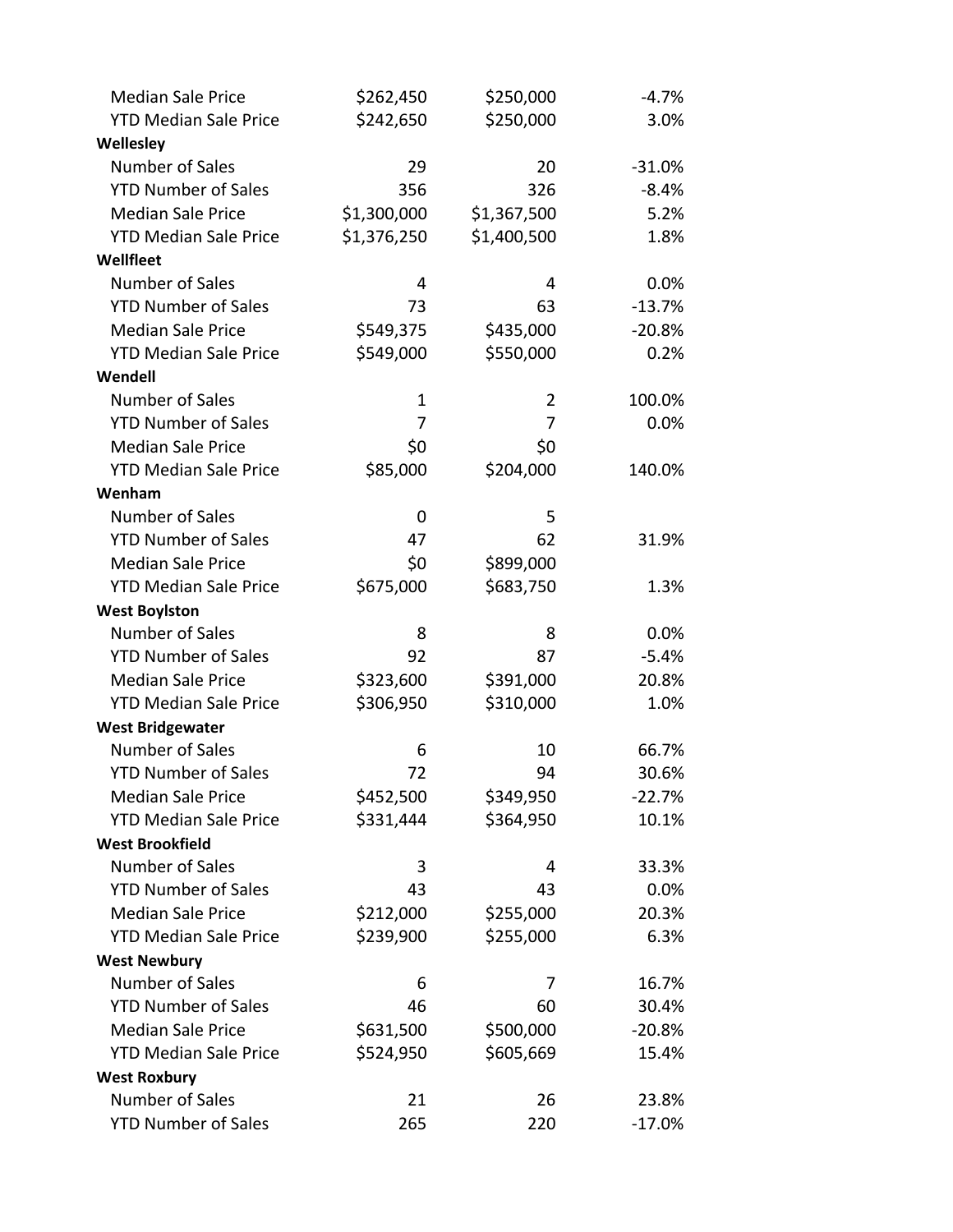| | | | |
|---|---|---|---|
| Median Sale Price | $262,450 | $250,000 | -4.7% |
| YTD Median Sale Price | $242,650 | $250,000 | 3.0% |
| **Wellesley** | | | |
| Number of Sales | 29 | 20 | -31.0% |
| YTD Number of Sales | 356 | 326 | -8.4% |
| Median Sale Price | $1,300,000 | $1,367,500 | 5.2% |
| YTD Median Sale Price | $1,376,250 | $1,400,500 | 1.8% |
| **Wellfleet** | | | |
| Number of Sales | 4 | 4 | 0.0% |
| YTD Number of Sales | 73 | 63 | -13.7% |
| Median Sale Price | $549,375 | $435,000 | -20.8% |
| YTD Median Sale Price | $549,000 | $550,000 | 0.2% |
| **Wendell** | | | |
| Number of Sales | 1 | 2 | 100.0% |
| YTD Number of Sales | 7 | 7 | 0.0% |
| Median Sale Price | $0 | $0 | |
| YTD Median Sale Price | $85,000 | $204,000 | 140.0% |
| **Wenham** | | | |
| Number of Sales | 0 | 5 | |
| YTD Number of Sales | 47 | 62 | 31.9% |
| Median Sale Price | $0 | $899,000 | |
| YTD Median Sale Price | $675,000 | $683,750 | 1.3% |
| **West Boylston** | | | |
| Number of Sales | 8 | 8 | 0.0% |
| YTD Number of Sales | 92 | 87 | -5.4% |
| Median Sale Price | $323,600 | $391,000 | 20.8% |
| YTD Median Sale Price | $306,950 | $310,000 | 1.0% |
| **West Bridgewater** | | | |
| Number of Sales | 6 | 10 | 66.7% |
| YTD Number of Sales | 72 | 94 | 30.6% |
| Median Sale Price | $452,500 | $349,950 | -22.7% |
| YTD Median Sale Price | $331,444 | $364,950 | 10.1% |
| **West Brookfield** | | | |
| Number of Sales | 3 | 4 | 33.3% |
| YTD Number of Sales | 43 | 43 | 0.0% |
| Median Sale Price | $212,000 | $255,000 | 20.3% |
| YTD Median Sale Price | $239,900 | $255,000 | 6.3% |
| **West Newbury** | | | |
| Number of Sales | 6 | 7 | 16.7% |
| YTD Number of Sales | 46 | 60 | 30.4% |
| Median Sale Price | $631,500 | $500,000 | -20.8% |
| YTD Median Sale Price | $524,950 | $605,669 | 15.4% |
| **West Roxbury** | | | |
| Number of Sales | 21 | 26 | 23.8% |
| YTD Number of Sales | 265 | 220 | -17.0% |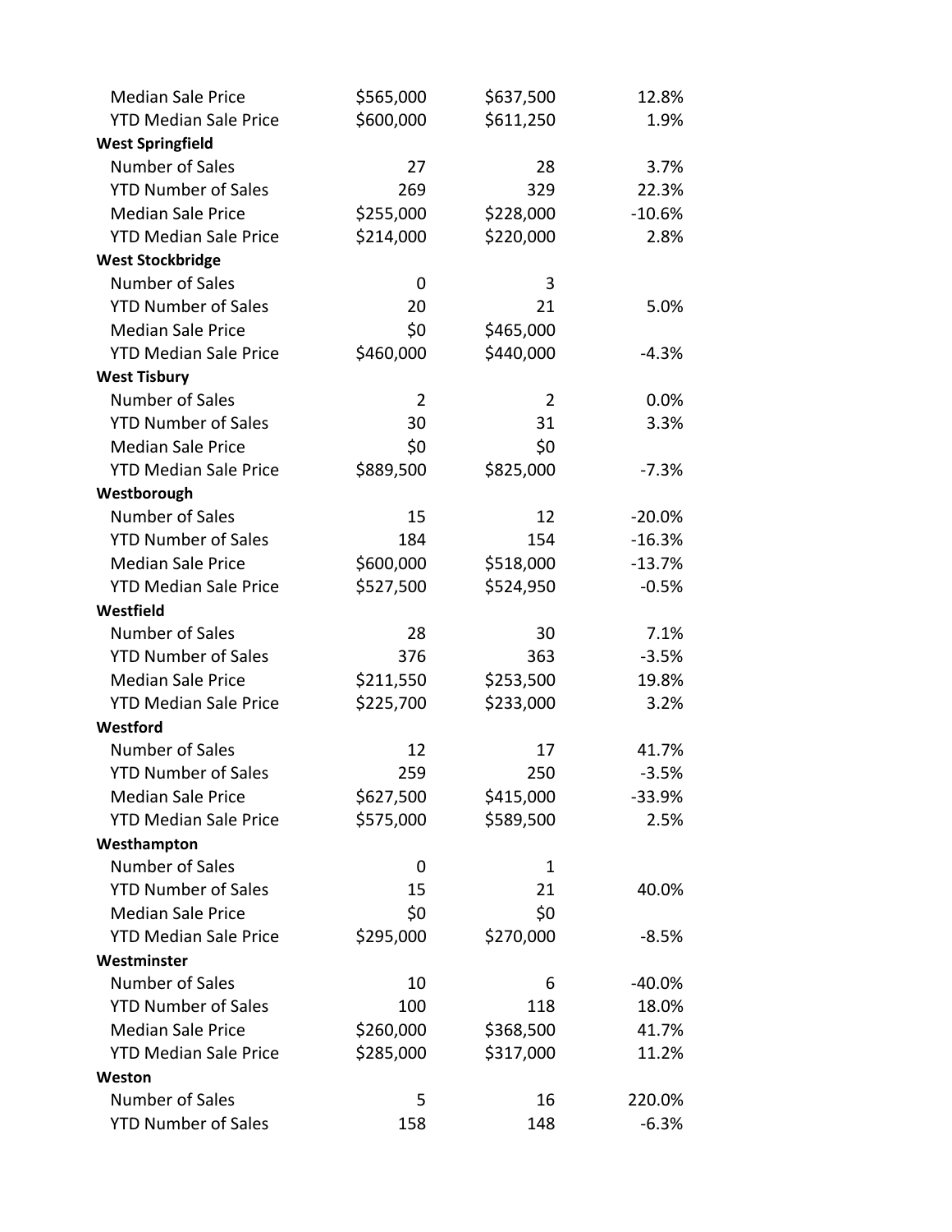| | | | |
|---|---|---|---|
| Median Sale Price | $565,000 | $637,500 | 12.8% |
| YTD Median Sale Price | $600,000 | $611,250 | 1.9% |
| **West Springfield** | | | |
| Number of Sales | 27 | 28 | 3.7% |
| YTD Number of Sales | 269 | 329 | 22.3% |
| Median Sale Price | $255,000 | $228,000 | -10.6% |
| YTD Median Sale Price | $214,000 | $220,000 | 2.8% |
| **West Stockbridge** | | | |
| Number of Sales | 0 | 3 | |
| YTD Number of Sales | 20 | 21 | 5.0% |
| Median Sale Price | $0 | $465,000 | |
| YTD Median Sale Price | $460,000 | $440,000 | -4.3% |
| **West Tisbury** | | | |
| Number of Sales | 2 | 2 | 0.0% |
| YTD Number of Sales | 30 | 31 | 3.3% |
| Median Sale Price | $0 | $0 | |
| YTD Median Sale Price | $889,500 | $825,000 | -7.3% |
| **Westborough** | | | |
| Number of Sales | 15 | 12 | -20.0% |
| YTD Number of Sales | 184 | 154 | -16.3% |
| Median Sale Price | $600,000 | $518,000 | -13.7% |
| YTD Median Sale Price | $527,500 | $524,950 | -0.5% |
| **Westfield** | | | |
| Number of Sales | 28 | 30 | 7.1% |
| YTD Number of Sales | 376 | 363 | -3.5% |
| Median Sale Price | $211,550 | $253,500 | 19.8% |
| YTD Median Sale Price | $225,700 | $233,000 | 3.2% |
| **Westford** | | | |
| Number of Sales | 12 | 17 | 41.7% |
| YTD Number of Sales | 259 | 250 | -3.5% |
| Median Sale Price | $627,500 | $415,000 | -33.9% |
| YTD Median Sale Price | $575,000 | $589,500 | 2.5% |
| **Westhampton** | | | |
| Number of Sales | 0 | 1 | |
| YTD Number of Sales | 15 | 21 | 40.0% |
| Median Sale Price | $0 | $0 | |
| YTD Median Sale Price | $295,000 | $270,000 | -8.5% |
| **Westminster** | | | |
| Number of Sales | 10 | 6 | -40.0% |
| YTD Number of Sales | 100 | 118 | 18.0% |
| Median Sale Price | $260,000 | $368,500 | 41.7% |
| YTD Median Sale Price | $285,000 | $317,000 | 11.2% |
| **Weston** | | | |
| Number of Sales | 5 | 16 | 220.0% |
| YTD Number of Sales | 158 | 148 | -6.3% |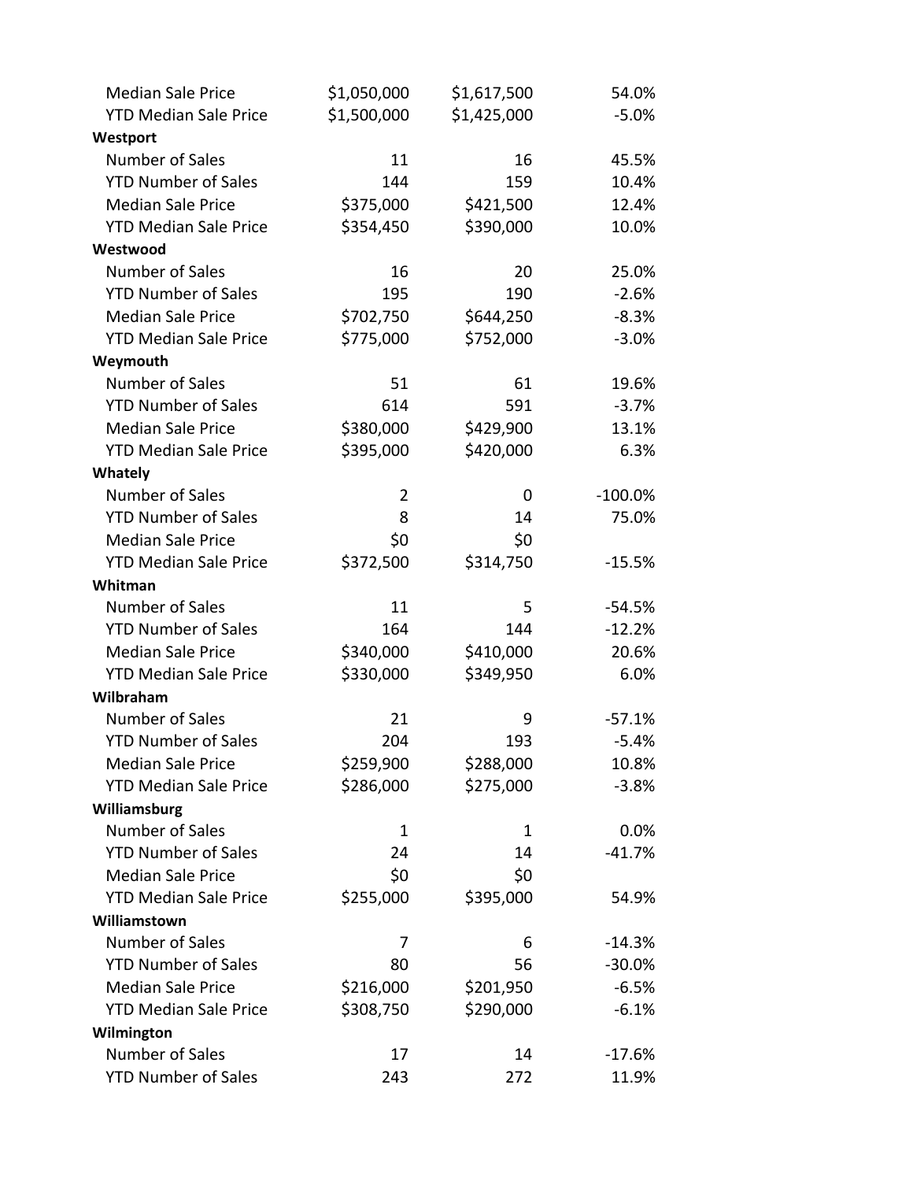| | | | |
|---|---|---|---|
| Median Sale Price | $1,050,000 | $1,617,500 | 54.0% |
| YTD Median Sale Price | $1,500,000 | $1,425,000 | -5.0% |
| **Westport** | | | |
| Number of Sales | 11 | 16 | 45.5% |
| YTD Number of Sales | 144 | 159 | 10.4% |
| Median Sale Price | $375,000 | $421,500 | 12.4% |
| YTD Median Sale Price | $354,450 | $390,000 | 10.0% |
| **Westwood** | | | |
| Number of Sales | 16 | 20 | 25.0% |
| YTD Number of Sales | 195 | 190 | -2.6% |
| Median Sale Price | $702,750 | $644,250 | -8.3% |
| YTD Median Sale Price | $775,000 | $752,000 | -3.0% |
| **Weymouth** | | | |
| Number of Sales | 51 | 61 | 19.6% |
| YTD Number of Sales | 614 | 591 | -3.7% |
| Median Sale Price | $380,000 | $429,900 | 13.1% |
| YTD Median Sale Price | $395,000 | $420,000 | 6.3% |
| **Whately** | | | |
| Number of Sales | 2 | 0 | -100.0% |
| YTD Number of Sales | 8 | 14 | 75.0% |
| Median Sale Price | $0 | $0 | |
| YTD Median Sale Price | $372,500 | $314,750 | -15.5% |
| **Whitman** | | | |
| Number of Sales | 11 | 5 | -54.5% |
| YTD Number of Sales | 164 | 144 | -12.2% |
| Median Sale Price | $340,000 | $410,000 | 20.6% |
| YTD Median Sale Price | $330,000 | $349,950 | 6.0% |
| **Wilbraham** | | | |
| Number of Sales | 21 | 9 | -57.1% |
| YTD Number of Sales | 204 | 193 | -5.4% |
| Median Sale Price | $259,900 | $288,000 | 10.8% |
| YTD Median Sale Price | $286,000 | $275,000 | -3.8% |
| **Williamsburg** | | | |
| Number of Sales | 1 | 1 | 0.0% |
| YTD Number of Sales | 24 | 14 | -41.7% |
| Median Sale Price | $0 | $0 | |
| YTD Median Sale Price | $255,000 | $395,000 | 54.9% |
| **Williamstown** | | | |
| Number of Sales | 7 | 6 | -14.3% |
| YTD Number of Sales | 80 | 56 | -30.0% |
| Median Sale Price | $216,000 | $201,950 | -6.5% |
| YTD Median Sale Price | $308,750 | $290,000 | -6.1% |
| **Wilmington** | | | |
| Number of Sales | 17 | 14 | -17.6% |
| YTD Number of Sales | 243 | 272 | 11.9% |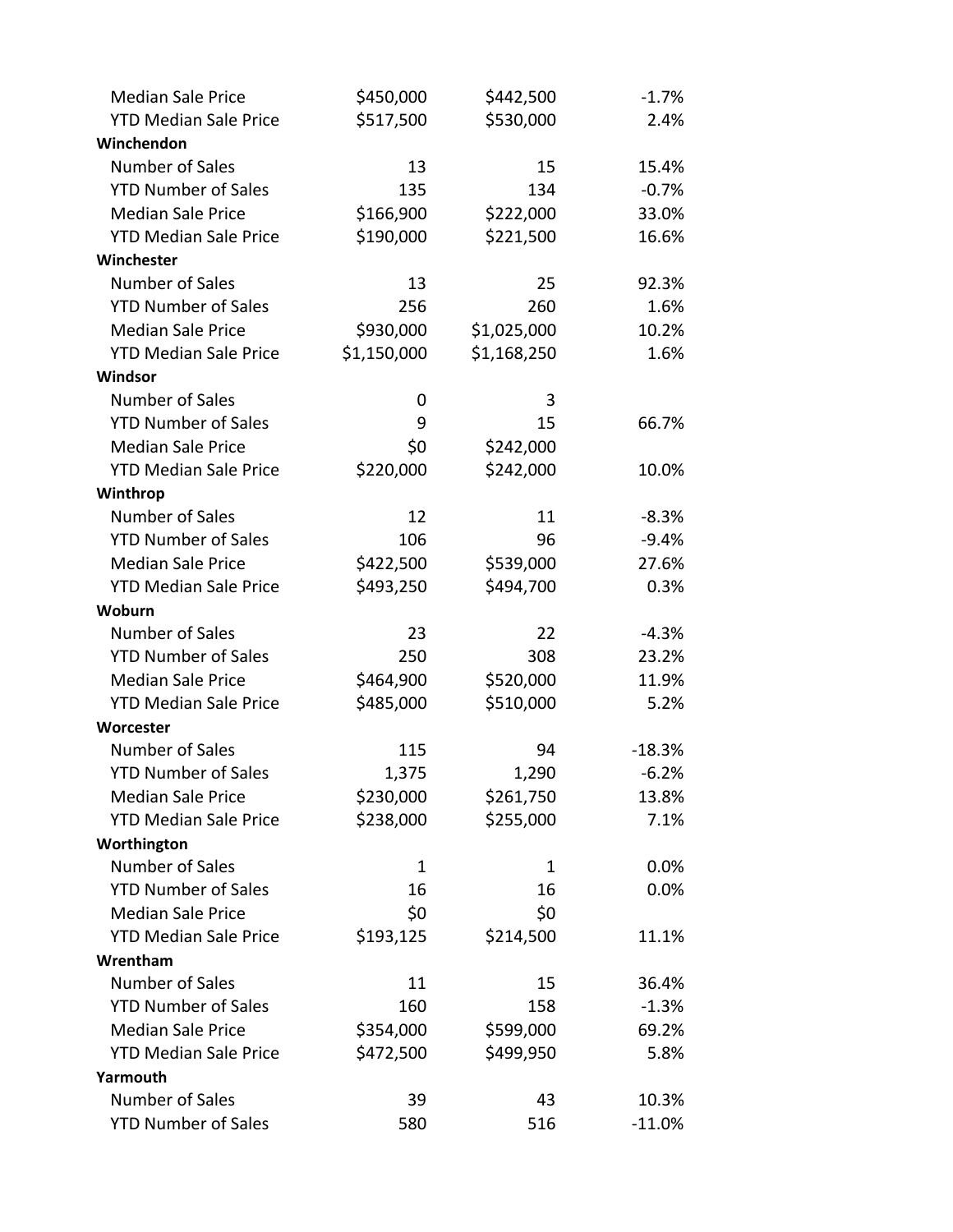| | | | |
|---|---|---|---|
| Median Sale Price | $450,000 | $442,500 | -1.7% |
| YTD Median Sale Price | $517,500 | $530,000 | 2.4% |
| **Winchendon** | | | |
| Number of Sales | 13 | 15 | 15.4% |
| YTD Number of Sales | 135 | 134 | -0.7% |
| Median Sale Price | $166,900 | $222,000 | 33.0% |
| YTD Median Sale Price | $190,000 | $221,500 | 16.6% |
| **Winchester** | | | |
| Number of Sales | 13 | 25 | 92.3% |
| YTD Number of Sales | 256 | 260 | 1.6% |
| Median Sale Price | $930,000 | $1,025,000 | 10.2% |
| YTD Median Sale Price | $1,150,000 | $1,168,250 | 1.6% |
| **Windsor** | | | |
| Number of Sales | 0 | 3 | |
| YTD Number of Sales | 9 | 15 | 66.7% |
| Median Sale Price | $0 | $242,000 | |
| YTD Median Sale Price | $220,000 | $242,000 | 10.0% |
| **Winthrop** | | | |
| Number of Sales | 12 | 11 | -8.3% |
| YTD Number of Sales | 106 | 96 | -9.4% |
| Median Sale Price | $422,500 | $539,000 | 27.6% |
| YTD Median Sale Price | $493,250 | $494,700 | 0.3% |
| **Woburn** | | | |
| Number of Sales | 23 | 22 | -4.3% |
| YTD Number of Sales | 250 | 308 | 23.2% |
| Median Sale Price | $464,900 | $520,000 | 11.9% |
| YTD Median Sale Price | $485,000 | $510,000 | 5.2% |
| **Worcester** | | | |
| Number of Sales | 115 | 94 | -18.3% |
| YTD Number of Sales | 1,375 | 1,290 | -6.2% |
| Median Sale Price | $230,000 | $261,750 | 13.8% |
| YTD Median Sale Price | $238,000 | $255,000 | 7.1% |
| **Worthington** | | | |
| Number of Sales | 1 | 1 | 0.0% |
| YTD Number of Sales | 16 | 16 | 0.0% |
| Median Sale Price | $0 | $0 | |
| YTD Median Sale Price | $193,125 | $214,500 | 11.1% |
| **Wrentham** | | | |
| Number of Sales | 11 | 15 | 36.4% |
| YTD Number of Sales | 160 | 158 | -1.3% |
| Median Sale Price | $354,000 | $599,000 | 69.2% |
| YTD Median Sale Price | $472,500 | $499,950 | 5.8% |
| **Yarmouth** | | | |
| Number of Sales | 39 | 43 | 10.3% |
| YTD Number of Sales | 580 | 516 | -11.0% |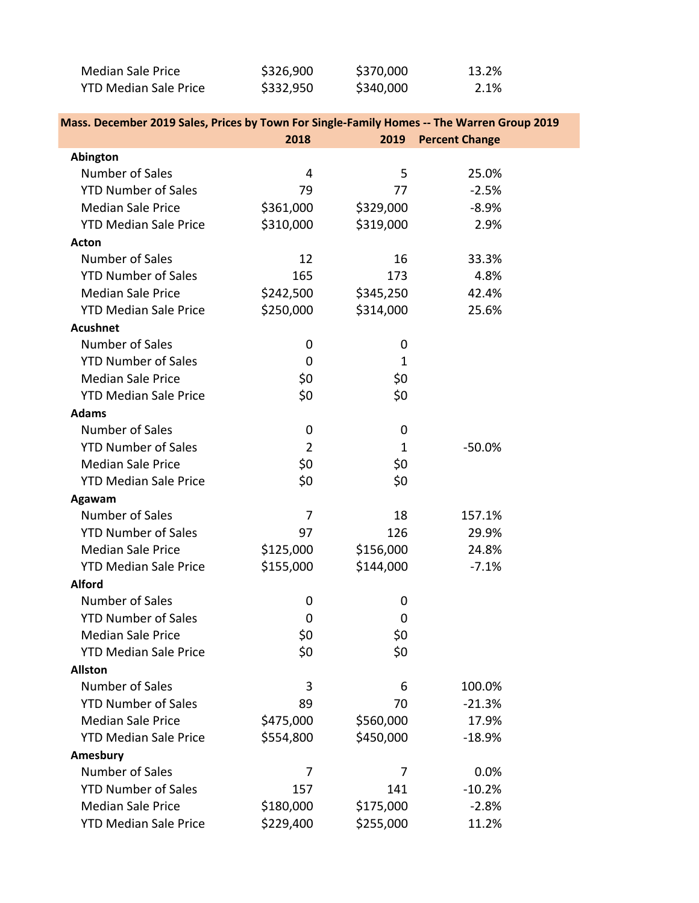| | | | |
|---|---|---|---|
| Median Sale Price | $326,900 | $370,000 | 13.2% |
| YTD Median Sale Price | $332,950 | $340,000 | 2.1% |

**Mass. December 2019 Sales, Prices by Town For Single-Family Homes -- The Warren Group 2019**

| | 2018 | 2019 | Percent Change |
|---|---|---|---|
| **Abington** | | | |
| Number of Sales | 4 | 5 | 25.0% |
| YTD Number of Sales | 79 | 77 | -2.5% |
| Median Sale Price | $361,000 | $329,000 | -8.9% |
| YTD Median Sale Price | $310,000 | $319,000 | 2.9% |
| **Acton** | | | |
| Number of Sales | 12 | 16 | 33.3% |
| YTD Number of Sales | 165 | 173 | 4.8% |
| Median Sale Price | $242,500 | $345,250 | 42.4% |
| YTD Median Sale Price | $250,000 | $314,000 | 25.6% |
| **Acushnet** | | | |
| Number of Sales | 0 | 0 | |
| YTD Number of Sales | 0 | 1 | |
| Median Sale Price | $0 | $0 | |
| YTD Median Sale Price | $0 | $0 | |
| **Adams** | | | |
| Number of Sales | 0 | 0 | |
| YTD Number of Sales | 2 | 1 | -50.0% |
| Median Sale Price | $0 | $0 | |
| YTD Median Sale Price | $0 | $0 | |
| **Agawam** | | | |
| Number of Sales | 7 | 18 | 157.1% |
| YTD Number of Sales | 97 | 126 | 29.9% |
| Median Sale Price | $125,000 | $156,000 | 24.8% |
| YTD Median Sale Price | $155,000 | $144,000 | -7.1% |
| **Alford** | | | |
| Number of Sales | 0 | 0 | |
| YTD Number of Sales | 0 | 0 | |
| Median Sale Price | $0 | $0 | |
| YTD Median Sale Price | $0 | $0 | |
| **Allston** | | | |
| Number of Sales | 3 | 6 | 100.0% |
| YTD Number of Sales | 89 | 70 | -21.3% |
| Median Sale Price | $475,000 | $560,000 | 17.9% |
| YTD Median Sale Price | $554,800 | $450,000 | -18.9% |
| **Amesbury** | | | |
| Number of Sales | 7 | 7 | 0.0% |
| YTD Number of Sales | 157 | 141 | -10.2% |
| Median Sale Price | $180,000 | $175,000 | -2.8% |
| YTD Median Sale Price | $229,400 | $255,000 | 11.2% |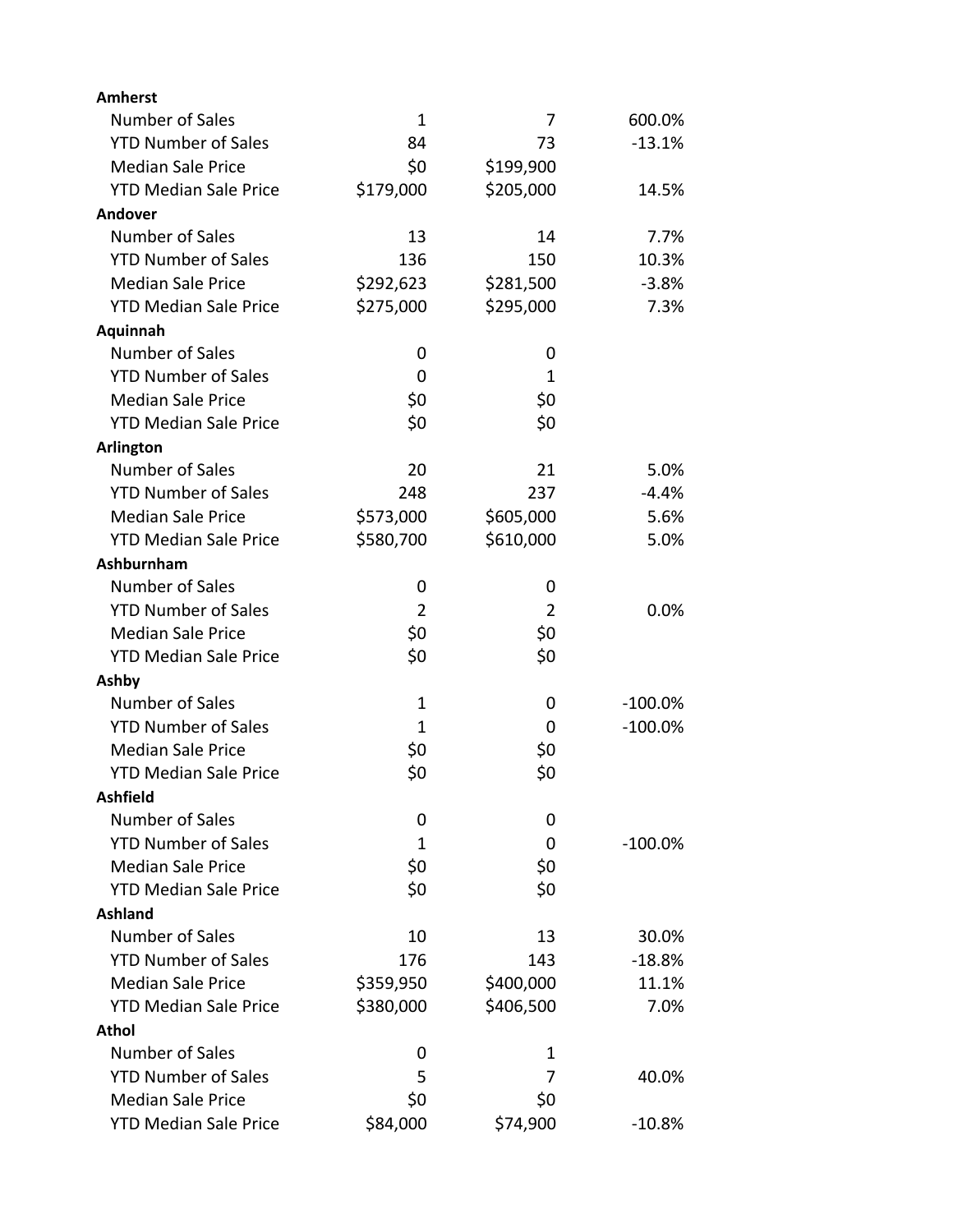| | | | |
|---|---|---|---|
| **Amherst** | | | |
| Number of Sales | 1 | 7 | 600.0% |
| YTD Number of Sales | 84 | 73 | -13.1% |
| Median Sale Price | $0 | $199,900 | |
| YTD Median Sale Price | $179,000 | $205,000 | 14.5% |
| **Andover** | | | |
| Number of Sales | 13 | 14 | 7.7% |
| YTD Number of Sales | 136 | 150 | 10.3% |
| Median Sale Price | $292,623 | $281,500 | -3.8% |
| YTD Median Sale Price | $275,000 | $295,000 | 7.3% |
| **Aquinnah** | | | |
| Number of Sales | 0 | 0 | |
| YTD Number of Sales | 0 | 1 | |
| Median Sale Price | $0 | $0 | |
| YTD Median Sale Price | $0 | $0 | |
| **Arlington** | | | |
| Number of Sales | 20 | 21 | 5.0% |
| YTD Number of Sales | 248 | 237 | -4.4% |
| Median Sale Price | $573,000 | $605,000 | 5.6% |
| YTD Median Sale Price | $580,700 | $610,000 | 5.0% |
| **Ashburnham** | | | |
| Number of Sales | 0 | 0 | |
| YTD Number of Sales | 2 | 2 | 0.0% |
| Median Sale Price | $0 | $0 | |
| YTD Median Sale Price | $0 | $0 | |
| **Ashby** | | | |
| Number of Sales | 1 | 0 | -100.0% |
| YTD Number of Sales | 1 | 0 | -100.0% |
| Median Sale Price | $0 | $0 | |
| YTD Median Sale Price | $0 | $0 | |
| **Ashfield** | | | |
| Number of Sales | 0 | 0 | |
| YTD Number of Sales | 1 | 0 | -100.0% |
| Median Sale Price | $0 | $0 | |
| YTD Median Sale Price | $0 | $0 | |
| **Ashland** | | | |
| Number of Sales | 10 | 13 | 30.0% |
| YTD Number of Sales | 176 | 143 | -18.8% |
| Median Sale Price | $359,950 | $400,000 | 11.1% |
| YTD Median Sale Price | $380,000 | $406,500 | 7.0% |
| **Athol** | | | |
| Number of Sales | 0 | 1 | |
| YTD Number of Sales | 5 | 7 | 40.0% |
| Median Sale Price | $0 | $0 | |
| YTD Median Sale Price | $84,000 | $74,900 | -10.8% |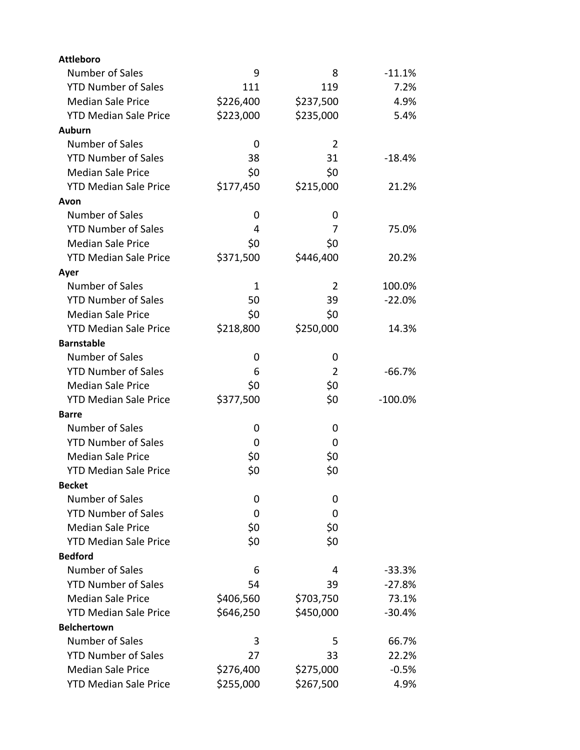| | | | |
|---|---|---|---|
| **Attleboro** | | | |
| Number of Sales | 9 | 8 | -11.1% |
| YTD Number of Sales | 111 | 119 | 7.2% |
| Median Sale Price | $226,400 | $237,500 | 4.9% |
| YTD Median Sale Price | $223,000 | $235,000 | 5.4% |
| **Auburn** | | | |
| Number of Sales | 0 | 2 | |
| YTD Number of Sales | 38 | 31 | -18.4% |
| Median Sale Price | $0 | $0 | |
| YTD Median Sale Price | $177,450 | $215,000 | 21.2% |
| **Avon** | | | |
| Number of Sales | 0 | 0 | |
| YTD Number of Sales | 4 | 7 | 75.0% |
| Median Sale Price | $0 | $0 | |
| YTD Median Sale Price | $371,500 | $446,400 | 20.2% |
| **Ayer** | | | |
| Number of Sales | 1 | 2 | 100.0% |
| YTD Number of Sales | 50 | 39 | -22.0% |
| Median Sale Price | $0 | $0 | |
| YTD Median Sale Price | $218,800 | $250,000 | 14.3% |
| **Barnstable** | | | |
| Number of Sales | 0 | 0 | |
| YTD Number of Sales | 6 | 2 | -66.7% |
| Median Sale Price | $0 | $0 | |
| YTD Median Sale Price | $377,500 | $0 | -100.0% |
| **Barre** | | | |
| Number of Sales | 0 | 0 | |
| YTD Number of Sales | 0 | 0 | |
| Median Sale Price | $0 | $0 | |
| YTD Median Sale Price | $0 | $0 | |
| **Becket** | | | |
| Number of Sales | 0 | 0 | |
| YTD Number of Sales | 0 | 0 | |
| Median Sale Price | $0 | $0 | |
| YTD Median Sale Price | $0 | $0 | |
| **Bedford** | | | |
| Number of Sales | 6 | 4 | -33.3% |
| YTD Number of Sales | 54 | 39 | -27.8% |
| Median Sale Price | $406,560 | $703,750 | 73.1% |
| YTD Median Sale Price | $646,250 | $450,000 | -30.4% |
| **Belchertown** | | | |
| Number of Sales | 3 | 5 | 66.7% |
| YTD Number of Sales | 27 | 33 | 22.2% |
| Median Sale Price | $276,400 | $275,000 | -0.5% |
| YTD Median Sale Price | $255,000 | $267,500 | 4.9% |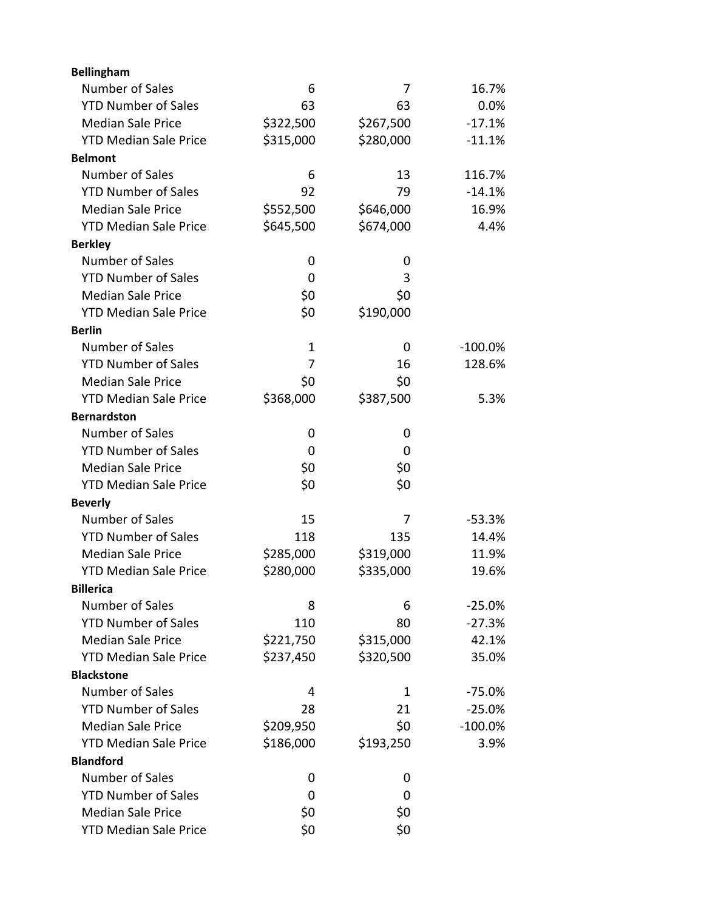| | | | |
|---|---|---|---|
| **Bellingham** | | | |
| Number of Sales | 6 | 7 | 16.7% |
| YTD Number of Sales | 63 | 63 | 0.0% |
| Median Sale Price | $322,500 | $267,500 | -17.1% |
| YTD Median Sale Price | $315,000 | $280,000 | -11.1% |
| **Belmont** | | | |
| Number of Sales | 6 | 13 | 116.7% |
| YTD Number of Sales | 92 | 79 | -14.1% |
| Median Sale Price | $552,500 | $646,000 | 16.9% |
| YTD Median Sale Price | $645,500 | $674,000 | 4.4% |
| **Berkley** | | | |
| Number of Sales | 0 | 0 | |
| YTD Number of Sales | 0 | 3 | |
| Median Sale Price | $0 | $0 | |
| YTD Median Sale Price | $0 | $190,000 | |
| **Berlin** | | | |
| Number of Sales | 1 | 0 | -100.0% |
| YTD Number of Sales | 7 | 16 | 128.6% |
| Median Sale Price | $0 | $0 | |
| YTD Median Sale Price | $368,000 | $387,500 | 5.3% |
| **Bernardston** | | | |
| Number of Sales | 0 | 0 | |
| YTD Number of Sales | 0 | 0 | |
| Median Sale Price | $0 | $0 | |
| YTD Median Sale Price | $0 | $0 | |
| **Beverly** | | | |
| Number of Sales | 15 | 7 | -53.3% |
| YTD Number of Sales | 118 | 135 | 14.4% |
| Median Sale Price | $285,000 | $319,000 | 11.9% |
| YTD Median Sale Price | $280,000 | $335,000 | 19.6% |
| **Billerica** | | | |
| Number of Sales | 8 | 6 | -25.0% |
| YTD Number of Sales | 110 | 80 | -27.3% |
| Median Sale Price | $221,750 | $315,000 | 42.1% |
| YTD Median Sale Price | $237,450 | $320,500 | 35.0% |
| **Blackstone** | | | |
| Number of Sales | 4 | 1 | -75.0% |
| YTD Number of Sales | 28 | 21 | -25.0% |
| Median Sale Price | $209,950 | $0 | -100.0% |
| YTD Median Sale Price | $186,000 | $193,250 | 3.9% |
| **Blandford** | | | |
| Number of Sales | 0 | 0 | |
| YTD Number of Sales | 0 | 0 | |
| Median Sale Price | $0 | $0 | |
| YTD Median Sale Price | $0 | $0 | |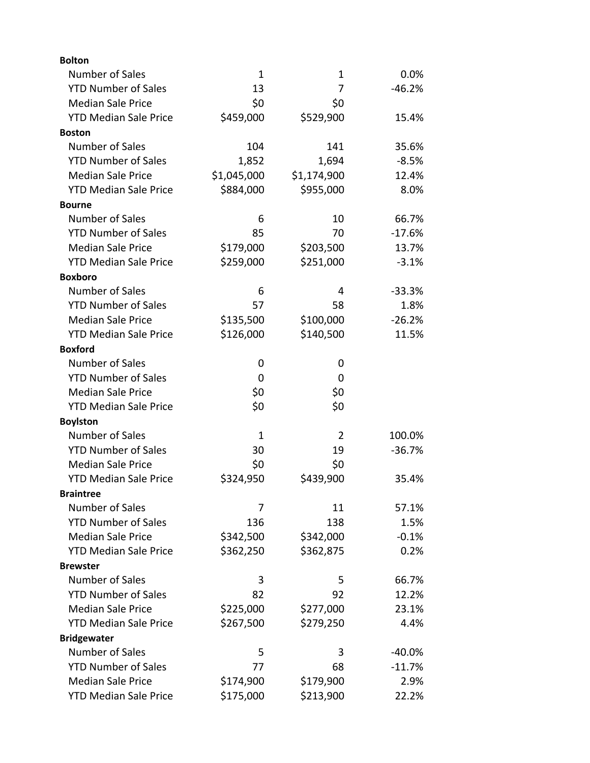| | | | |
|---|---|---|---|
| **Bolton** | | | |
| Number of Sales | 1 | 1 | 0.0% |
| YTD Number of Sales | 13 | 7 | -46.2% |
| Median Sale Price | $0 | $0 | |
| YTD Median Sale Price | $459,000 | $529,900 | 15.4% |
| **Boston** | | | |
| Number of Sales | 104 | 141 | 35.6% |
| YTD Number of Sales | 1,852 | 1,694 | -8.5% |
| Median Sale Price | $1,045,000 | $1,174,900 | 12.4% |
| YTD Median Sale Price | $884,000 | $955,000 | 8.0% |
| **Bourne** | | | |
| Number of Sales | 6 | 10 | 66.7% |
| YTD Number of Sales | 85 | 70 | -17.6% |
| Median Sale Price | $179,000 | $203,500 | 13.7% |
| YTD Median Sale Price | $259,000 | $251,000 | -3.1% |
| **Boxboro** | | | |
| Number of Sales | 6 | 4 | -33.3% |
| YTD Number of Sales | 57 | 58 | 1.8% |
| Median Sale Price | $135,500 | $100,000 | -26.2% |
| YTD Median Sale Price | $126,000 | $140,500 | 11.5% |
| **Boxford** | | | |
| Number of Sales | 0 | 0 | |
| YTD Number of Sales | 0 | 0 | |
| Median Sale Price | $0 | $0 | |
| YTD Median Sale Price | $0 | $0 | |
| **Boylston** | | | |
| Number of Sales | 1 | 2 | 100.0% |
| YTD Number of Sales | 30 | 19 | -36.7% |
| Median Sale Price | $0 | $0 | |
| YTD Median Sale Price | $324,950 | $439,900 | 35.4% |
| **Braintree** | | | |
| Number of Sales | 7 | 11 | 57.1% |
| YTD Number of Sales | 136 | 138 | 1.5% |
| Median Sale Price | $342,500 | $342,000 | -0.1% |
| YTD Median Sale Price | $362,250 | $362,875 | 0.2% |
| **Brewster** | | | |
| Number of Sales | 3 | 5 | 66.7% |
| YTD Number of Sales | 82 | 92 | 12.2% |
| Median Sale Price | $225,000 | $277,000 | 23.1% |
| YTD Median Sale Price | $267,500 | $279,250 | 4.4% |
| **Bridgewater** | | | |
| Number of Sales | 5 | 3 | -40.0% |
| YTD Number of Sales | 77 | 68 | -11.7% |
| Median Sale Price | $174,900 | $179,900 | 2.9% |
| YTD Median Sale Price | $175,000 | $213,900 | 22.2% |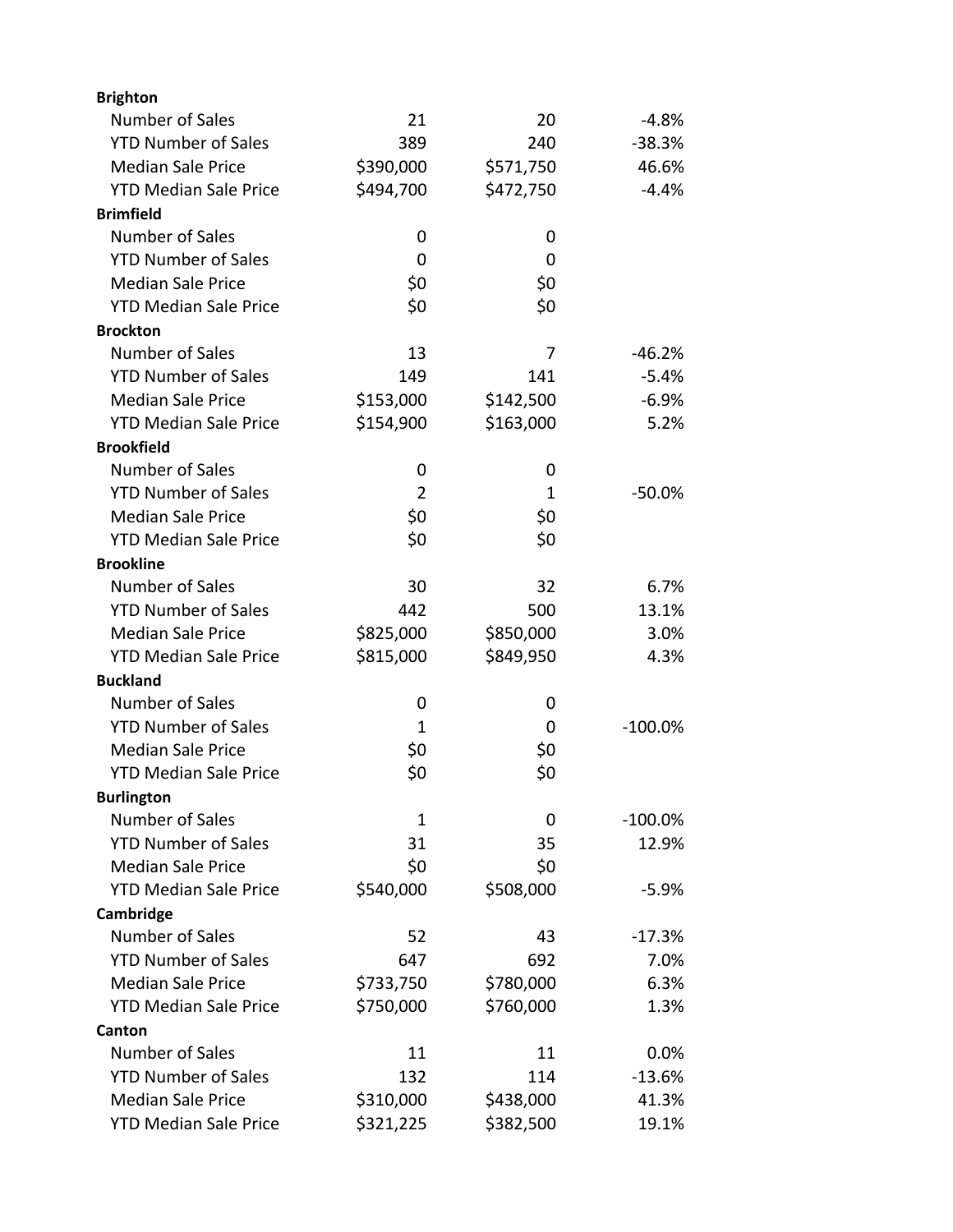| | | | |
|---|---|---|---|
| **Brighton** | | | |
| Number of Sales | 21 | 20 | -4.8% |
| YTD Number of Sales | 389 | 240 | -38.3% |
| Median Sale Price | $390,000 | $571,750 | 46.6% |
| YTD Median Sale Price | $494,700 | $472,750 | -4.4% |
| **Brimfield** | | | |
| Number of Sales | 0 | 0 | |
| YTD Number of Sales | 0 | 0 | |
| Median Sale Price | $0 | $0 | |
| YTD Median Sale Price | $0 | $0 | |
| **Brockton** | | | |
| Number of Sales | 13 | 7 | -46.2% |
| YTD Number of Sales | 149 | 141 | -5.4% |
| Median Sale Price | $153,000 | $142,500 | -6.9% |
| YTD Median Sale Price | $154,900 | $163,000 | 5.2% |
| **Brookfield** | | | |
| Number of Sales | 0 | 0 | |
| YTD Number of Sales | 2 | 1 | -50.0% |
| Median Sale Price | $0 | $0 | |
| YTD Median Sale Price | $0 | $0 | |
| **Brookline** | | | |
| Number of Sales | 30 | 32 | 6.7% |
| YTD Number of Sales | 442 | 500 | 13.1% |
| Median Sale Price | $825,000 | $850,000 | 3.0% |
| YTD Median Sale Price | $815,000 | $849,950 | 4.3% |
| **Buckland** | | | |
| Number of Sales | 0 | 0 | |
| YTD Number of Sales | 1 | 0 | -100.0% |
| Median Sale Price | $0 | $0 | |
| YTD Median Sale Price | $0 | $0 | |
| **Burlington** | | | |
| Number of Sales | 1 | 0 | -100.0% |
| YTD Number of Sales | 31 | 35 | 12.9% |
| Median Sale Price | $0 | $0 | |
| YTD Median Sale Price | $540,000 | $508,000 | -5.9% |
| **Cambridge** | | | |
| Number of Sales | 52 | 43 | -17.3% |
| YTD Number of Sales | 647 | 692 | 7.0% |
| Median Sale Price | $733,750 | $780,000 | 6.3% |
| YTD Median Sale Price | $750,000 | $760,000 | 1.3% |
| **Canton** | | | |
| Number of Sales | 11 | 11 | 0.0% |
| YTD Number of Sales | 132 | 114 | -13.6% |
| Median Sale Price | $310,000 | $438,000 | 41.3% |
| YTD Median Sale Price | $321,225 | $382,500 | 19.1% |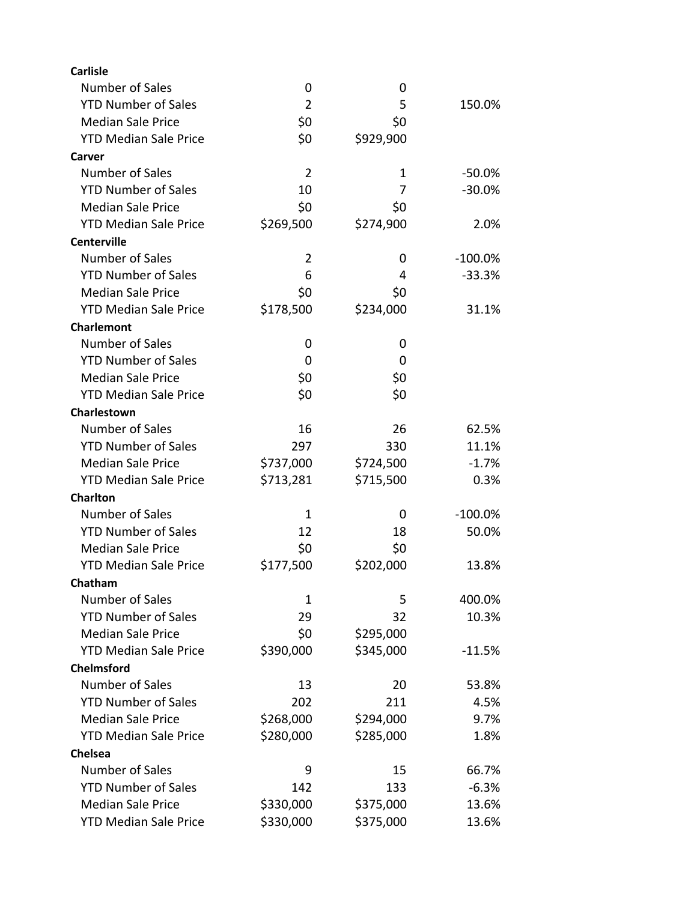| | | | |
|---|---|---|---|
| **Carlisle** | | | |
| Number of Sales | 0 | 0 | |
| YTD Number of Sales | 2 | 5 | 150.0% |
| Median Sale Price | $0 | $0 | |
| YTD Median Sale Price | $0 | $929,900 | |
| **Carver** | | | |
| Number of Sales | 2 | 1 | -50.0% |
| YTD Number of Sales | 10 | 7 | -30.0% |
| Median Sale Price | $0 | $0 | |
| YTD Median Sale Price | $269,500 | $274,900 | 2.0% |
| **Centerville** | | | |
| Number of Sales | 2 | 0 | -100.0% |
| YTD Number of Sales | 6 | 4 | -33.3% |
| Median Sale Price | $0 | $0 | |
| YTD Median Sale Price | $178,500 | $234,000 | 31.1% |
| **Charlemont** | | | |
| Number of Sales | 0 | 0 | |
| YTD Number of Sales | 0 | 0 | |
| Median Sale Price | $0 | $0 | |
| YTD Median Sale Price | $0 | $0 | |
| **Charlestown** | | | |
| Number of Sales | 16 | 26 | 62.5% |
| YTD Number of Sales | 297 | 330 | 11.1% |
| Median Sale Price | $737,000 | $724,500 | -1.7% |
| YTD Median Sale Price | $713,281 | $715,500 | 0.3% |
| **Charlton** | | | |
| Number of Sales | 1 | 0 | -100.0% |
| YTD Number of Sales | 12 | 18 | 50.0% |
| Median Sale Price | $0 | $0 | |
| YTD Median Sale Price | $177,500 | $202,000 | 13.8% |
| **Chatham** | | | |
| Number of Sales | 1 | 5 | 400.0% |
| YTD Number of Sales | 29 | 32 | 10.3% |
| Median Sale Price | $0 | $295,000 | |
| YTD Median Sale Price | $390,000 | $345,000 | -11.5% |
| **Chelmsford** | | | |
| Number of Sales | 13 | 20 | 53.8% |
| YTD Number of Sales | 202 | 211 | 4.5% |
| Median Sale Price | $268,000 | $294,000 | 9.7% |
| YTD Median Sale Price | $280,000 | $285,000 | 1.8% |
| **Chelsea** | | | |
| Number of Sales | 9 | 15 | 66.7% |
| YTD Number of Sales | 142 | 133 | -6.3% |
| Median Sale Price | $330,000 | $375,000 | 13.6% |
| YTD Median Sale Price | $330,000 | $375,000 | 13.6% |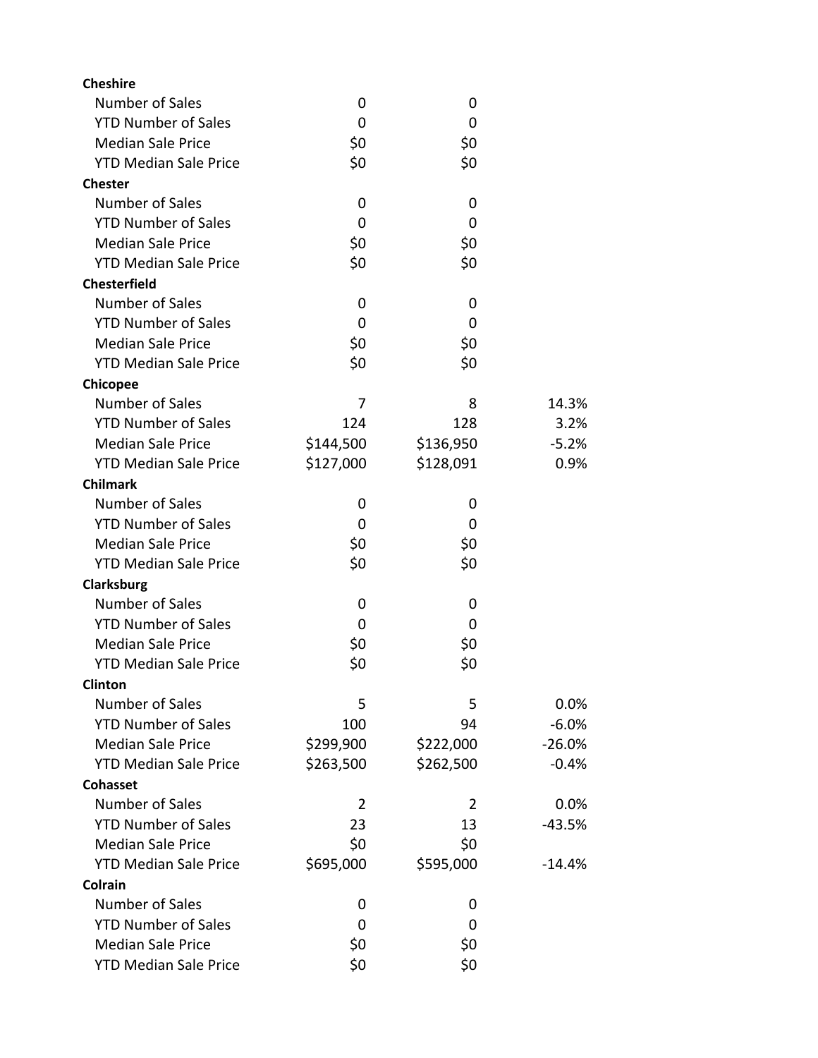| | | | |
|---|---|---|---|
| **Cheshire** | | | |
| Number of Sales | 0 | 0 | |
| YTD Number of Sales | 0 | 0 | |
| Median Sale Price | $0 | $0 | |
| YTD Median Sale Price | $0 | $0 | |
| **Chester** | | | |
| Number of Sales | 0 | 0 | |
| YTD Number of Sales | 0 | 0 | |
| Median Sale Price | $0 | $0 | |
| YTD Median Sale Price | $0 | $0 | |
| **Chesterfield** | | | |
| Number of Sales | 0 | 0 | |
| YTD Number of Sales | 0 | 0 | |
| Median Sale Price | $0 | $0 | |
| YTD Median Sale Price | $0 | $0 | |
| **Chicopee** | | | |
| Number of Sales | 7 | 8 | 14.3% |
| YTD Number of Sales | 124 | 128 | 3.2% |
| Median Sale Price | $144,500 | $136,950 | -5.2% |
| YTD Median Sale Price | $127,000 | $128,091 | 0.9% |
| **Chilmark** | | | |
| Number of Sales | 0 | 0 | |
| YTD Number of Sales | 0 | 0 | |
| Median Sale Price | $0 | $0 | |
| YTD Median Sale Price | $0 | $0 | |
| **Clarksburg** | | | |
| Number of Sales | 0 | 0 | |
| YTD Number of Sales | 0 | 0 | |
| Median Sale Price | $0 | $0 | |
| YTD Median Sale Price | $0 | $0 | |
| **Clinton** | | | |
| Number of Sales | 5 | 5 | 0.0% |
| YTD Number of Sales | 100 | 94 | -6.0% |
| Median Sale Price | $299,900 | $222,000 | -26.0% |
| YTD Median Sale Price | $263,500 | $262,500 | -0.4% |
| **Cohasset** | | | |
| Number of Sales | 2 | 2 | 0.0% |
| YTD Number of Sales | 23 | 13 | -43.5% |
| Median Sale Price | $0 | $0 | |
| YTD Median Sale Price | $695,000 | $595,000 | -14.4% |
| **Colrain** | | | |
| Number of Sales | 0 | 0 | |
| YTD Number of Sales | 0 | 0 | |
| Median Sale Price | $0 | $0 | |
| YTD Median Sale Price | $0 | $0 | |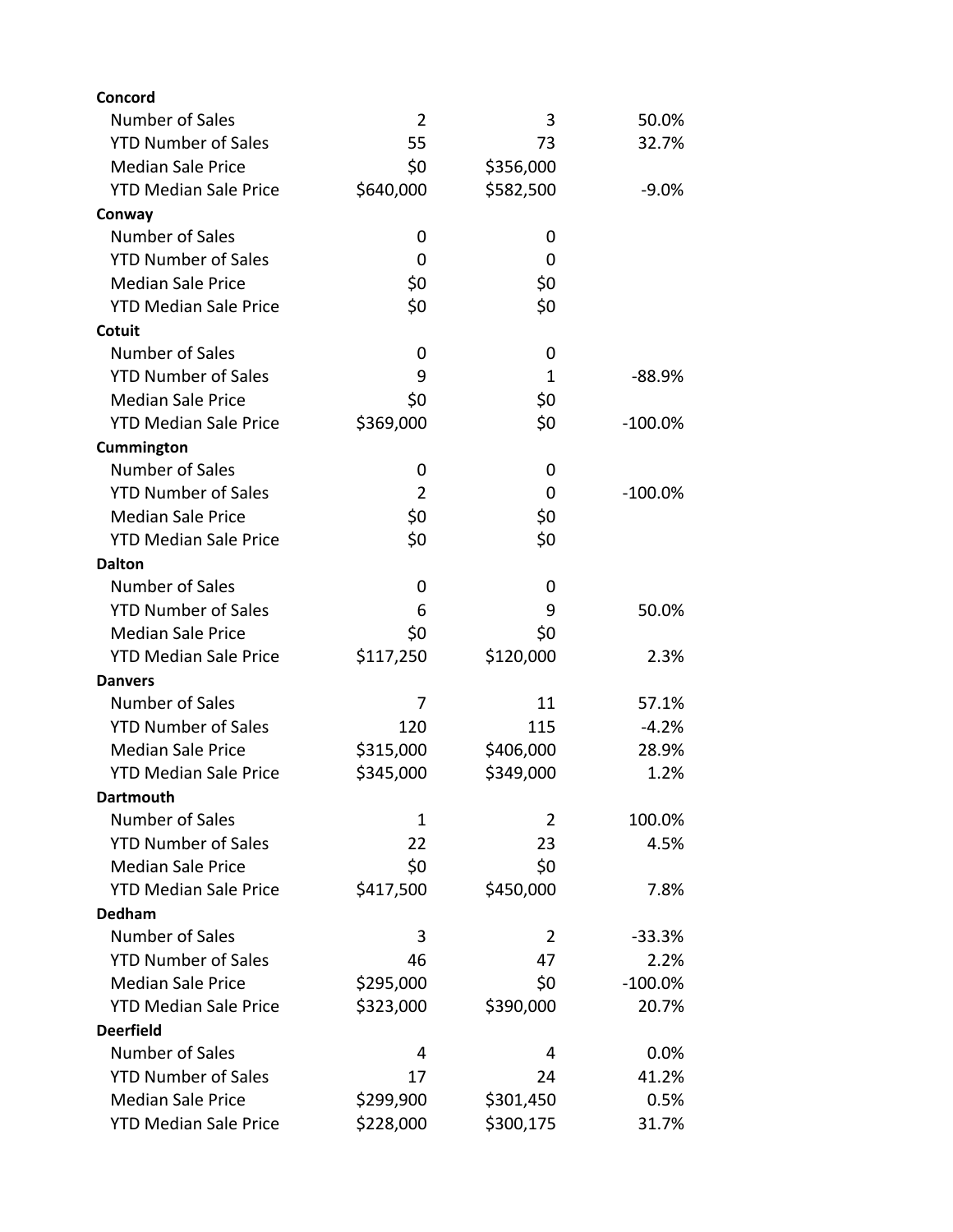| | | | |
|---|---|---|---|
| **Concord** | | | |
| Number of Sales | 2 | 3 | 50.0% |
| YTD Number of Sales | 55 | 73 | 32.7% |
| Median Sale Price | $0 | $356,000 | |
| YTD Median Sale Price | $640,000 | $582,500 | -9.0% |
| **Conway** | | | |
| Number of Sales | 0 | 0 | |
| YTD Number of Sales | 0 | 0 | |
| Median Sale Price | $0 | $0 | |
| YTD Median Sale Price | $0 | $0 | |
| **Cotuit** | | | |
| Number of Sales | 0 | 0 | |
| YTD Number of Sales | 9 | 1 | -88.9% |
| Median Sale Price | $0 | $0 | |
| YTD Median Sale Price | $369,000 | $0 | -100.0% |
| **Cummington** | | | |
| Number of Sales | 0 | 0 | |
| YTD Number of Sales | 2 | 0 | -100.0% |
| Median Sale Price | $0 | $0 | |
| YTD Median Sale Price | $0 | $0 | |
| **Dalton** | | | |
| Number of Sales | 0 | 0 | |
| YTD Number of Sales | 6 | 9 | 50.0% |
| Median Sale Price | $0 | $0 | |
| YTD Median Sale Price | $117,250 | $120,000 | 2.3% |
| **Danvers** | | | |
| Number of Sales | 7 | 11 | 57.1% |
| YTD Number of Sales | 120 | 115 | -4.2% |
| Median Sale Price | $315,000 | $406,000 | 28.9% |
| YTD Median Sale Price | $345,000 | $349,000 | 1.2% |
| **Dartmouth** | | | |
| Number of Sales | 1 | 2 | 100.0% |
| YTD Number of Sales | 22 | 23 | 4.5% |
| Median Sale Price | $0 | $0 | |
| YTD Median Sale Price | $417,500 | $450,000 | 7.8% |
| **Dedham** | | | |
| Number of Sales | 3 | 2 | -33.3% |
| YTD Number of Sales | 46 | 47 | 2.2% |
| Median Sale Price | $295,000 | $0 | -100.0% |
| YTD Median Sale Price | $323,000 | $390,000 | 20.7% |
| **Deerfield** | | | |
| Number of Sales | 4 | 4 | 0.0% |
| YTD Number of Sales | 17 | 24 | 41.2% |
| Median Sale Price | $299,900 | $301,450 | 0.5% |
| YTD Median Sale Price | $228,000 | $300,175 | 31.7% |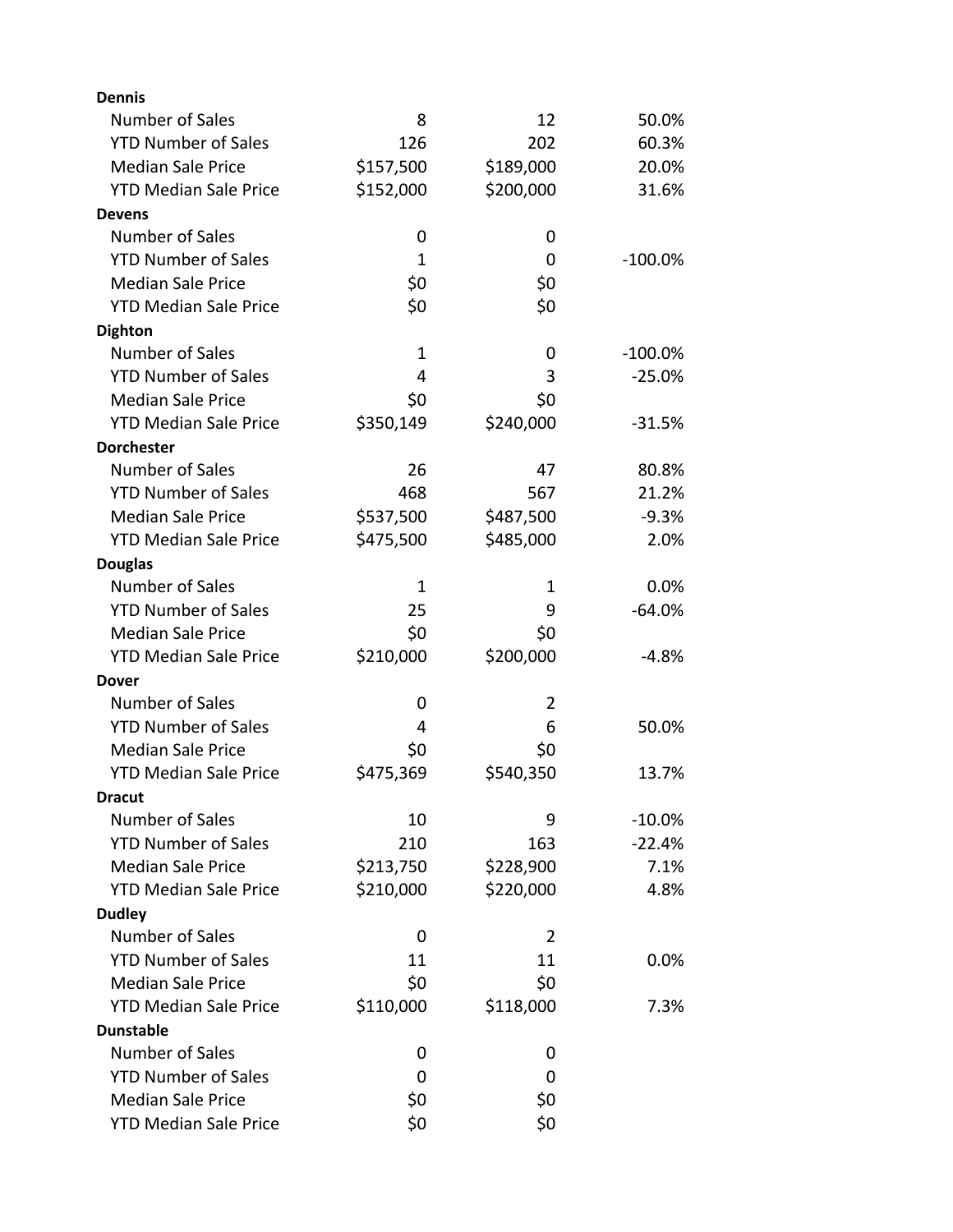| | | | |
|---|---|---|---|
| **Dennis** | | | |
| Number of Sales | 8 | 12 | 50.0% |
| YTD Number of Sales | 126 | 202 | 60.3% |
| Median Sale Price | $157,500 | $189,000 | 20.0% |
| YTD Median Sale Price | $152,000 | $200,000 | 31.6% |
| **Devens** | | | |
| Number of Sales | 0 | 0 | |
| YTD Number of Sales | 1 | 0 | -100.0% |
| Median Sale Price | $0 | $0 | |
| YTD Median Sale Price | $0 | $0 | |
| **Dighton** | | | |
| Number of Sales | 1 | 0 | -100.0% |
| YTD Number of Sales | 4 | 3 | -25.0% |
| Median Sale Price | $0 | $0 | |
| YTD Median Sale Price | $350,149 | $240,000 | -31.5% |
| **Dorchester** | | | |
| Number of Sales | 26 | 47 | 80.8% |
| YTD Number of Sales | 468 | 567 | 21.2% |
| Median Sale Price | $537,500 | $487,500 | -9.3% |
| YTD Median Sale Price | $475,500 | $485,000 | 2.0% |
| **Douglas** | | | |
| Number of Sales | 1 | 1 | 0.0% |
| YTD Number of Sales | 25 | 9 | -64.0% |
| Median Sale Price | $0 | $0 | |
| YTD Median Sale Price | $210,000 | $200,000 | -4.8% |
| **Dover** | | | |
| Number of Sales | 0 | 2 | |
| YTD Number of Sales | 4 | 6 | 50.0% |
| Median Sale Price | $0 | $0 | |
| YTD Median Sale Price | $475,369 | $540,350 | 13.7% |
| **Dracut** | | | |
| Number of Sales | 10 | 9 | -10.0% |
| YTD Number of Sales | 210 | 163 | -22.4% |
| Median Sale Price | $213,750 | $228,900 | 7.1% |
| YTD Median Sale Price | $210,000 | $220,000 | 4.8% |
| **Dudley** | | | |
| Number of Sales | 0 | 2 | |
| YTD Number of Sales | 11 | 11 | 0.0% |
| Median Sale Price | $0 | $0 | |
| YTD Median Sale Price | $110,000 | $118,000 | 7.3% |
| **Dunstable** | | | |
| Number of Sales | 0 | 0 | |
| YTD Number of Sales | 0 | 0 | |
| Median Sale Price | $0 | $0 | |
| YTD Median Sale Price | $0 | $0 | |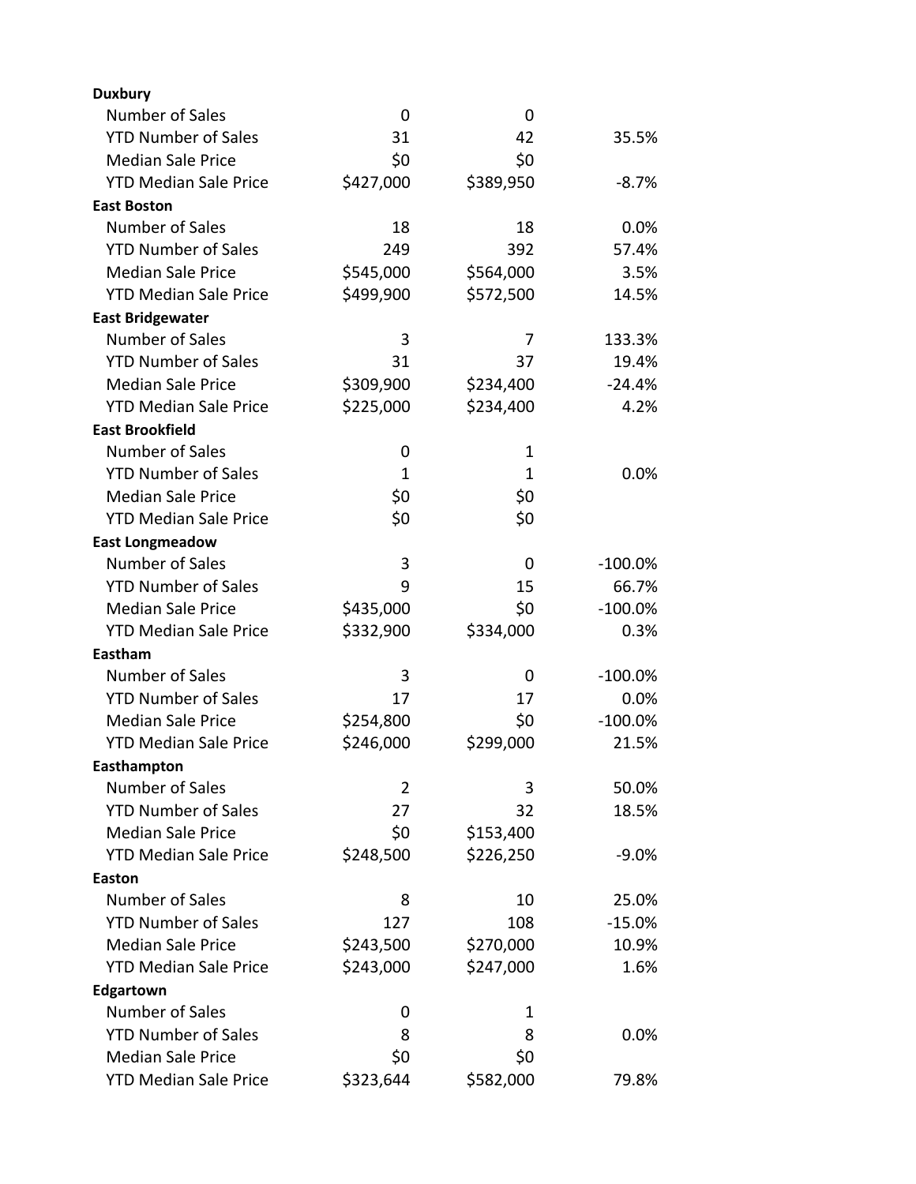| | | | |
|---|---|---|---|
| **Duxbury** | | | |
| Number of Sales | 0 | 0 | |
| YTD Number of Sales | 31 | 42 | 35.5% |
| Median Sale Price | $0 | $0 | |
| YTD Median Sale Price | $427,000 | $389,950 | -8.7% |
| **East Boston** | | | |
| Number of Sales | 18 | 18 | 0.0% |
| YTD Number of Sales | 249 | 392 | 57.4% |
| Median Sale Price | $545,000 | $564,000 | 3.5% |
| YTD Median Sale Price | $499,900 | $572,500 | 14.5% |
| **East Bridgewater** | | | |
| Number of Sales | 3 | 7 | 133.3% |
| YTD Number of Sales | 31 | 37 | 19.4% |
| Median Sale Price | $309,900 | $234,400 | -24.4% |
| YTD Median Sale Price | $225,000 | $234,400 | 4.2% |
| **East Brookfield** | | | |
| Number of Sales | 0 | 1 | |
| YTD Number of Sales | 1 | 1 | 0.0% |
| Median Sale Price | $0 | $0 | |
| YTD Median Sale Price | $0 | $0 | |
| **East Longmeadow** | | | |
| Number of Sales | 3 | 0 | -100.0% |
| YTD Number of Sales | 9 | 15 | 66.7% |
| Median Sale Price | $435,000 | $0 | -100.0% |
| YTD Median Sale Price | $332,900 | $334,000 | 0.3% |
| **Eastham** | | | |
| Number of Sales | 3 | 0 | -100.0% |
| YTD Number of Sales | 17 | 17 | 0.0% |
| Median Sale Price | $254,800 | $0 | -100.0% |
| YTD Median Sale Price | $246,000 | $299,000 | 21.5% |
| **Easthampton** | | | |
| Number of Sales | 2 | 3 | 50.0% |
| YTD Number of Sales | 27 | 32 | 18.5% |
| Median Sale Price | $0 | $153,400 | |
| YTD Median Sale Price | $248,500 | $226,250 | -9.0% |
| **Easton** | | | |
| Number of Sales | 8 | 10 | 25.0% |
| YTD Number of Sales | 127 | 108 | -15.0% |
| Median Sale Price | $243,500 | $270,000 | 10.9% |
| YTD Median Sale Price | $243,000 | $247,000 | 1.6% |
| **Edgartown** | | | |
| Number of Sales | 0 | 1 | |
| YTD Number of Sales | 8 | 8 | 0.0% |
| Median Sale Price | $0 | $0 | |
| YTD Median Sale Price | $323,644 | $582,000 | 79.8% |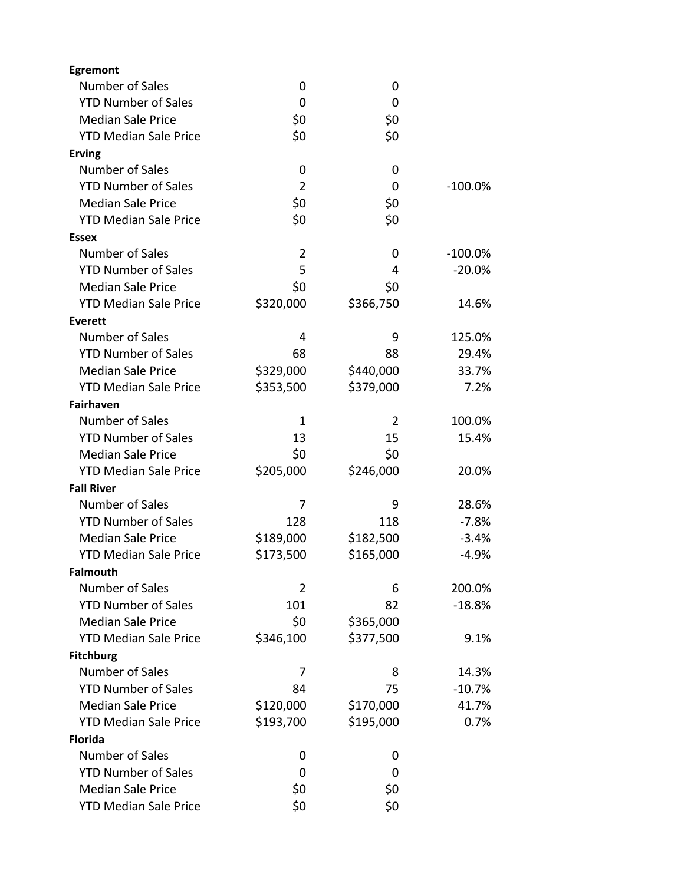| | | | |
|---|---|---|---|
| **Egremont** | | | |
| Number of Sales | 0 | 0 | |
| YTD Number of Sales | 0 | 0 | |
| Median Sale Price | $0 | $0 | |
| YTD Median Sale Price | $0 | $0 | |
| **Erving** | | | |
| Number of Sales | 0 | 0 | |
| YTD Number of Sales | 2 | 0 | -100.0% |
| Median Sale Price | $0 | $0 | |
| YTD Median Sale Price | $0 | $0 | |
| **Essex** | | | |
| Number of Sales | 2 | 0 | -100.0% |
| YTD Number of Sales | 5 | 4 | -20.0% |
| Median Sale Price | $0 | $0 | |
| YTD Median Sale Price | $320,000 | $366,750 | 14.6% |
| **Everett** | | | |
| Number of Sales | 4 | 9 | 125.0% |
| YTD Number of Sales | 68 | 88 | 29.4% |
| Median Sale Price | $329,000 | $440,000 | 33.7% |
| YTD Median Sale Price | $353,500 | $379,000 | 7.2% |
| **Fairhaven** | | | |
| Number of Sales | 1 | 2 | 100.0% |
| YTD Number of Sales | 13 | 15 | 15.4% |
| Median Sale Price | $0 | $0 | |
| YTD Median Sale Price | $205,000 | $246,000 | 20.0% |
| **Fall River** | | | |
| Number of Sales | 7 | 9 | 28.6% |
| YTD Number of Sales | 128 | 118 | -7.8% |
| Median Sale Price | $189,000 | $182,500 | -3.4% |
| YTD Median Sale Price | $173,500 | $165,000 | -4.9% |
| **Falmouth** | | | |
| Number of Sales | 2 | 6 | 200.0% |
| YTD Number of Sales | 101 | 82 | -18.8% |
| Median Sale Price | $0 | $365,000 | |
| YTD Median Sale Price | $346,100 | $377,500 | 9.1% |
| **Fitchburg** | | | |
| Number of Sales | 7 | 8 | 14.3% |
| YTD Number of Sales | 84 | 75 | -10.7% |
| Median Sale Price | $120,000 | $170,000 | 41.7% |
| YTD Median Sale Price | $193,700 | $195,000 | 0.7% |
| **Florida** | | | |
| Number of Sales | 0 | 0 | |
| YTD Number of Sales | 0 | 0 | |
| Median Sale Price | $0 | $0 | |
| YTD Median Sale Price | $0 | $0 | |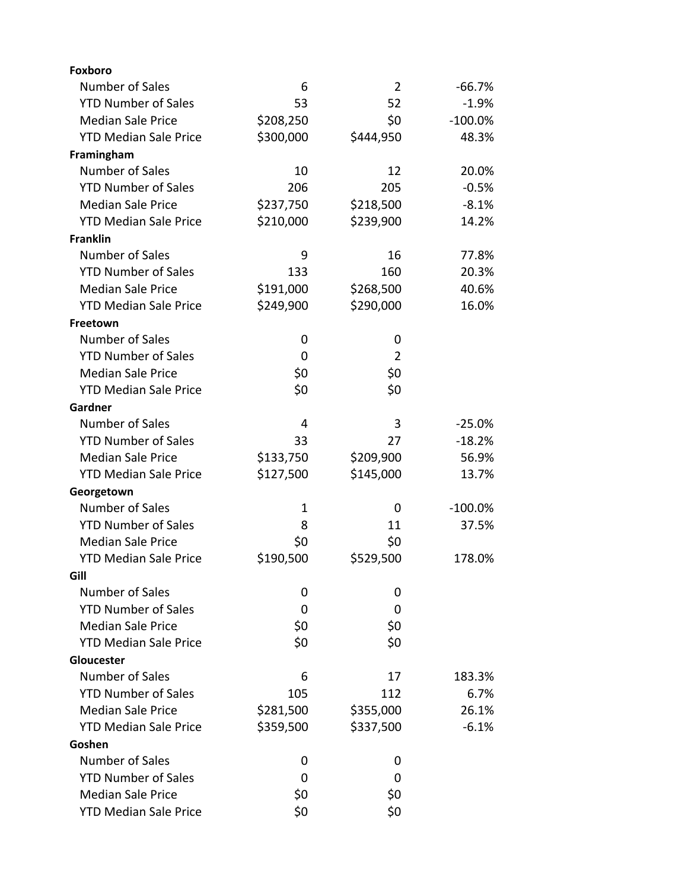| | | | |
|---|---|---|---|
| **Foxboro** | | | |
| Number of Sales | 6 | 2 | -66.7% |
| YTD Number of Sales | 53 | 52 | -1.9% |
| Median Sale Price | $208,250 | $0 | -100.0% |
| YTD Median Sale Price | $300,000 | $444,950 | 48.3% |
| **Framingham** | | | |
| Number of Sales | 10 | 12 | 20.0% |
| YTD Number of Sales | 206 | 205 | -0.5% |
| Median Sale Price | $237,750 | $218,500 | -8.1% |
| YTD Median Sale Price | $210,000 | $239,900 | 14.2% |
| **Franklin** | | | |
| Number of Sales | 9 | 16 | 77.8% |
| YTD Number of Sales | 133 | 160 | 20.3% |
| Median Sale Price | $191,000 | $268,500 | 40.6% |
| YTD Median Sale Price | $249,900 | $290,000 | 16.0% |
| **Freetown** | | | |
| Number of Sales | 0 | 0 | |
| YTD Number of Sales | 0 | 2 | |
| Median Sale Price | $0 | $0 | |
| YTD Median Sale Price | $0 | $0 | |
| **Gardner** | | | |
| Number of Sales | 4 | 3 | -25.0% |
| YTD Number of Sales | 33 | 27 | -18.2% |
| Median Sale Price | $133,750 | $209,900 | 56.9% |
| YTD Median Sale Price | $127,500 | $145,000 | 13.7% |
| **Georgetown** | | | |
| Number of Sales | 1 | 0 | -100.0% |
| YTD Number of Sales | 8 | 11 | 37.5% |
| Median Sale Price | $0 | $0 | |
| YTD Median Sale Price | $190,500 | $529,500 | 178.0% |
| **Gill** | | | |
| Number of Sales | 0 | 0 | |
| YTD Number of Sales | 0 | 0 | |
| Median Sale Price | $0 | $0 | |
| YTD Median Sale Price | $0 | $0 | |
| **Gloucester** | | | |
| Number of Sales | 6 | 17 | 183.3% |
| YTD Number of Sales | 105 | 112 | 6.7% |
| Median Sale Price | $281,500 | $355,000 | 26.1% |
| YTD Median Sale Price | $359,500 | $337,500 | -6.1% |
| **Goshen** | | | |
| Number of Sales | 0 | 0 | |
| YTD Number of Sales | 0 | 0 | |
| Median Sale Price | $0 | $0 | |
| YTD Median Sale Price | $0 | $0 | |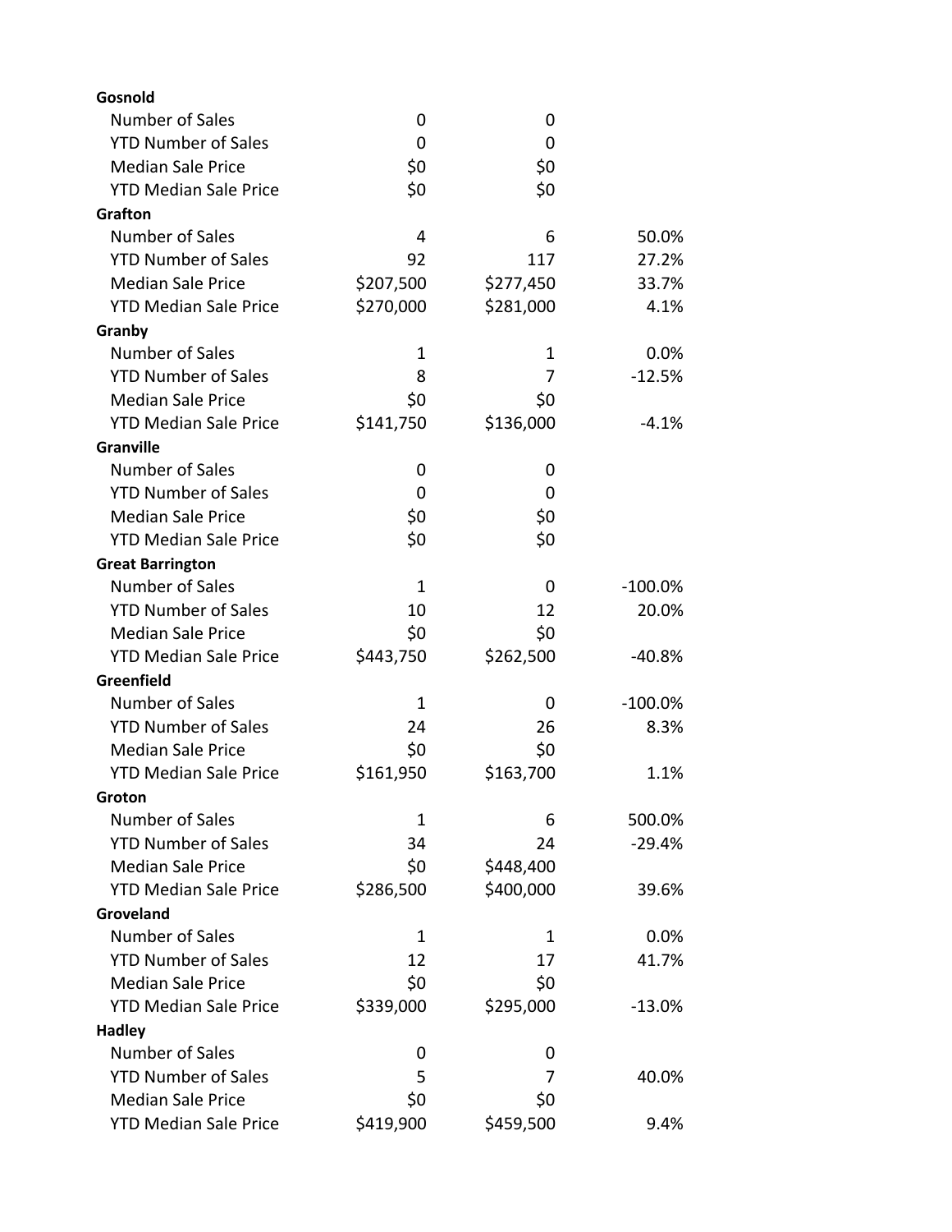| | | | |
|---|---|---|---|
| **Gosnold** | | | |
| Number of Sales | 0 | 0 | |
| YTD Number of Sales | 0 | 0 | |
| Median Sale Price | $0 | $0 | |
| YTD Median Sale Price | $0 | $0 | |
| **Grafton** | | | |
| Number of Sales | 4 | 6 | 50.0% |
| YTD Number of Sales | 92 | 117 | 27.2% |
| Median Sale Price | $207,500 | $277,450 | 33.7% |
| YTD Median Sale Price | $270,000 | $281,000 | 4.1% |
| **Granby** | | | |
| Number of Sales | 1 | 1 | 0.0% |
| YTD Number of Sales | 8 | 7 | -12.5% |
| Median Sale Price | $0 | $0 | |
| YTD Median Sale Price | $141,750 | $136,000 | -4.1% |
| **Granville** | | | |
| Number of Sales | 0 | 0 | |
| YTD Number of Sales | 0 | 0 | |
| Median Sale Price | $0 | $0 | |
| YTD Median Sale Price | $0 | $0 | |
| **Great Barrington** | | | |
| Number of Sales | 1 | 0 | -100.0% |
| YTD Number of Sales | 10 | 12 | 20.0% |
| Median Sale Price | $0 | $0 | |
| YTD Median Sale Price | $443,750 | $262,500 | -40.8% |
| **Greenfield** | | | |
| Number of Sales | 1 | 0 | -100.0% |
| YTD Number of Sales | 24 | 26 | 8.3% |
| Median Sale Price | $0 | $0 | |
| YTD Median Sale Price | $161,950 | $163,700 | 1.1% |
| **Groton** | | | |
| Number of Sales | 1 | 6 | 500.0% |
| YTD Number of Sales | 34 | 24 | -29.4% |
| Median Sale Price | $0 | $448,400 | |
| YTD Median Sale Price | $286,500 | $400,000 | 39.6% |
| **Groveland** | | | |
| Number of Sales | 1 | 1 | 0.0% |
| YTD Number of Sales | 12 | 17 | 41.7% |
| Median Sale Price | $0 | $0 | |
| YTD Median Sale Price | $339,000 | $295,000 | -13.0% |
| **Hadley** | | | |
| Number of Sales | 0 | 0 | |
| YTD Number of Sales | 5 | 7 | 40.0% |
| Median Sale Price | $0 | $0 | |
| YTD Median Sale Price | $419,900 | $459,500 | 9.4% |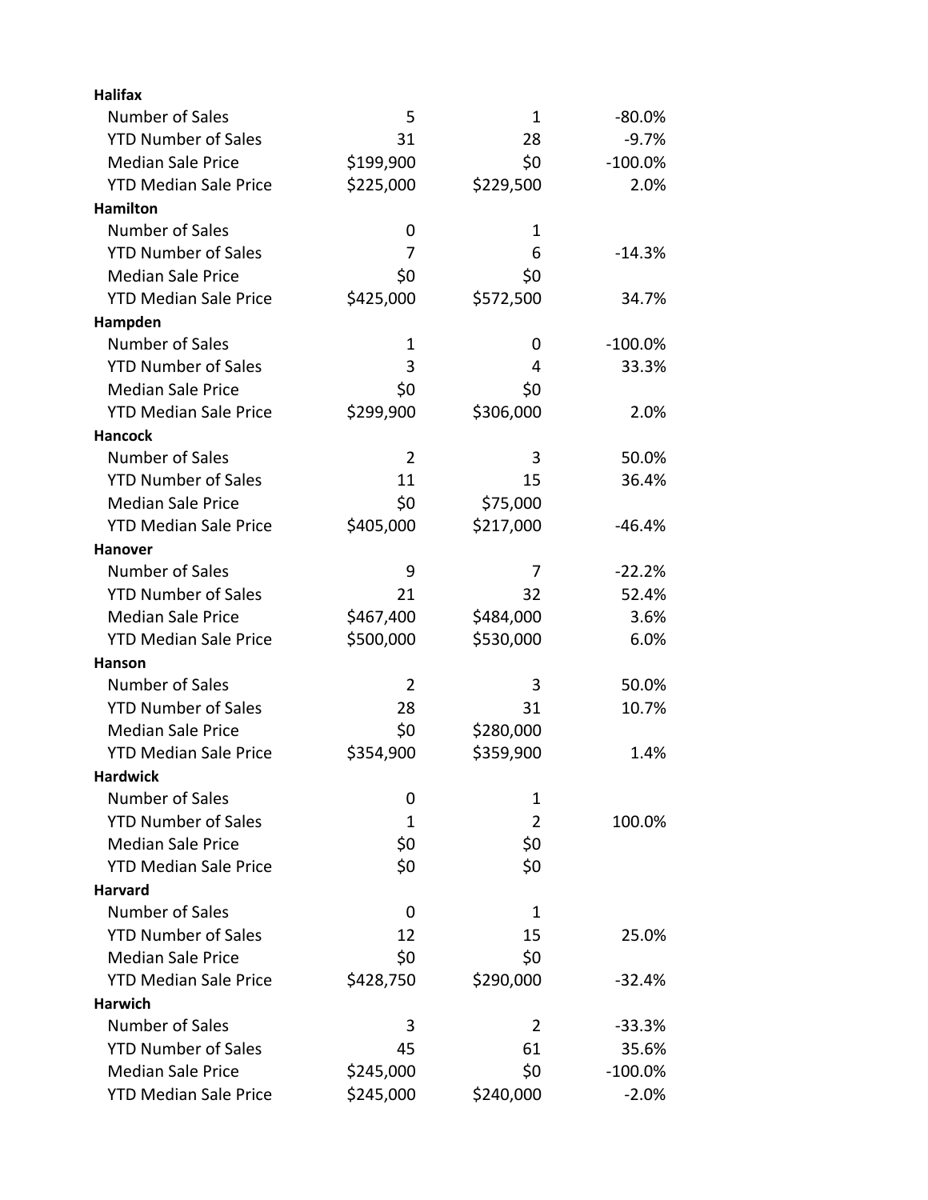| | | | |
|---|---|---|---|
| **Halifax** | | | |
| Number of Sales | 5 | 1 | -80.0% |
| YTD Number of Sales | 31 | 28 | -9.7% |
| Median Sale Price | $199,900 | $0 | -100.0% |
| YTD Median Sale Price | $225,000 | $229,500 | 2.0% |
| **Hamilton** | | | |
| Number of Sales | 0 | 1 | |
| YTD Number of Sales | 7 | 6 | -14.3% |
| Median Sale Price | $0 | $0 | |
| YTD Median Sale Price | $425,000 | $572,500 | 34.7% |
| **Hampden** | | | |
| Number of Sales | 1 | 0 | -100.0% |
| YTD Number of Sales | 3 | 4 | 33.3% |
| Median Sale Price | $0 | $0 | |
| YTD Median Sale Price | $299,900 | $306,000 | 2.0% |
| **Hancock** | | | |
| Number of Sales | 2 | 3 | 50.0% |
| YTD Number of Sales | 11 | 15 | 36.4% |
| Median Sale Price | $0 | $75,000 | |
| YTD Median Sale Price | $405,000 | $217,000 | -46.4% |
| **Hanover** | | | |
| Number of Sales | 9 | 7 | -22.2% |
| YTD Number of Sales | 21 | 32 | 52.4% |
| Median Sale Price | $467,400 | $484,000 | 3.6% |
| YTD Median Sale Price | $500,000 | $530,000 | 6.0% |
| **Hanson** | | | |
| Number of Sales | 2 | 3 | 50.0% |
| YTD Number of Sales | 28 | 31 | 10.7% |
| Median Sale Price | $0 | $280,000 | |
| YTD Median Sale Price | $354,900 | $359,900 | 1.4% |
| **Hardwick** | | | |
| Number of Sales | 0 | 1 | |
| YTD Number of Sales | 1 | 2 | 100.0% |
| Median Sale Price | $0 | $0 | |
| YTD Median Sale Price | $0 | $0 | |
| **Harvard** | | | |
| Number of Sales | 0 | 1 | |
| YTD Number of Sales | 12 | 15 | 25.0% |
| Median Sale Price | $0 | $0 | |
| YTD Median Sale Price | $428,750 | $290,000 | -32.4% |
| **Harwich** | | | |
| Number of Sales | 3 | 2 | -33.3% |
| YTD Number of Sales | 45 | 61 | 35.6% |
| Median Sale Price | $245,000 | $0 | -100.0% |
| YTD Median Sale Price | $245,000 | $240,000 | -2.0% |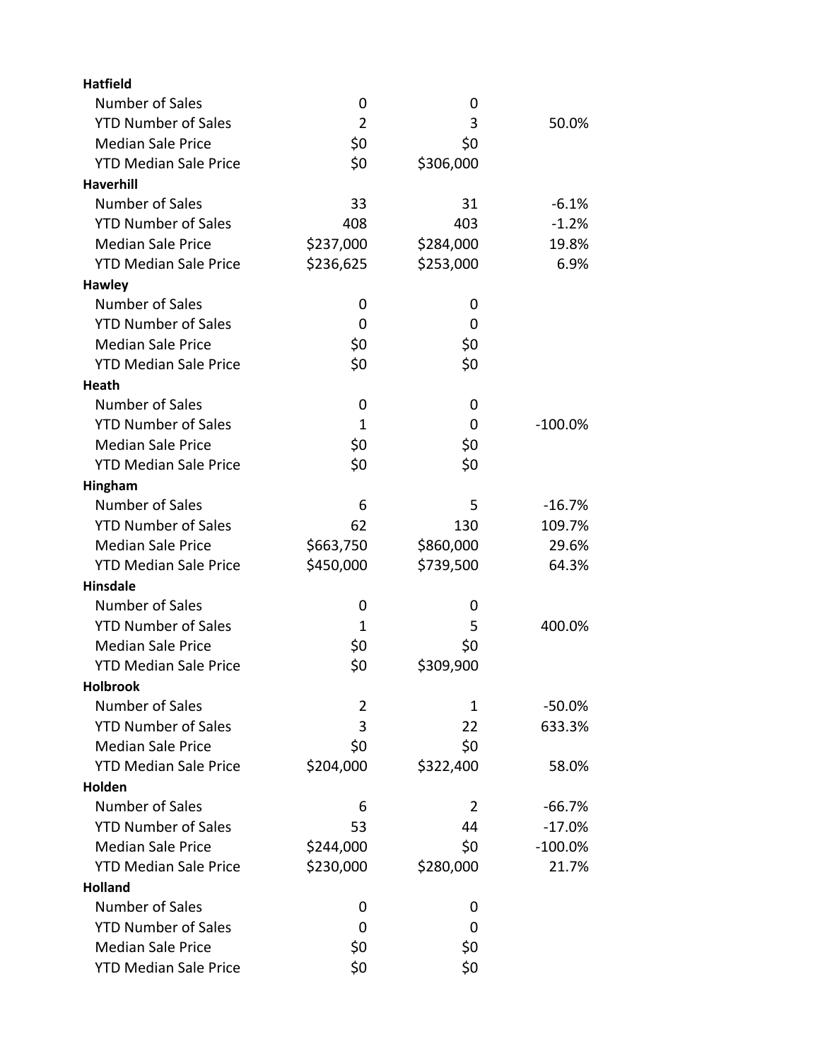| | | | |
|---|---|---|---|
| **Hatfield** | | | |
| Number of Sales | 0 | 0 | |
| YTD Number of Sales | 2 | 3 | 50.0% |
| Median Sale Price | $0 | $0 | |
| YTD Median Sale Price | $0 | $306,000 | |
| **Haverhill** | | | |
| Number of Sales | 33 | 31 | -6.1% |
| YTD Number of Sales | 408 | 403 | -1.2% |
| Median Sale Price | $237,000 | $284,000 | 19.8% |
| YTD Median Sale Price | $236,625 | $253,000 | 6.9% |
| **Hawley** | | | |
| Number of Sales | 0 | 0 | |
| YTD Number of Sales | 0 | 0 | |
| Median Sale Price | $0 | $0 | |
| YTD Median Sale Price | $0 | $0 | |
| **Heath** | | | |
| Number of Sales | 0 | 0 | |
| YTD Number of Sales | 1 | 0 | -100.0% |
| Median Sale Price | $0 | $0 | |
| YTD Median Sale Price | $0 | $0 | |
| **Hingham** | | | |
| Number of Sales | 6 | 5 | -16.7% |
| YTD Number of Sales | 62 | 130 | 109.7% |
| Median Sale Price | $663,750 | $860,000 | 29.6% |
| YTD Median Sale Price | $450,000 | $739,500 | 64.3% |
| **Hinsdale** | | | |
| Number of Sales | 0 | 0 | |
| YTD Number of Sales | 1 | 5 | 400.0% |
| Median Sale Price | $0 | $0 | |
| YTD Median Sale Price | $0 | $309,900 | |
| **Holbrook** | | | |
| Number of Sales | 2 | 1 | -50.0% |
| YTD Number of Sales | 3 | 22 | 633.3% |
| Median Sale Price | $0 | $0 | |
| YTD Median Sale Price | $204,000 | $322,400 | 58.0% |
| **Holden** | | | |
| Number of Sales | 6 | 2 | -66.7% |
| YTD Number of Sales | 53 | 44 | -17.0% |
| Median Sale Price | $244,000 | $0 | -100.0% |
| YTD Median Sale Price | $230,000 | $280,000 | 21.7% |
| **Holland** | | | |
| Number of Sales | 0 | 0 | |
| YTD Number of Sales | 0 | 0 | |
| Median Sale Price | $0 | $0 | |
| YTD Median Sale Price | $0 | $0 | |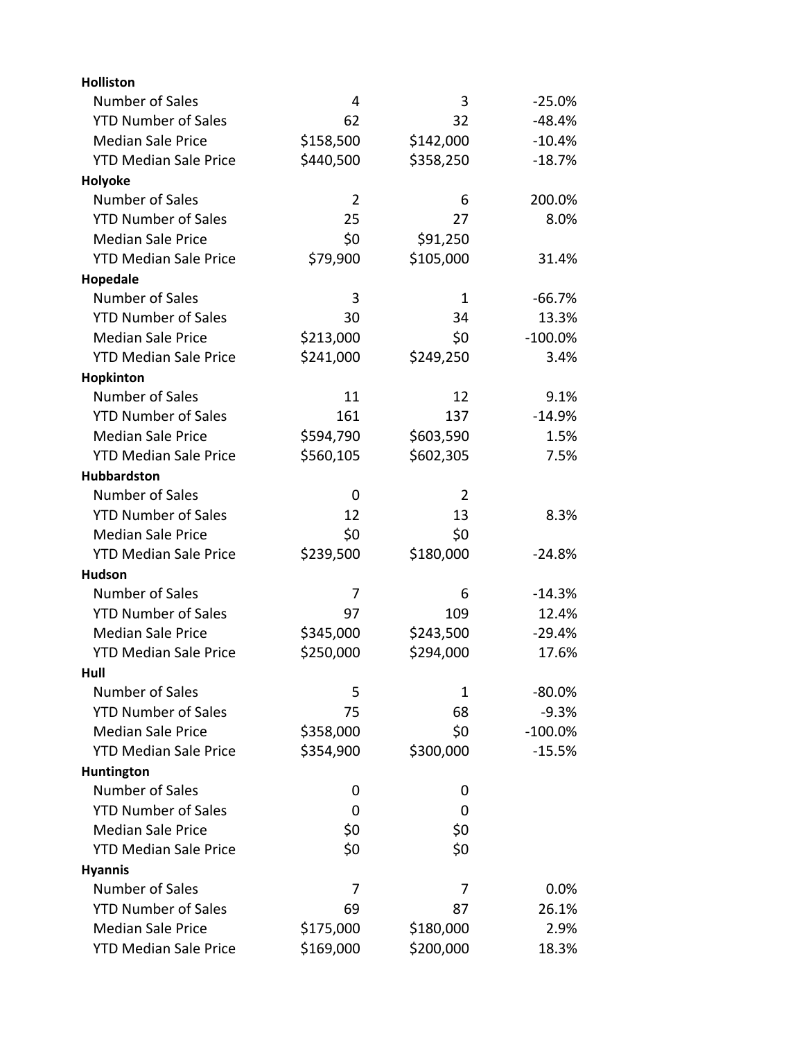| | | | |
|---|---|---|---|
| **Holliston** | | | |
| Number of Sales | 4 | 3 | -25.0% |
| YTD Number of Sales | 62 | 32 | -48.4% |
| Median Sale Price | $158,500 | $142,000 | -10.4% |
| YTD Median Sale Price | $440,500 | $358,250 | -18.7% |
| **Holyoke** | | | |
| Number of Sales | 2 | 6 | 200.0% |
| YTD Number of Sales | 25 | 27 | 8.0% |
| Median Sale Price | $0 | $91,250 | |
| YTD Median Sale Price | $79,900 | $105,000 | 31.4% |
| **Hopedale** | | | |
| Number of Sales | 3 | 1 | -66.7% |
| YTD Number of Sales | 30 | 34 | 13.3% |
| Median Sale Price | $213,000 | $0 | -100.0% |
| YTD Median Sale Price | $241,000 | $249,250 | 3.4% |
| **Hopkinton** | | | |
| Number of Sales | 11 | 12 | 9.1% |
| YTD Number of Sales | 161 | 137 | -14.9% |
| Median Sale Price | $594,790 | $603,590 | 1.5% |
| YTD Median Sale Price | $560,105 | $602,305 | 7.5% |
| **Hubbardston** | | | |
| Number of Sales | 0 | 2 | |
| YTD Number of Sales | 12 | 13 | 8.3% |
| Median Sale Price | $0 | $0 | |
| YTD Median Sale Price | $239,500 | $180,000 | -24.8% |
| **Hudson** | | | |
| Number of Sales | 7 | 6 | -14.3% |
| YTD Number of Sales | 97 | 109 | 12.4% |
| Median Sale Price | $345,000 | $243,500 | -29.4% |
| YTD Median Sale Price | $250,000 | $294,000 | 17.6% |
| **Hull** | | | |
| Number of Sales | 5 | 1 | -80.0% |
| YTD Number of Sales | 75 | 68 | -9.3% |
| Median Sale Price | $358,000 | $0 | -100.0% |
| YTD Median Sale Price | $354,900 | $300,000 | -15.5% |
| **Huntington** | | | |
| Number of Sales | 0 | 0 | |
| YTD Number of Sales | 0 | 0 | |
| Median Sale Price | $0 | $0 | |
| YTD Median Sale Price | $0 | $0 | |
| **Hyannis** | | | |
| Number of Sales | 7 | 7 | 0.0% |
| YTD Number of Sales | 69 | 87 | 26.1% |
| Median Sale Price | $175,000 | $180,000 | 2.9% |
| YTD Median Sale Price | $169,000 | $200,000 | 18.3% |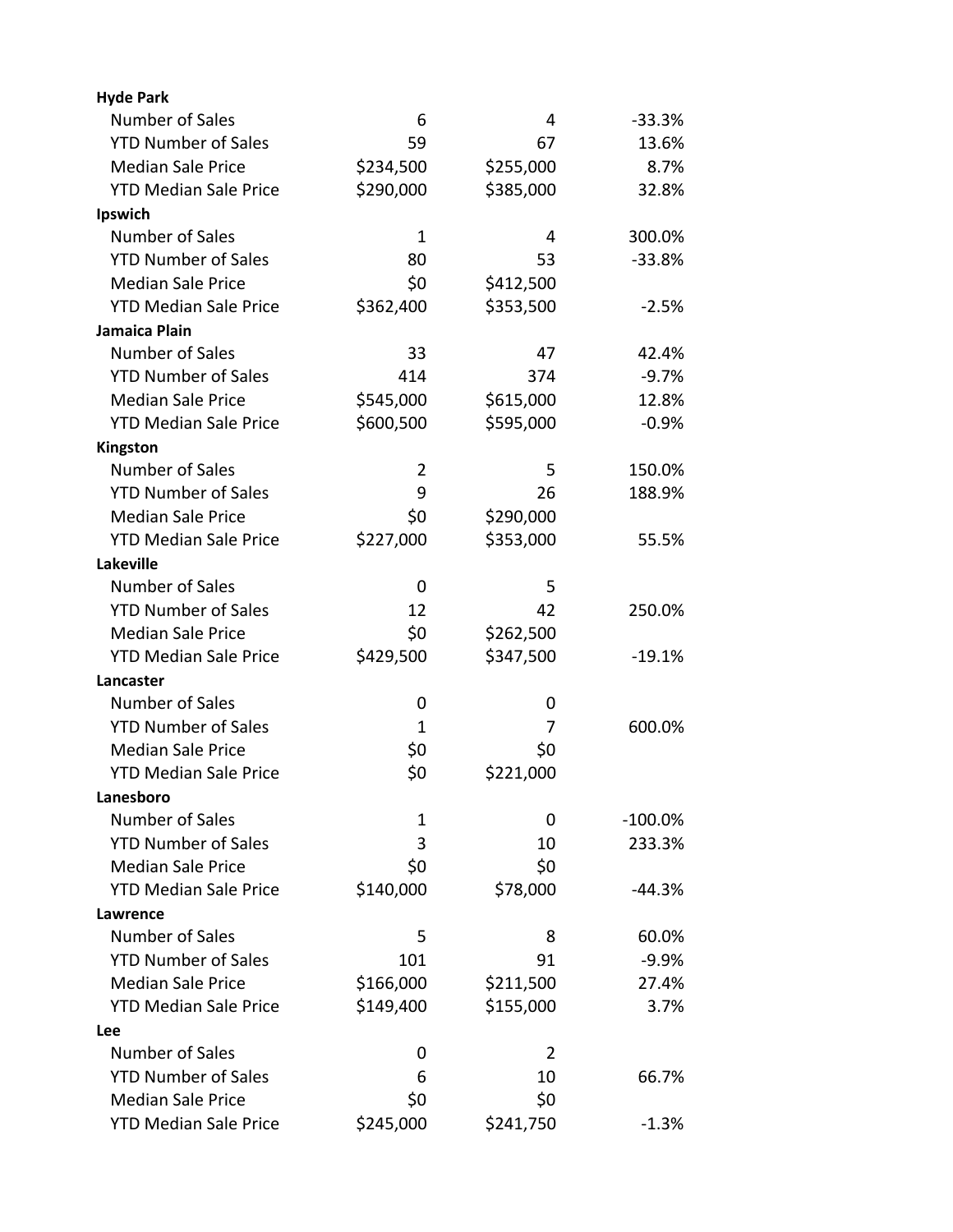| | | | |
|---|---|---|---|
| **Hyde Park** | | | |
| Number of Sales | 6 | 4 | -33.3% |
| YTD Number of Sales | 59 | 67 | 13.6% |
| Median Sale Price | $234,500 | $255,000 | 8.7% |
| YTD Median Sale Price | $290,000 | $385,000 | 32.8% |
| **Ipswich** | | | |
| Number of Sales | 1 | 4 | 300.0% |
| YTD Number of Sales | 80 | 53 | -33.8% |
| Median Sale Price | $0 | $412,500 | |
| YTD Median Sale Price | $362,400 | $353,500 | -2.5% |
| **Jamaica Plain** | | | |
| Number of Sales | 33 | 47 | 42.4% |
| YTD Number of Sales | 414 | 374 | -9.7% |
| Median Sale Price | $545,000 | $615,000 | 12.8% |
| YTD Median Sale Price | $600,500 | $595,000 | -0.9% |
| **Kingston** | | | |
| Number of Sales | 2 | 5 | 150.0% |
| YTD Number of Sales | 9 | 26 | 188.9% |
| Median Sale Price | $0 | $290,000 | |
| YTD Median Sale Price | $227,000 | $353,000 | 55.5% |
| **Lakeville** | | | |
| Number of Sales | 0 | 5 | |
| YTD Number of Sales | 12 | 42 | 250.0% |
| Median Sale Price | $0 | $262,500 | |
| YTD Median Sale Price | $429,500 | $347,500 | -19.1% |
| **Lancaster** | | | |
| Number of Sales | 0 | 0 | |
| YTD Number of Sales | 1 | 7 | 600.0% |
| Median Sale Price | $0 | $0 | |
| YTD Median Sale Price | $0 | $221,000 | |
| **Lanesboro** | | | |
| Number of Sales | 1 | 0 | -100.0% |
| YTD Number of Sales | 3 | 10 | 233.3% |
| Median Sale Price | $0 | $0 | |
| YTD Median Sale Price | $140,000 | $78,000 | -44.3% |
| **Lawrence** | | | |
| Number of Sales | 5 | 8 | 60.0% |
| YTD Number of Sales | 101 | 91 | -9.9% |
| Median Sale Price | $166,000 | $211,500 | 27.4% |
| YTD Median Sale Price | $149,400 | $155,000 | 3.7% |
| **Lee** | | | |
| Number of Sales | 0 | 2 | |
| YTD Number of Sales | 6 | 10 | 66.7% |
| Median Sale Price | $0 | $0 | |
| YTD Median Sale Price | $245,000 | $241,750 | -1.3% |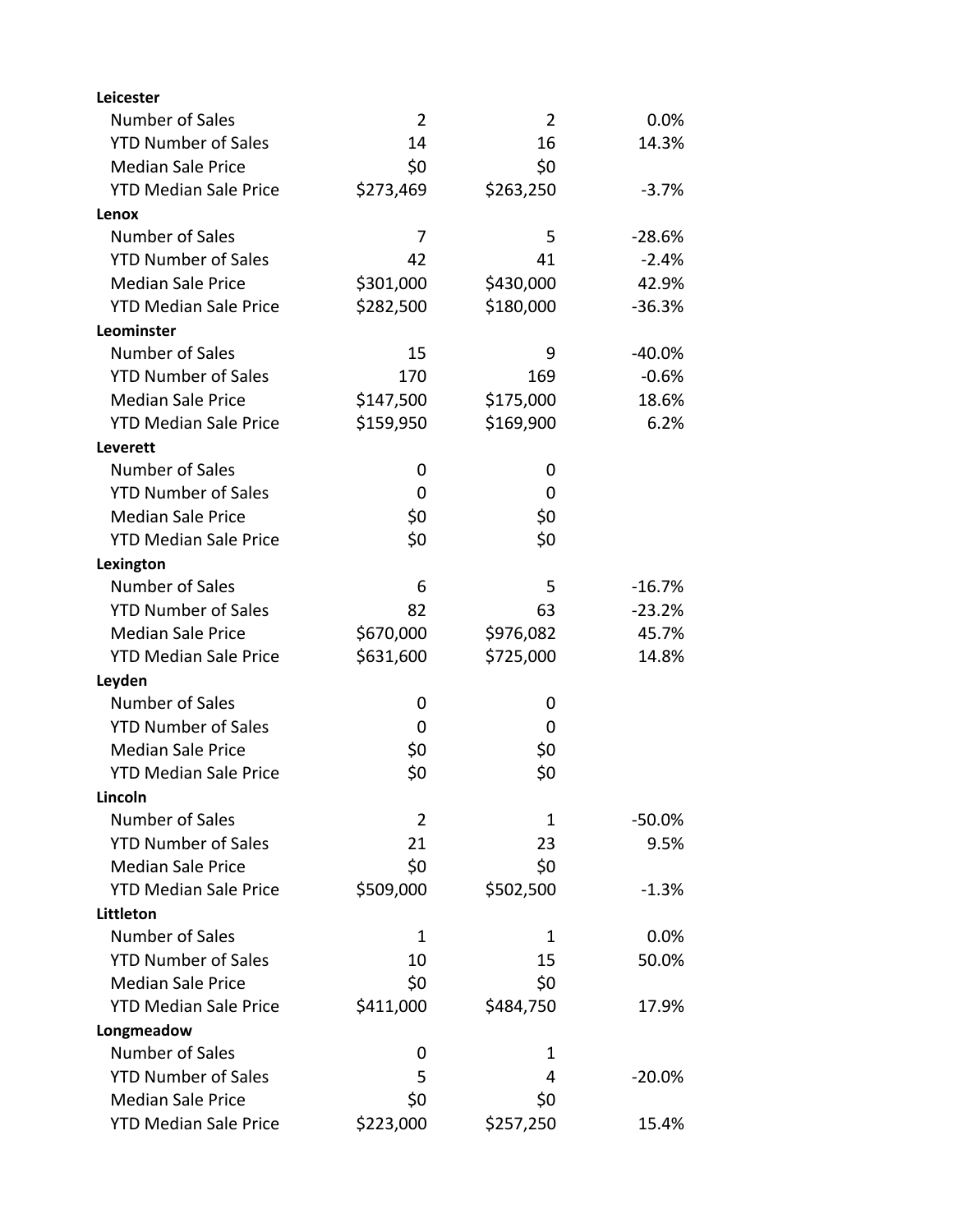| | | | |
|---|---|---|---|
| **Leicester** | | | |
| Number of Sales | 2 | 2 | 0.0% |
| YTD Number of Sales | 14 | 16 | 14.3% |
| Median Sale Price | $0 | $0 | |
| YTD Median Sale Price | $273,469 | $263,250 | -3.7% |
| **Lenox** | | | |
| Number of Sales | 7 | 5 | -28.6% |
| YTD Number of Sales | 42 | 41 | -2.4% |
| Median Sale Price | $301,000 | $430,000 | 42.9% |
| YTD Median Sale Price | $282,500 | $180,000 | -36.3% |
| **Leominster** | | | |
| Number of Sales | 15 | 9 | -40.0% |
| YTD Number of Sales | 170 | 169 | -0.6% |
| Median Sale Price | $147,500 | $175,000 | 18.6% |
| YTD Median Sale Price | $159,950 | $169,900 | 6.2% |
| **Leverett** | | | |
| Number of Sales | 0 | 0 | |
| YTD Number of Sales | 0 | 0 | |
| Median Sale Price | $0 | $0 | |
| YTD Median Sale Price | $0 | $0 | |
| **Lexington** | | | |
| Number of Sales | 6 | 5 | -16.7% |
| YTD Number of Sales | 82 | 63 | -23.2% |
| Median Sale Price | $670,000 | $976,082 | 45.7% |
| YTD Median Sale Price | $631,600 | $725,000 | 14.8% |
| **Leyden** | | | |
| Number of Sales | 0 | 0 | |
| YTD Number of Sales | 0 | 0 | |
| Median Sale Price | $0 | $0 | |
| YTD Median Sale Price | $0 | $0 | |
| **Lincoln** | | | |
| Number of Sales | 2 | 1 | -50.0% |
| YTD Number of Sales | 21 | 23 | 9.5% |
| Median Sale Price | $0 | $0 | |
| YTD Median Sale Price | $509,000 | $502,500 | -1.3% |
| **Littleton** | | | |
| Number of Sales | 1 | 1 | 0.0% |
| YTD Number of Sales | 10 | 15 | 50.0% |
| Median Sale Price | $0 | $0 | |
| YTD Median Sale Price | $411,000 | $484,750 | 17.9% |
| **Longmeadow** | | | |
| Number of Sales | 0 | 1 | |
| YTD Number of Sales | 5 | 4 | -20.0% |
| Median Sale Price | $0 | $0 | |
| YTD Median Sale Price | $223,000 | $257,250 | 15.4% |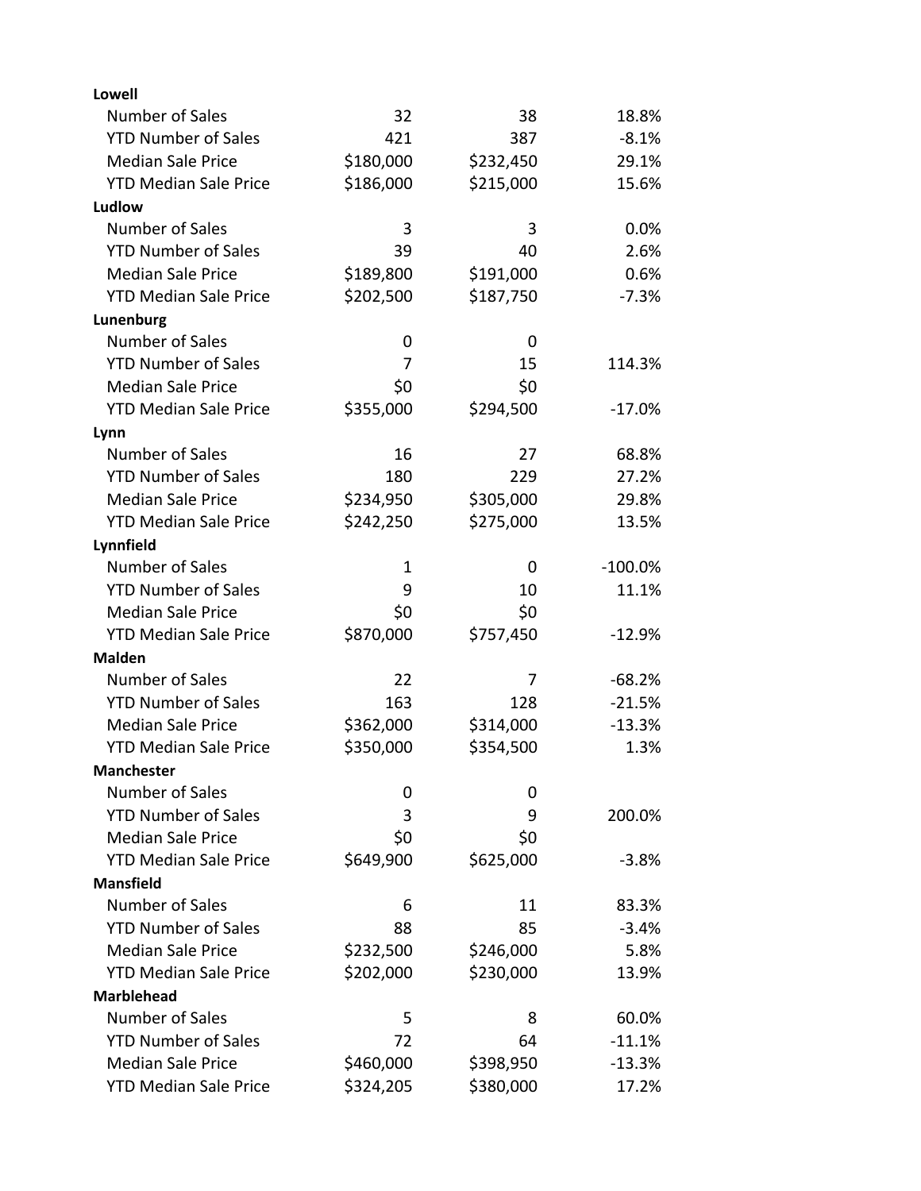| | | | |
|---|---|---|---|
| **Lowell** | | | |
| Number of Sales | 32 | 38 | 18.8% |
| YTD Number of Sales | 421 | 387 | -8.1% |
| Median Sale Price | $180,000 | $232,450 | 29.1% |
| YTD Median Sale Price | $186,000 | $215,000 | 15.6% |
| **Ludlow** | | | |
| Number of Sales | 3 | 3 | 0.0% |
| YTD Number of Sales | 39 | 40 | 2.6% |
| Median Sale Price | $189,800 | $191,000 | 0.6% |
| YTD Median Sale Price | $202,500 | $187,750 | -7.3% |
| **Lunenburg** | | | |
| Number of Sales | 0 | 0 | |
| YTD Number of Sales | 7 | 15 | 114.3% |
| Median Sale Price | $0 | $0 | |
| YTD Median Sale Price | $355,000 | $294,500 | -17.0% |
| **Lynn** | | | |
| Number of Sales | 16 | 27 | 68.8% |
| YTD Number of Sales | 180 | 229 | 27.2% |
| Median Sale Price | $234,950 | $305,000 | 29.8% |
| YTD Median Sale Price | $242,250 | $275,000 | 13.5% |
| **Lynnfield** | | | |
| Number of Sales | 1 | 0 | -100.0% |
| YTD Number of Sales | 9 | 10 | 11.1% |
| Median Sale Price | $0 | $0 | |
| YTD Median Sale Price | $870,000 | $757,450 | -12.9% |
| **Malden** | | | |
| Number of Sales | 22 | 7 | -68.2% |
| YTD Number of Sales | 163 | 128 | -21.5% |
| Median Sale Price | $362,000 | $314,000 | -13.3% |
| YTD Median Sale Price | $350,000 | $354,500 | 1.3% |
| **Manchester** | | | |
| Number of Sales | 0 | 0 | |
| YTD Number of Sales | 3 | 9 | 200.0% |
| Median Sale Price | $0 | $0 | |
| YTD Median Sale Price | $649,900 | $625,000 | -3.8% |
| **Mansfield** | | | |
| Number of Sales | 6 | 11 | 83.3% |
| YTD Number of Sales | 88 | 85 | -3.4% |
| Median Sale Price | $232,500 | $246,000 | 5.8% |
| YTD Median Sale Price | $202,000 | $230,000 | 13.9% |
| **Marblehead** | | | |
| Number of Sales | 5 | 8 | 60.0% |
| YTD Number of Sales | 72 | 64 | -11.1% |
| Median Sale Price | $460,000 | $398,950 | -13.3% |
| YTD Median Sale Price | $324,205 | $380,000 | 17.2% |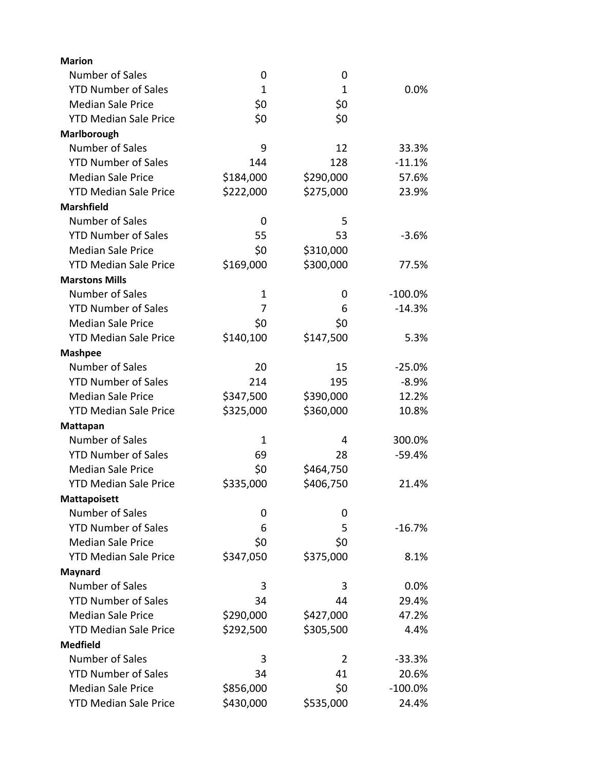| | | | |
|---|---|---|---|
| **Marion** | | | |
| Number of Sales | 0 | 0 | |
| YTD Number of Sales | 1 | 1 | 0.0% |
| Median Sale Price | $0 | $0 | |
| YTD Median Sale Price | $0 | $0 | |
| **Marlborough** | | | |
| Number of Sales | 9 | 12 | 33.3% |
| YTD Number of Sales | 144 | 128 | -11.1% |
| Median Sale Price | $184,000 | $290,000 | 57.6% |
| YTD Median Sale Price | $222,000 | $275,000 | 23.9% |
| **Marshfield** | | | |
| Number of Sales | 0 | 5 | |
| YTD Number of Sales | 55 | 53 | -3.6% |
| Median Sale Price | $0 | $310,000 | |
| YTD Median Sale Price | $169,000 | $300,000 | 77.5% |
| **Marstons Mills** | | | |
| Number of Sales | 1 | 0 | -100.0% |
| YTD Number of Sales | 7 | 6 | -14.3% |
| Median Sale Price | $0 | $0 | |
| YTD Median Sale Price | $140,100 | $147,500 | 5.3% |
| **Mashpee** | | | |
| Number of Sales | 20 | 15 | -25.0% |
| YTD Number of Sales | 214 | 195 | -8.9% |
| Median Sale Price | $347,500 | $390,000 | 12.2% |
| YTD Median Sale Price | $325,000 | $360,000 | 10.8% |
| **Mattapan** | | | |
| Number of Sales | 1 | 4 | 300.0% |
| YTD Number of Sales | 69 | 28 | -59.4% |
| Median Sale Price | $0 | $464,750 | |
| YTD Median Sale Price | $335,000 | $406,750 | 21.4% |
| **Mattapoisett** | | | |
| Number of Sales | 0 | 0 | |
| YTD Number of Sales | 6 | 5 | -16.7% |
| Median Sale Price | $0 | $0 | |
| YTD Median Sale Price | $347,050 | $375,000 | 8.1% |
| **Maynard** | | | |
| Number of Sales | 3 | 3 | 0.0% |
| YTD Number of Sales | 34 | 44 | 29.4% |
| Median Sale Price | $290,000 | $427,000 | 47.2% |
| YTD Median Sale Price | $292,500 | $305,500 | 4.4% |
| **Medfield** | | | |
| Number of Sales | 3 | 2 | -33.3% |
| YTD Number of Sales | 34 | 41 | 20.6% |
| Median Sale Price | $856,000 | $0 | -100.0% |
| YTD Median Sale Price | $430,000 | $535,000 | 24.4% |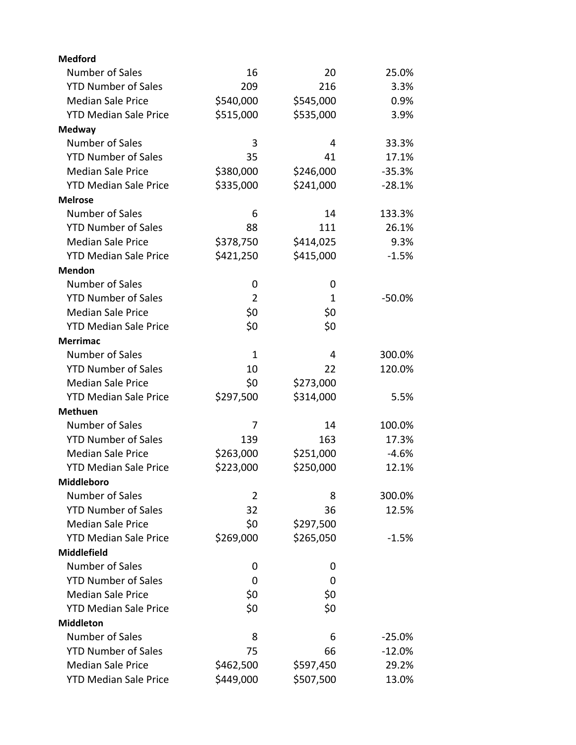| | | | |
|---|---|---|---|
| **Medford** | | | |
| Number of Sales | 16 | 20 | 25.0% |
| YTD Number of Sales | 209 | 216 | 3.3% |
| Median Sale Price | $540,000 | $545,000 | 0.9% |
| YTD Median Sale Price | $515,000 | $535,000 | 3.9% |
| **Medway** | | | |
| Number of Sales | 3 | 4 | 33.3% |
| YTD Number of Sales | 35 | 41 | 17.1% |
| Median Sale Price | $380,000 | $246,000 | -35.3% |
| YTD Median Sale Price | $335,000 | $241,000 | -28.1% |
| **Melrose** | | | |
| Number of Sales | 6 | 14 | 133.3% |
| YTD Number of Sales | 88 | 111 | 26.1% |
| Median Sale Price | $378,750 | $414,025 | 9.3% |
| YTD Median Sale Price | $421,250 | $415,000 | -1.5% |
| **Mendon** | | | |
| Number of Sales | 0 | 0 | |
| YTD Number of Sales | 2 | 1 | -50.0% |
| Median Sale Price | $0 | $0 | |
| YTD Median Sale Price | $0 | $0 | |
| **Merrimac** | | | |
| Number of Sales | 1 | 4 | 300.0% |
| YTD Number of Sales | 10 | 22 | 120.0% |
| Median Sale Price | $0 | $273,000 | |
| YTD Median Sale Price | $297,500 | $314,000 | 5.5% |
| **Methuen** | | | |
| Number of Sales | 7 | 14 | 100.0% |
| YTD Number of Sales | 139 | 163 | 17.3% |
| Median Sale Price | $263,000 | $251,000 | -4.6% |
| YTD Median Sale Price | $223,000 | $250,000 | 12.1% |
| **Middleboro** | | | |
| Number of Sales | 2 | 8 | 300.0% |
| YTD Number of Sales | 32 | 36 | 12.5% |
| Median Sale Price | $0 | $297,500 | |
| YTD Median Sale Price | $269,000 | $265,050 | -1.5% |
| **Middlefield** | | | |
| Number of Sales | 0 | 0 | |
| YTD Number of Sales | 0 | 0 | |
| Median Sale Price | $0 | $0 | |
| YTD Median Sale Price | $0 | $0 | |
| **Middleton** | | | |
| Number of Sales | 8 | 6 | -25.0% |
| YTD Number of Sales | 75 | 66 | -12.0% |
| Median Sale Price | $462,500 | $597,450 | 29.2% |
| YTD Median Sale Price | $449,000 | $507,500 | 13.0% |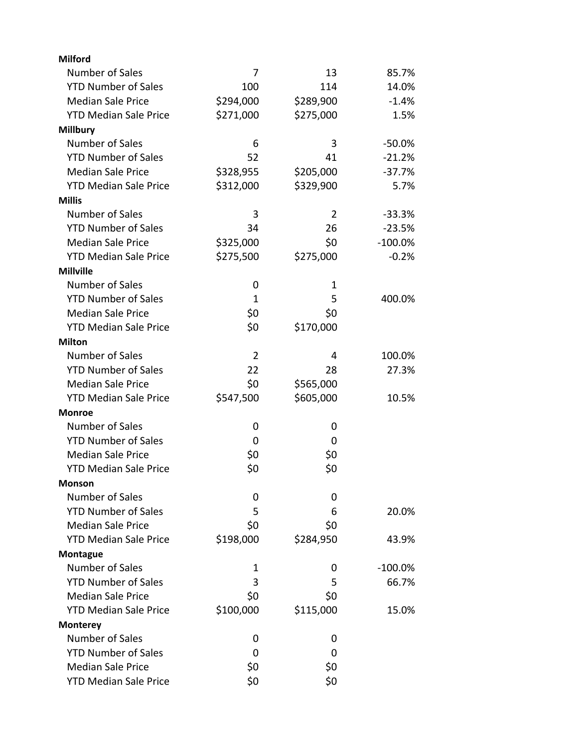| | | | |
|---|---|---|---|
| **Milford** | | | |
| Number of Sales | 7 | 13 | 85.7% |
| YTD Number of Sales | 100 | 114 | 14.0% |
| Median Sale Price | $294,000 | $289,900 | -1.4% |
| YTD Median Sale Price | $271,000 | $275,000 | 1.5% |
| **Millbury** | | | |
| Number of Sales | 6 | 3 | -50.0% |
| YTD Number of Sales | 52 | 41 | -21.2% |
| Median Sale Price | $328,955 | $205,000 | -37.7% |
| YTD Median Sale Price | $312,000 | $329,900 | 5.7% |
| **Millis** | | | |
| Number of Sales | 3 | 2 | -33.3% |
| YTD Number of Sales | 34 | 26 | -23.5% |
| Median Sale Price | $325,000 | $0 | -100.0% |
| YTD Median Sale Price | $275,500 | $275,000 | -0.2% |
| **Millville** | | | |
| Number of Sales | 0 | 1 | |
| YTD Number of Sales | 1 | 5 | 400.0% |
| Median Sale Price | $0 | $0 | |
| YTD Median Sale Price | $0 | $170,000 | |
| **Milton** | | | |
| Number of Sales | 2 | 4 | 100.0% |
| YTD Number of Sales | 22 | 28 | 27.3% |
| Median Sale Price | $0 | $565,000 | |
| YTD Median Sale Price | $547,500 | $605,000 | 10.5% |
| **Monroe** | | | |
| Number of Sales | 0 | 0 | |
| YTD Number of Sales | 0 | 0 | |
| Median Sale Price | $0 | $0 | |
| YTD Median Sale Price | $0 | $0 | |
| **Monson** | | | |
| Number of Sales | 0 | 0 | |
| YTD Number of Sales | 5 | 6 | 20.0% |
| Median Sale Price | $0 | $0 | |
| YTD Median Sale Price | $198,000 | $284,950 | 43.9% |
| **Montague** | | | |
| Number of Sales | 1 | 0 | -100.0% |
| YTD Number of Sales | 3 | 5 | 66.7% |
| Median Sale Price | $0 | $0 | |
| YTD Median Sale Price | $100,000 | $115,000 | 15.0% |
| **Monterey** | | | |
| Number of Sales | 0 | 0 | |
| YTD Number of Sales | 0 | 0 | |
| Median Sale Price | $0 | $0 | |
| YTD Median Sale Price | $0 | $0 | |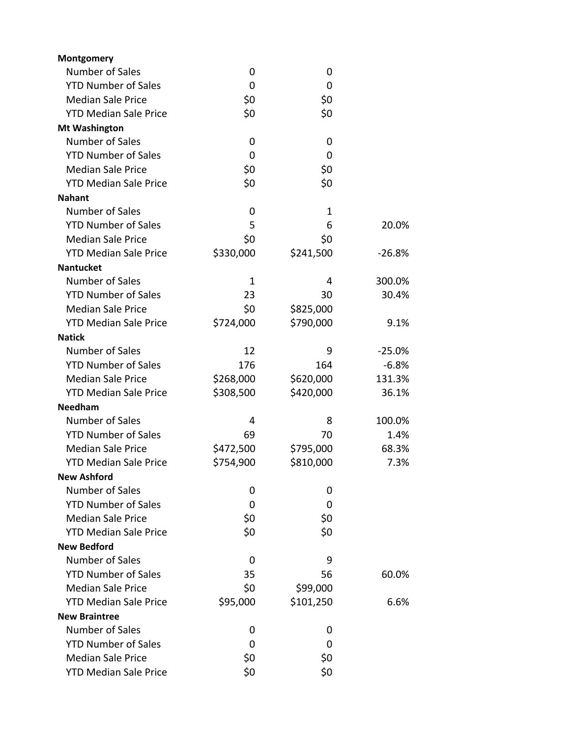| | | | |
|---|---|---|---|
| **Montgomery** | | | |
| Number of Sales | 0 | 0 | |
| YTD Number of Sales | 0 | 0 | |
| Median Sale Price | $0 | $0 | |
| YTD Median Sale Price | $0 | $0 | |
| **Mt Washington** | | | |
| Number of Sales | 0 | 0 | |
| YTD Number of Sales | 0 | 0 | |
| Median Sale Price | $0 | $0 | |
| YTD Median Sale Price | $0 | $0 | |
| **Nahant** | | | |
| Number of Sales | 0 | 1 | |
| YTD Number of Sales | 5 | 6 | 20.0% |
| Median Sale Price | $0 | $0 | |
| YTD Median Sale Price | $330,000 | $241,500 | -26.8% |
| **Nantucket** | | | |
| Number of Sales | 1 | 4 | 300.0% |
| YTD Number of Sales | 23 | 30 | 30.4% |
| Median Sale Price | $0 | $825,000 | |
| YTD Median Sale Price | $724,000 | $790,000 | 9.1% |
| **Natick** | | | |
| Number of Sales | 12 | 9 | -25.0% |
| YTD Number of Sales | 176 | 164 | -6.8% |
| Median Sale Price | $268,000 | $620,000 | 131.3% |
| YTD Median Sale Price | $308,500 | $420,000 | 36.1% |
| **Needham** | | | |
| Number of Sales | 4 | 8 | 100.0% |
| YTD Number of Sales | 69 | 70 | 1.4% |
| Median Sale Price | $472,500 | $795,000 | 68.3% |
| YTD Median Sale Price | $754,900 | $810,000 | 7.3% |
| **New Ashford** | | | |
| Number of Sales | 0 | 0 | |
| YTD Number of Sales | 0 | 0 | |
| Median Sale Price | $0 | $0 | |
| YTD Median Sale Price | $0 | $0 | |
| **New Bedford** | | | |
| Number of Sales | 0 | 9 | |
| YTD Number of Sales | 35 | 56 | 60.0% |
| Median Sale Price | $0 | $99,000 | |
| YTD Median Sale Price | $95,000 | $101,250 | 6.6% |
| **New Braintree** | | | |
| Number of Sales | 0 | 0 | |
| YTD Number of Sales | 0 | 0 | |
| Median Sale Price | $0 | $0 | |
| YTD Median Sale Price | $0 | $0 | |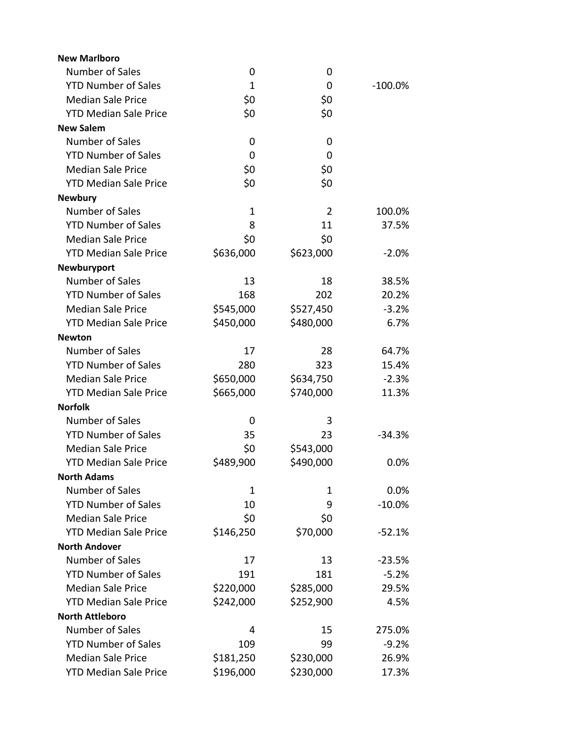| | | | |
|---|---|---|---|
| **New Marlboro** | | | |
| Number of Sales | 0 | 0 | |
| YTD Number of Sales | 1 | 0 | -100.0% |
| Median Sale Price | $0 | $0 | |
| YTD Median Sale Price | $0 | $0 | |
| **New Salem** | | | |
| Number of Sales | 0 | 0 | |
| YTD Number of Sales | 0 | 0 | |
| Median Sale Price | $0 | $0 | |
| YTD Median Sale Price | $0 | $0 | |
| **Newbury** | | | |
| Number of Sales | 1 | 2 | 100.0% |
| YTD Number of Sales | 8 | 11 | 37.5% |
| Median Sale Price | $0 | $0 | |
| YTD Median Sale Price | $636,000 | $623,000 | -2.0% |
| **Newburyport** | | | |
| Number of Sales | 13 | 18 | 38.5% |
| YTD Number of Sales | 168 | 202 | 20.2% |
| Median Sale Price | $545,000 | $527,450 | -3.2% |
| YTD Median Sale Price | $450,000 | $480,000 | 6.7% |
| **Newton** | | | |
| Number of Sales | 17 | 28 | 64.7% |
| YTD Number of Sales | 280 | 323 | 15.4% |
| Median Sale Price | $650,000 | $634,750 | -2.3% |
| YTD Median Sale Price | $665,000 | $740,000 | 11.3% |
| **Norfolk** | | | |
| Number of Sales | 0 | 3 | |
| YTD Number of Sales | 35 | 23 | -34.3% |
| Median Sale Price | $0 | $543,000 | |
| YTD Median Sale Price | $489,900 | $490,000 | 0.0% |
| **North Adams** | | | |
| Number of Sales | 1 | 1 | 0.0% |
| YTD Number of Sales | 10 | 9 | -10.0% |
| Median Sale Price | $0 | $0 | |
| YTD Median Sale Price | $146,250 | $70,000 | -52.1% |
| **North Andover** | | | |
| Number of Sales | 17 | 13 | -23.5% |
| YTD Number of Sales | 191 | 181 | -5.2% |
| Median Sale Price | $220,000 | $285,000 | 29.5% |
| YTD Median Sale Price | $242,000 | $252,900 | 4.5% |
| **North Attleboro** | | | |
| Number of Sales | 4 | 15 | 275.0% |
| YTD Number of Sales | 109 | 99 | -9.2% |
| Median Sale Price | $181,250 | $230,000 | 26.9% |
| YTD Median Sale Price | $196,000 | $230,000 | 17.3% |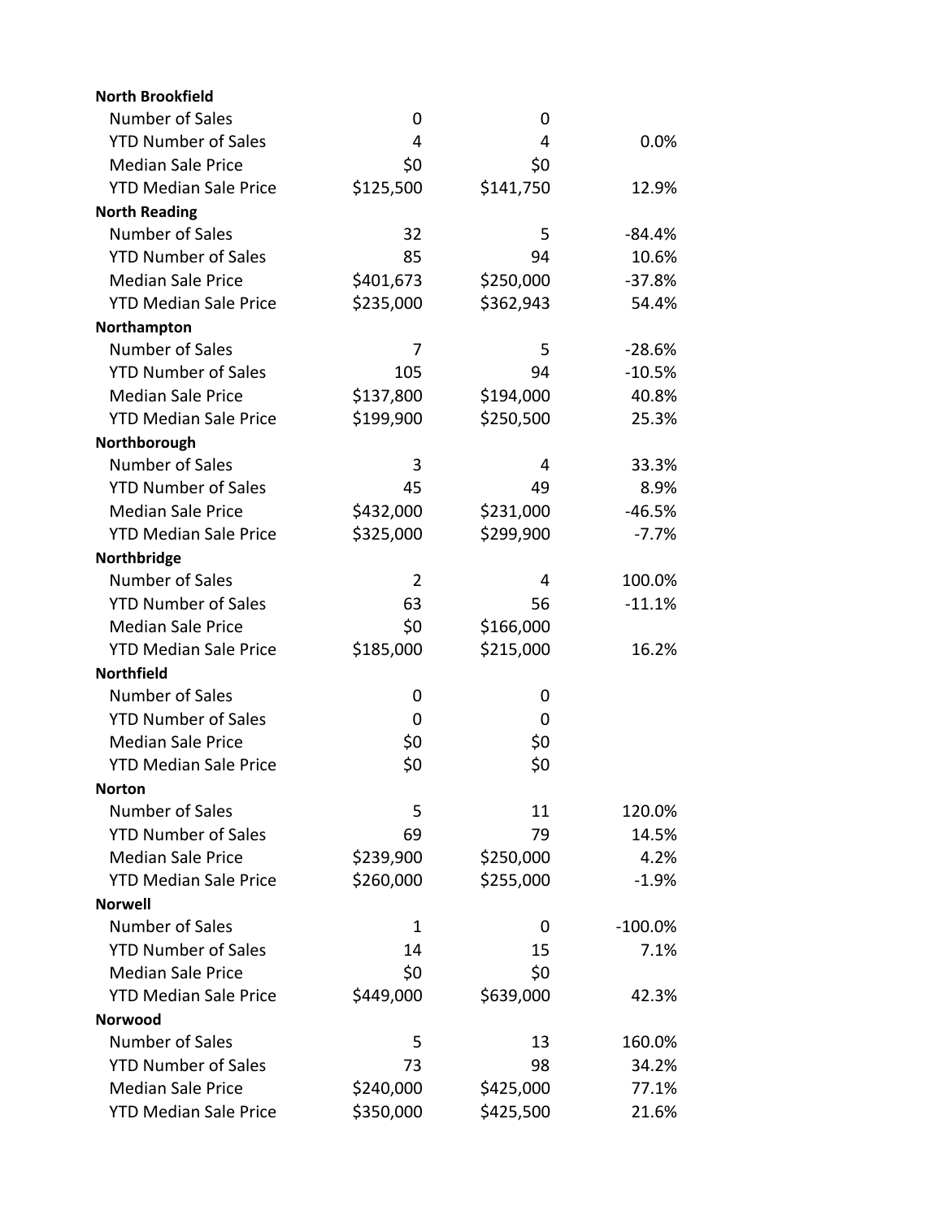| | | | |
|---|---|---|---|
| **North Brookfield** | | | |
| Number of Sales | 0 | 0 | |
| YTD Number of Sales | 4 | 4 | 0.0% |
| Median Sale Price | $0 | $0 | |
| YTD Median Sale Price | $125,500 | $141,750 | 12.9% |
| **North Reading** | | | |
| Number of Sales | 32 | 5 | -84.4% |
| YTD Number of Sales | 85 | 94 | 10.6% |
| Median Sale Price | $401,673 | $250,000 | -37.8% |
| YTD Median Sale Price | $235,000 | $362,943 | 54.4% |
| **Northampton** | | | |
| Number of Sales | 7 | 5 | -28.6% |
| YTD Number of Sales | 105 | 94 | -10.5% |
| Median Sale Price | $137,800 | $194,000 | 40.8% |
| YTD Median Sale Price | $199,900 | $250,500 | 25.3% |
| **Northborough** | | | |
| Number of Sales | 3 | 4 | 33.3% |
| YTD Number of Sales | 45 | 49 | 8.9% |
| Median Sale Price | $432,000 | $231,000 | -46.5% |
| YTD Median Sale Price | $325,000 | $299,900 | -7.7% |
| **Northbridge** | | | |
| Number of Sales | 2 | 4 | 100.0% |
| YTD Number of Sales | 63 | 56 | -11.1% |
| Median Sale Price | $0 | $166,000 | |
| YTD Median Sale Price | $185,000 | $215,000 | 16.2% |
| **Northfield** | | | |
| Number of Sales | 0 | 0 | |
| YTD Number of Sales | 0 | 0 | |
| Median Sale Price | $0 | $0 | |
| YTD Median Sale Price | $0 | $0 | |
| **Norton** | | | |
| Number of Sales | 5 | 11 | 120.0% |
| YTD Number of Sales | 69 | 79 | 14.5% |
| Median Sale Price | $239,900 | $250,000 | 4.2% |
| YTD Median Sale Price | $260,000 | $255,000 | -1.9% |
| **Norwell** | | | |
| Number of Sales | 1 | 0 | -100.0% |
| YTD Number of Sales | 14 | 15 | 7.1% |
| Median Sale Price | $0 | $0 | |
| YTD Median Sale Price | $449,000 | $639,000 | 42.3% |
| **Norwood** | | | |
| Number of Sales | 5 | 13 | 160.0% |
| YTD Number of Sales | 73 | 98 | 34.2% |
| Median Sale Price | $240,000 | $425,000 | 77.1% |
| YTD Median Sale Price | $350,000 | $425,500 | 21.6% |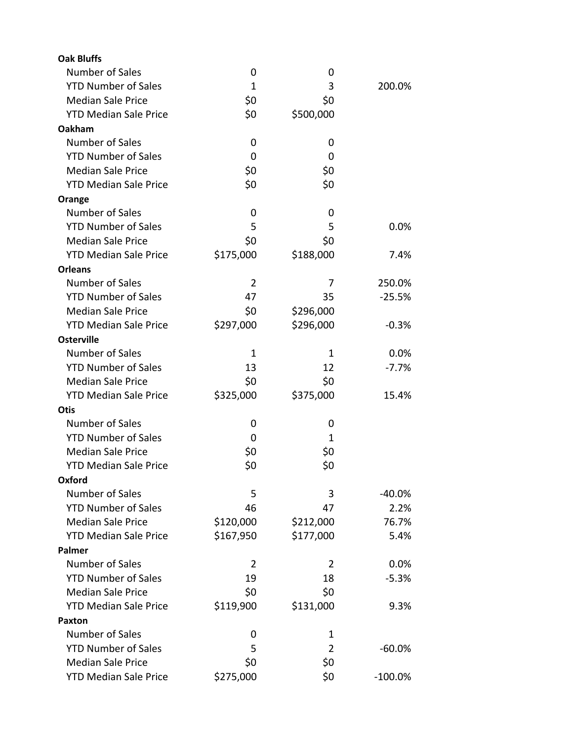| | | | |
|---|---|---|---|
| **Oak Bluffs** | | | |
| Number of Sales | 0 | 0 | |
| YTD Number of Sales | 1 | 3 | 200.0% |
| Median Sale Price | $0 | $0 | |
| YTD Median Sale Price | $0 | $500,000 | |
| **Oakham** | | | |
| Number of Sales | 0 | 0 | |
| YTD Number of Sales | 0 | 0 | |
| Median Sale Price | $0 | $0 | |
| YTD Median Sale Price | $0 | $0 | |
| **Orange** | | | |
| Number of Sales | 0 | 0 | |
| YTD Number of Sales | 5 | 5 | 0.0% |
| Median Sale Price | $0 | $0 | |
| YTD Median Sale Price | $175,000 | $188,000 | 7.4% |
| **Orleans** | | | |
| Number of Sales | 2 | 7 | 250.0% |
| YTD Number of Sales | 47 | 35 | -25.5% |
| Median Sale Price | $0 | $296,000 | |
| YTD Median Sale Price | $297,000 | $296,000 | -0.3% |
| **Osterville** | | | |
| Number of Sales | 1 | 1 | 0.0% |
| YTD Number of Sales | 13 | 12 | -7.7% |
| Median Sale Price | $0 | $0 | |
| YTD Median Sale Price | $325,000 | $375,000 | 15.4% |
| **Otis** | | | |
| Number of Sales | 0 | 0 | |
| YTD Number of Sales | 0 | 1 | |
| Median Sale Price | $0 | $0 | |
| YTD Median Sale Price | $0 | $0 | |
| **Oxford** | | | |
| Number of Sales | 5 | 3 | -40.0% |
| YTD Number of Sales | 46 | 47 | 2.2% |
| Median Sale Price | $120,000 | $212,000 | 76.7% |
| YTD Median Sale Price | $167,950 | $177,000 | 5.4% |
| **Palmer** | | | |
| Number of Sales | 2 | 2 | 0.0% |
| YTD Number of Sales | 19 | 18 | -5.3% |
| Median Sale Price | $0 | $0 | |
| YTD Median Sale Price | $119,900 | $131,000 | 9.3% |
| **Paxton** | | | |
| Number of Sales | 0 | 1 | |
| YTD Number of Sales | 5 | 2 | -60.0% |
| Median Sale Price | $0 | $0 | |
| YTD Median Sale Price | $275,000 | $0 | -100.0% |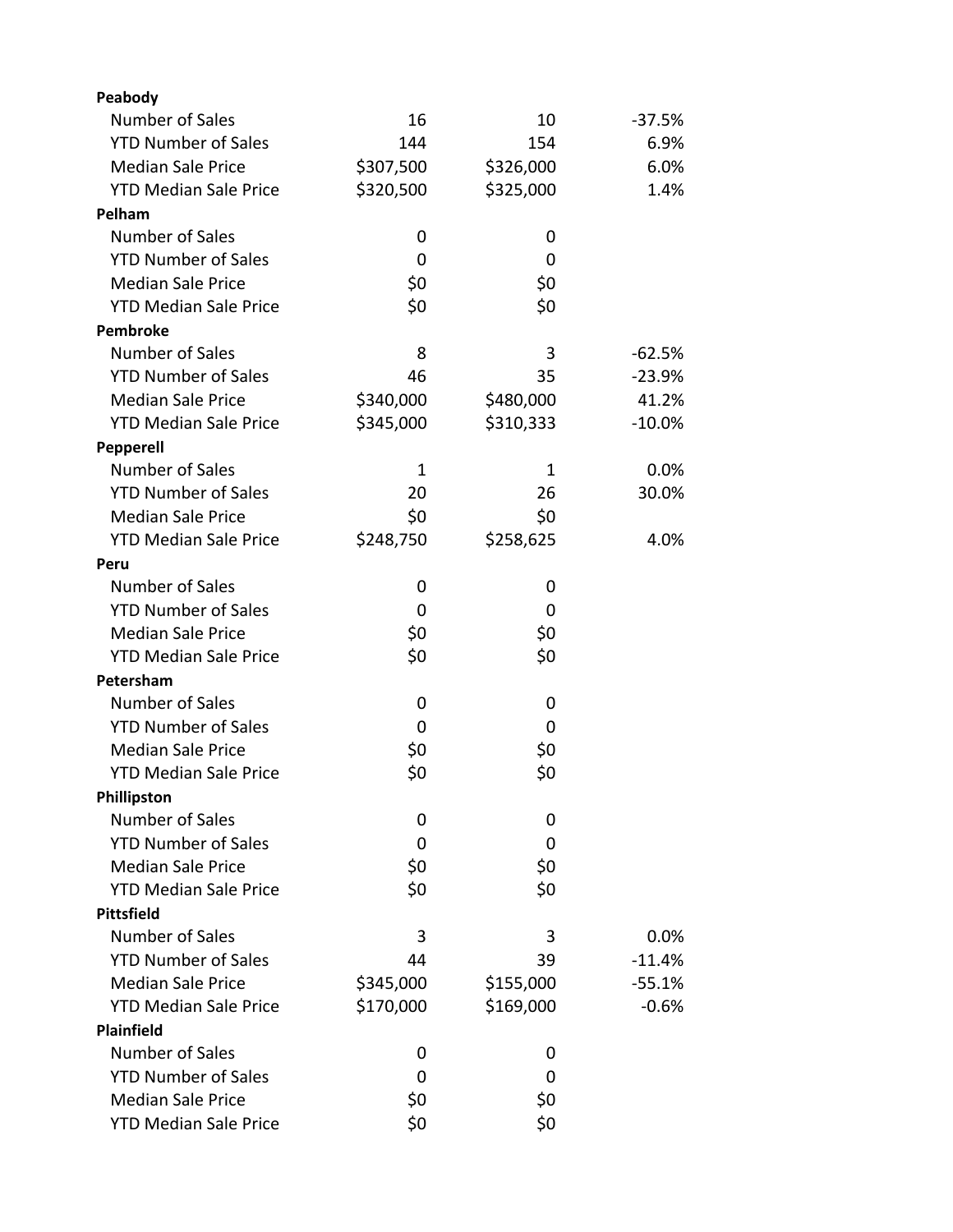| | | | |
|---|---|---|---|
| **Peabody** | | | |
| Number of Sales | 16 | 10 | -37.5% |
| YTD Number of Sales | 144 | 154 | 6.9% |
| Median Sale Price | $307,500 | $326,000 | 6.0% |
| YTD Median Sale Price | $320,500 | $325,000 | 1.4% |
| **Pelham** | | | |
| Number of Sales | 0 | 0 | |
| YTD Number of Sales | 0 | 0 | |
| Median Sale Price | $0 | $0 | |
| YTD Median Sale Price | $0 | $0 | |
| **Pembroke** | | | |
| Number of Sales | 8 | 3 | -62.5% |
| YTD Number of Sales | 46 | 35 | -23.9% |
| Median Sale Price | $340,000 | $480,000 | 41.2% |
| YTD Median Sale Price | $345,000 | $310,333 | -10.0% |
| **Pepperell** | | | |
| Number of Sales | 1 | 1 | 0.0% |
| YTD Number of Sales | 20 | 26 | 30.0% |
| Median Sale Price | $0 | $0 | |
| YTD Median Sale Price | $248,750 | $258,625 | 4.0% |
| **Peru** | | | |
| Number of Sales | 0 | 0 | |
| YTD Number of Sales | 0 | 0 | |
| Median Sale Price | $0 | $0 | |
| YTD Median Sale Price | $0 | $0 | |
| **Petersham** | | | |
| Number of Sales | 0 | 0 | |
| YTD Number of Sales | 0 | 0 | |
| Median Sale Price | $0 | $0 | |
| YTD Median Sale Price | $0 | $0 | |
| **Phillipston** | | | |
| Number of Sales | 0 | 0 | |
| YTD Number of Sales | 0 | 0 | |
| Median Sale Price | $0 | $0 | |
| YTD Median Sale Price | $0 | $0 | |
| **Pittsfield** | | | |
| Number of Sales | 3 | 3 | 0.0% |
| YTD Number of Sales | 44 | 39 | -11.4% |
| Median Sale Price | $345,000 | $155,000 | -55.1% |
| YTD Median Sale Price | $170,000 | $169,000 | -0.6% |
| **Plainfield** | | | |
| Number of Sales | 0 | 0 | |
| YTD Number of Sales | 0 | 0 | |
| Median Sale Price | $0 | $0 | |
| YTD Median Sale Price | $0 | $0 | |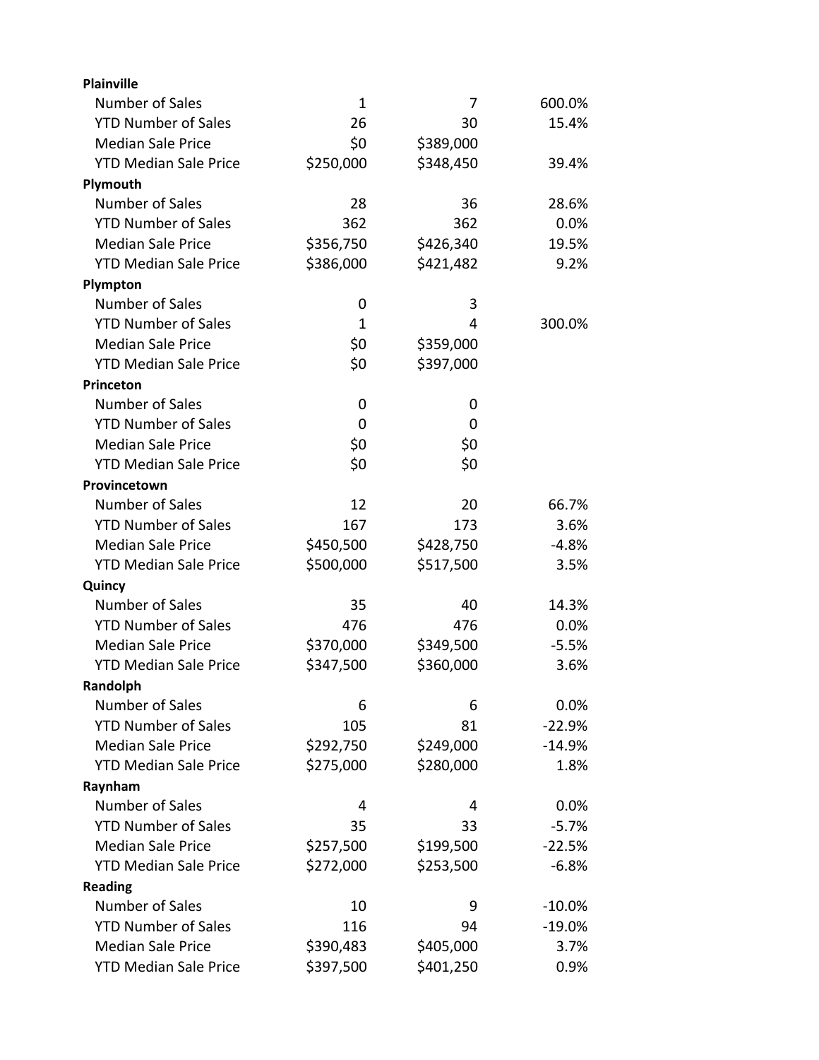| | | | |
|---|---|---|---|
| **Plainville** | | | |
| Number of Sales | 1 | 7 | 600.0% |
| YTD Number of Sales | 26 | 30 | 15.4% |
| Median Sale Price | $0 | $389,000 | |
| YTD Median Sale Price | $250,000 | $348,450 | 39.4% |
| **Plymouth** | | | |
| Number of Sales | 28 | 36 | 28.6% |
| YTD Number of Sales | 362 | 362 | 0.0% |
| Median Sale Price | $356,750 | $426,340 | 19.5% |
| YTD Median Sale Price | $386,000 | $421,482 | 9.2% |
| **Plympton** | | | |
| Number of Sales | 0 | 3 | |
| YTD Number of Sales | 1 | 4 | 300.0% |
| Median Sale Price | $0 | $359,000 | |
| YTD Median Sale Price | $0 | $397,000 | |
| **Princeton** | | | |
| Number of Sales | 0 | 0 | |
| YTD Number of Sales | 0 | 0 | |
| Median Sale Price | $0 | $0 | |
| YTD Median Sale Price | $0 | $0 | |
| **Provincetown** | | | |
| Number of Sales | 12 | 20 | 66.7% |
| YTD Number of Sales | 167 | 173 | 3.6% |
| Median Sale Price | $450,500 | $428,750 | -4.8% |
| YTD Median Sale Price | $500,000 | $517,500 | 3.5% |
| **Quincy** | | | |
| Number of Sales | 35 | 40 | 14.3% |
| YTD Number of Sales | 476 | 476 | 0.0% |
| Median Sale Price | $370,000 | $349,500 | -5.5% |
| YTD Median Sale Price | $347,500 | $360,000 | 3.6% |
| **Randolph** | | | |
| Number of Sales | 6 | 6 | 0.0% |
| YTD Number of Sales | 105 | 81 | -22.9% |
| Median Sale Price | $292,750 | $249,000 | -14.9% |
| YTD Median Sale Price | $275,000 | $280,000 | 1.8% |
| **Raynham** | | | |
| Number of Sales | 4 | 4 | 0.0% |
| YTD Number of Sales | 35 | 33 | -5.7% |
| Median Sale Price | $257,500 | $199,500 | -22.5% |
| YTD Median Sale Price | $272,000 | $253,500 | -6.8% |
| **Reading** | | | |
| Number of Sales | 10 | 9 | -10.0% |
| YTD Number of Sales | 116 | 94 | -19.0% |
| Median Sale Price | $390,483 | $405,000 | 3.7% |
| YTD Median Sale Price | $397,500 | $401,250 | 0.9% |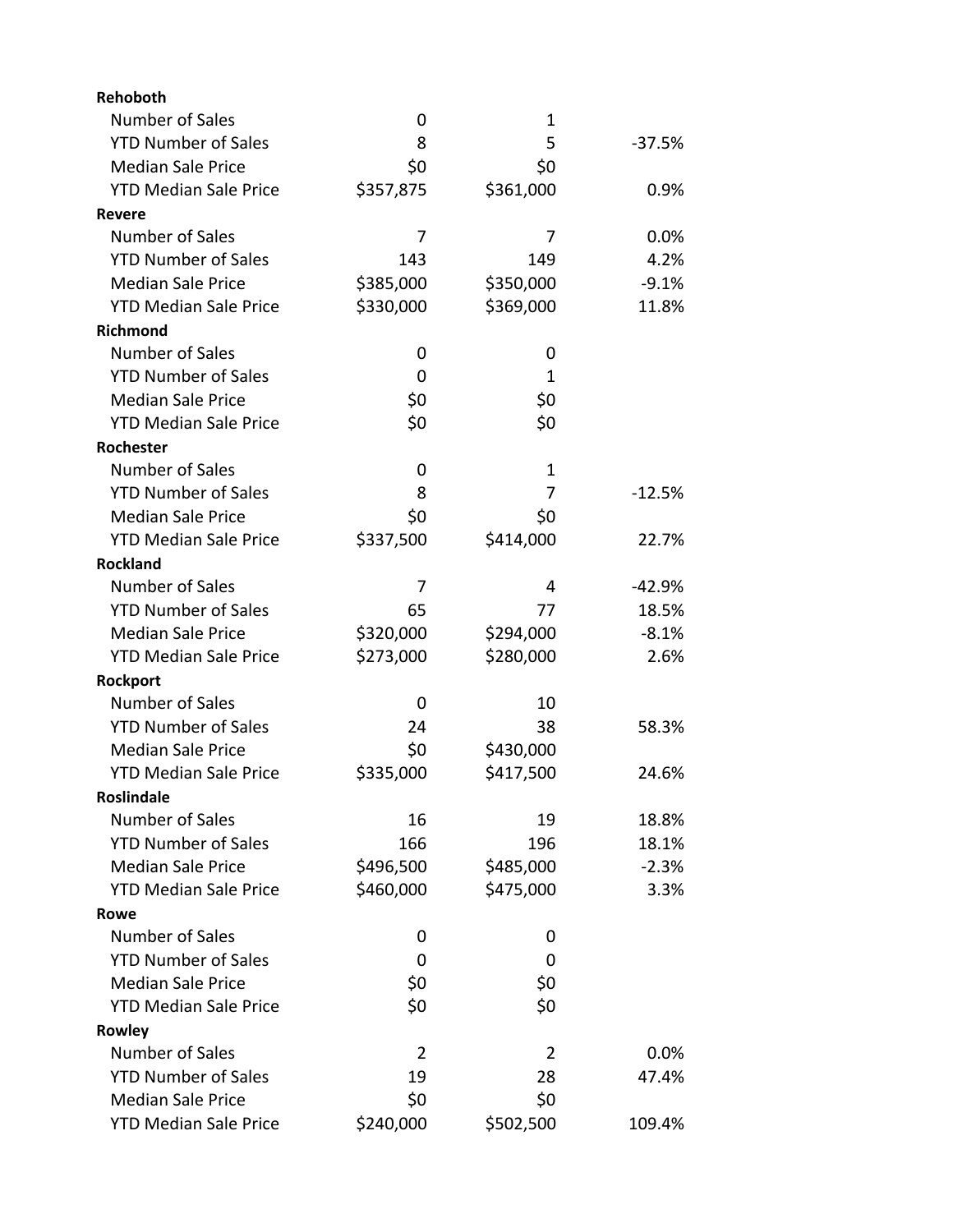| | | | |
|---|---|---|---|
| **Rehoboth** | | | |
| Number of Sales | 0 | 1 | |
| YTD Number of Sales | 8 | 5 | -37.5% |
| Median Sale Price | $0 | $0 | |
| YTD Median Sale Price | $357,875 | $361,000 | 0.9% |
| **Revere** | | | |
| Number of Sales | 7 | 7 | 0.0% |
| YTD Number of Sales | 143 | 149 | 4.2% |
| Median Sale Price | $385,000 | $350,000 | -9.1% |
| YTD Median Sale Price | $330,000 | $369,000 | 11.8% |
| **Richmond** | | | |
| Number of Sales | 0 | 0 | |
| YTD Number of Sales | 0 | 1 | |
| Median Sale Price | $0 | $0 | |
| YTD Median Sale Price | $0 | $0 | |
| **Rochester** | | | |
| Number of Sales | 0 | 1 | |
| YTD Number of Sales | 8 | 7 | -12.5% |
| Median Sale Price | $0 | $0 | |
| YTD Median Sale Price | $337,500 | $414,000 | 22.7% |
| **Rockland** | | | |
| Number of Sales | 7 | 4 | -42.9% |
| YTD Number of Sales | 65 | 77 | 18.5% |
| Median Sale Price | $320,000 | $294,000 | -8.1% |
| YTD Median Sale Price | $273,000 | $280,000 | 2.6% |
| **Rockport** | | | |
| Number of Sales | 0 | 10 | |
| YTD Number of Sales | 24 | 38 | 58.3% |
| Median Sale Price | $0 | $430,000 | |
| YTD Median Sale Price | $335,000 | $417,500 | 24.6% |
| **Roslindale** | | | |
| Number of Sales | 16 | 19 | 18.8% |
| YTD Number of Sales | 166 | 196 | 18.1% |
| Median Sale Price | $496,500 | $485,000 | -2.3% |
| YTD Median Sale Price | $460,000 | $475,000 | 3.3% |
| **Rowe** | | | |
| Number of Sales | 0 | 0 | |
| YTD Number of Sales | 0 | 0 | |
| Median Sale Price | $0 | $0 | |
| YTD Median Sale Price | $0 | $0 | |
| **Rowley** | | | |
| Number of Sales | 2 | 2 | 0.0% |
| YTD Number of Sales | 19 | 28 | 47.4% |
| Median Sale Price | $0 | $0 | |
| YTD Median Sale Price | $240,000 | $502,500 | 109.4% |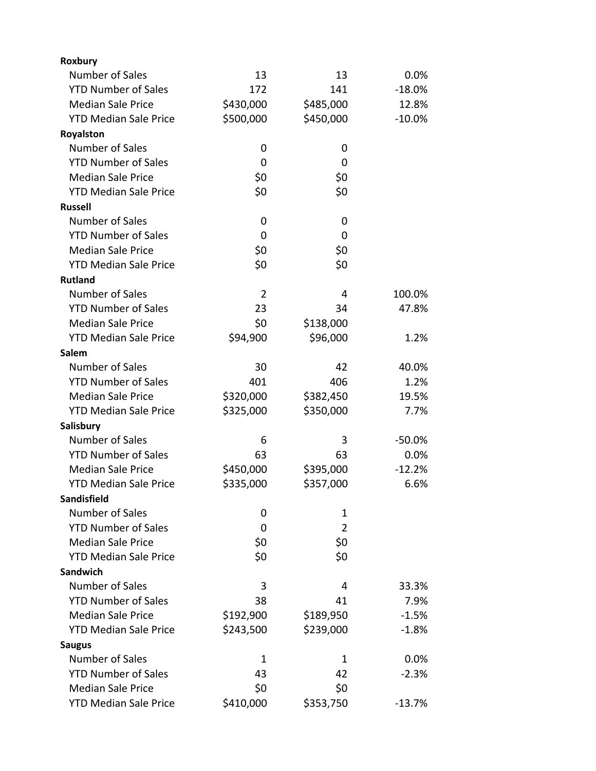| | | | |
|---|---|---|---|
| **Roxbury** | | | |
| Number of Sales | 13 | 13 | 0.0% |
| YTD Number of Sales | 172 | 141 | -18.0% |
| Median Sale Price | $430,000 | $485,000 | 12.8% |
| YTD Median Sale Price | $500,000 | $450,000 | -10.0% |
| **Royalston** | | | |
| Number of Sales | 0 | 0 | |
| YTD Number of Sales | 0 | 0 | |
| Median Sale Price | $0 | $0 | |
| YTD Median Sale Price | $0 | $0 | |
| **Russell** | | | |
| Number of Sales | 0 | 0 | |
| YTD Number of Sales | 0 | 0 | |
| Median Sale Price | $0 | $0 | |
| YTD Median Sale Price | $0 | $0 | |
| **Rutland** | | | |
| Number of Sales | 2 | 4 | 100.0% |
| YTD Number of Sales | 23 | 34 | 47.8% |
| Median Sale Price | $0 | $138,000 | |
| YTD Median Sale Price | $94,900 | $96,000 | 1.2% |
| **Salem** | | | |
| Number of Sales | 30 | 42 | 40.0% |
| YTD Number of Sales | 401 | 406 | 1.2% |
| Median Sale Price | $320,000 | $382,450 | 19.5% |
| YTD Median Sale Price | $325,000 | $350,000 | 7.7% |
| **Salisbury** | | | |
| Number of Sales | 6 | 3 | -50.0% |
| YTD Number of Sales | 63 | 63 | 0.0% |
| Median Sale Price | $450,000 | $395,000 | -12.2% |
| YTD Median Sale Price | $335,000 | $357,000 | 6.6% |
| **Sandisfield** | | | |
| Number of Sales | 0 | 1 | |
| YTD Number of Sales | 0 | 2 | |
| Median Sale Price | $0 | $0 | |
| YTD Median Sale Price | $0 | $0 | |
| **Sandwich** | | | |
| Number of Sales | 3 | 4 | 33.3% |
| YTD Number of Sales | 38 | 41 | 7.9% |
| Median Sale Price | $192,900 | $189,950 | -1.5% |
| YTD Median Sale Price | $243,500 | $239,000 | -1.8% |
| **Saugus** | | | |
| Number of Sales | 1 | 1 | 0.0% |
| YTD Number of Sales | 43 | 42 | -2.3% |
| Median Sale Price | $0 | $0 | |
| YTD Median Sale Price | $410,000 | $353,750 | -13.7% |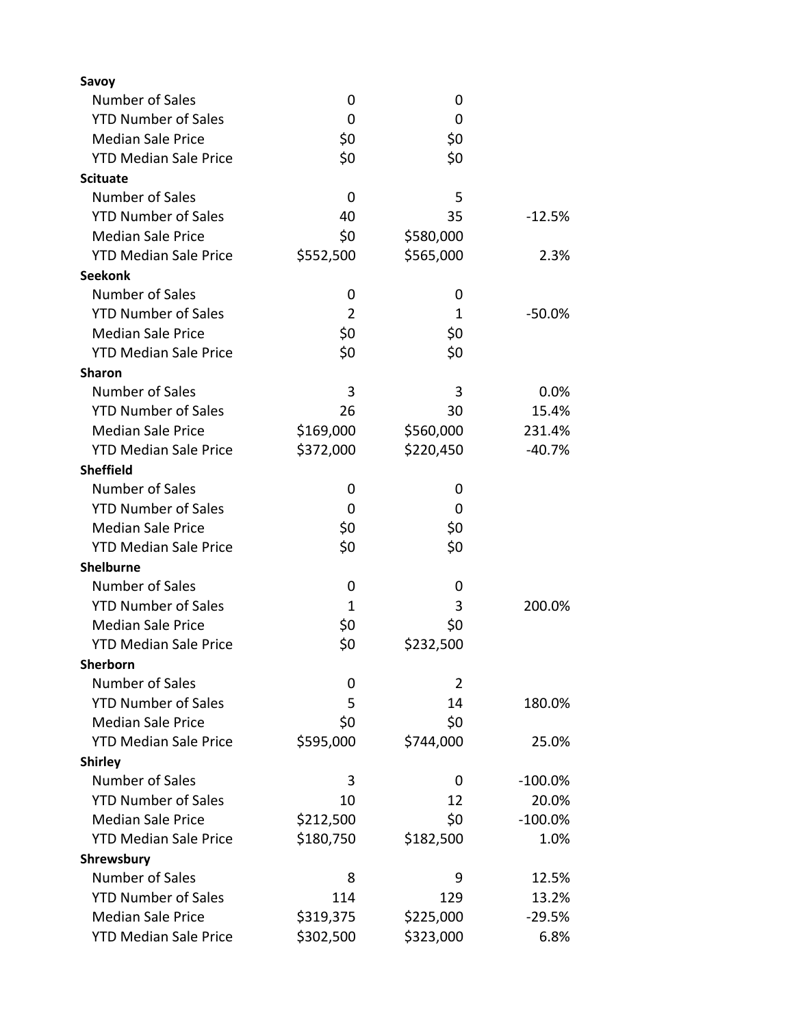| | | | |
|---|---|---|---|
| **Savoy** | | | |
| Number of Sales | 0 | 0 | |
| YTD Number of Sales | 0 | 0 | |
| Median Sale Price | $0 | $0 | |
| YTD Median Sale Price | $0 | $0 | |
| **Scituate** | | | |
| Number of Sales | 0 | 5 | |
| YTD Number of Sales | 40 | 35 | -12.5% |
| Median Sale Price | $0 | $580,000 | |
| YTD Median Sale Price | $552,500 | $565,000 | 2.3% |
| **Seekonk** | | | |
| Number of Sales | 0 | 0 | |
| YTD Number of Sales | 2 | 1 | -50.0% |
| Median Sale Price | $0 | $0 | |
| YTD Median Sale Price | $0 | $0 | |
| **Sharon** | | | |
| Number of Sales | 3 | 3 | 0.0% |
| YTD Number of Sales | 26 | 30 | 15.4% |
| Median Sale Price | $169,000 | $560,000 | 231.4% |
| YTD Median Sale Price | $372,000 | $220,450 | -40.7% |
| **Sheffield** | | | |
| Number of Sales | 0 | 0 | |
| YTD Number of Sales | 0 | 0 | |
| Median Sale Price | $0 | $0 | |
| YTD Median Sale Price | $0 | $0 | |
| **Shelburne** | | | |
| Number of Sales | 0 | 0 | |
| YTD Number of Sales | 1 | 3 | 200.0% |
| Median Sale Price | $0 | $0 | |
| YTD Median Sale Price | $0 | $232,500 | |
| **Sherborn** | | | |
| Number of Sales | 0 | 2 | |
| YTD Number of Sales | 5 | 14 | 180.0% |
| Median Sale Price | $0 | $0 | |
| YTD Median Sale Price | $595,000 | $744,000 | 25.0% |
| **Shirley** | | | |
| Number of Sales | 3 | 0 | -100.0% |
| YTD Number of Sales | 10 | 12 | 20.0% |
| Median Sale Price | $212,500 | $0 | -100.0% |
| YTD Median Sale Price | $180,750 | $182,500 | 1.0% |
| **Shrewsbury** | | | |
| Number of Sales | 8 | 9 | 12.5% |
| YTD Number of Sales | 114 | 129 | 13.2% |
| Median Sale Price | $319,375 | $225,000 | -29.5% |
| YTD Median Sale Price | $302,500 | $323,000 | 6.8% |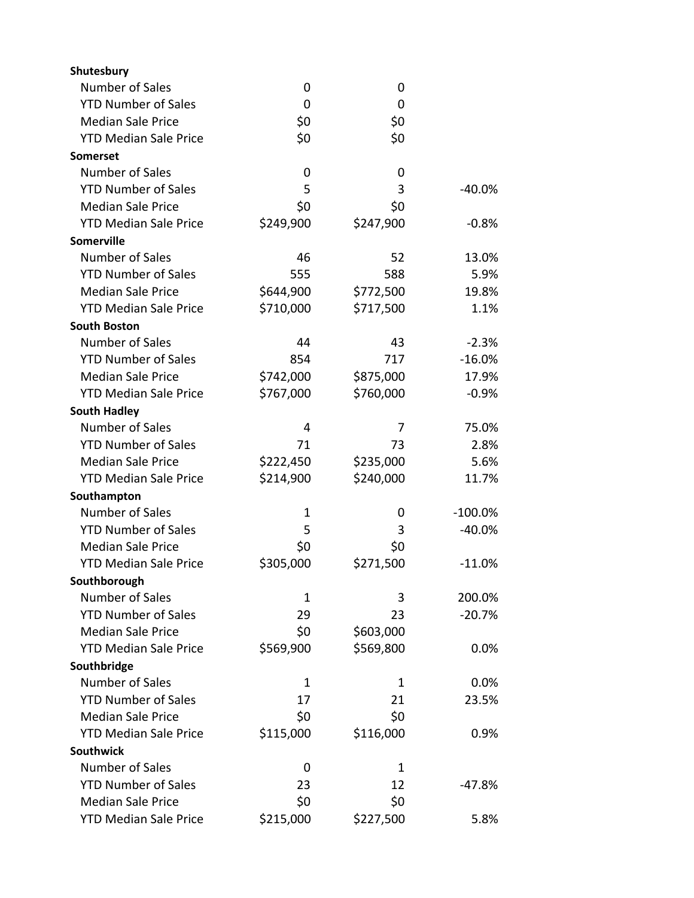| | | | |
|---|---|---|---|
| **Shutesbury** | | | |
| Number of Sales | 0 | 0 | |
| YTD Number of Sales | 0 | 0 | |
| Median Sale Price | $0 | $0 | |
| YTD Median Sale Price | $0 | $0 | |
| **Somerset** | | | |
| Number of Sales | 0 | 0 | |
| YTD Number of Sales | 5 | 3 | -40.0% |
| Median Sale Price | $0 | $0 | |
| YTD Median Sale Price | $249,900 | $247,900 | -0.8% |
| **Somerville** | | | |
| Number of Sales | 46 | 52 | 13.0% |
| YTD Number of Sales | 555 | 588 | 5.9% |
| Median Sale Price | $644,900 | $772,500 | 19.8% |
| YTD Median Sale Price | $710,000 | $717,500 | 1.1% |
| **South Boston** | | | |
| Number of Sales | 44 | 43 | -2.3% |
| YTD Number of Sales | 854 | 717 | -16.0% |
| Median Sale Price | $742,000 | $875,000 | 17.9% |
| YTD Median Sale Price | $767,000 | $760,000 | -0.9% |
| **South Hadley** | | | |
| Number of Sales | 4 | 7 | 75.0% |
| YTD Number of Sales | 71 | 73 | 2.8% |
| Median Sale Price | $222,450 | $235,000 | 5.6% |
| YTD Median Sale Price | $214,900 | $240,000 | 11.7% |
| **Southampton** | | | |
| Number of Sales | 1 | 0 | -100.0% |
| YTD Number of Sales | 5 | 3 | -40.0% |
| Median Sale Price | $0 | $0 | |
| YTD Median Sale Price | $305,000 | $271,500 | -11.0% |
| **Southborough** | | | |
| Number of Sales | 1 | 3 | 200.0% |
| YTD Number of Sales | 29 | 23 | -20.7% |
| Median Sale Price | $0 | $603,000 | |
| YTD Median Sale Price | $569,900 | $569,800 | 0.0% |
| **Southbridge** | | | |
| Number of Sales | 1 | 1 | 0.0% |
| YTD Number of Sales | 17 | 21 | 23.5% |
| Median Sale Price | $0 | $0 | |
| YTD Median Sale Price | $115,000 | $116,000 | 0.9% |
| **Southwick** | | | |
| Number of Sales | 0 | 1 | |
| YTD Number of Sales | 23 | 12 | -47.8% |
| Median Sale Price | $0 | $0 | |
| YTD Median Sale Price | $215,000 | $227,500 | 5.8% |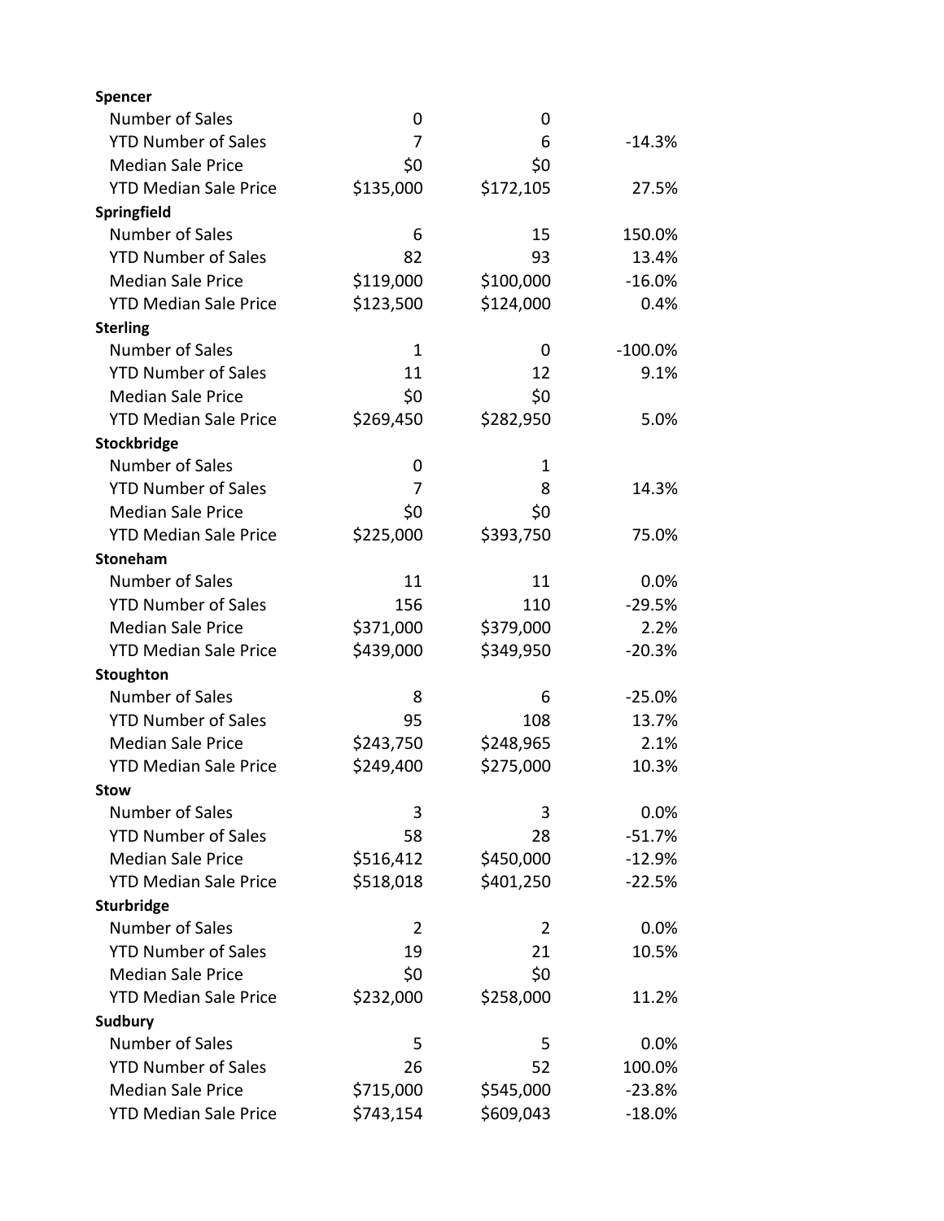| | | | |
|---|---|---|---|
| **Spencer** | | | |
| Number of Sales | 0 | 0 | |
| YTD Number of Sales | 7 | 6 | -14.3% |
| Median Sale Price | $0 | $0 | |
| YTD Median Sale Price | $135,000 | $172,105 | 27.5% |
| **Springfield** | | | |
| Number of Sales | 6 | 15 | 150.0% |
| YTD Number of Sales | 82 | 93 | 13.4% |
| Median Sale Price | $119,000 | $100,000 | -16.0% |
| YTD Median Sale Price | $123,500 | $124,000 | 0.4% |
| **Sterling** | | | |
| Number of Sales | 1 | 0 | -100.0% |
| YTD Number of Sales | 11 | 12 | 9.1% |
| Median Sale Price | $0 | $0 | |
| YTD Median Sale Price | $269,450 | $282,950 | 5.0% |
| **Stockbridge** | | | |
| Number of Sales | 0 | 1 | |
| YTD Number of Sales | 7 | 8 | 14.3% |
| Median Sale Price | $0 | $0 | |
| YTD Median Sale Price | $225,000 | $393,750 | 75.0% |
| **Stoneham** | | | |
| Number of Sales | 11 | 11 | 0.0% |
| YTD Number of Sales | 156 | 110 | -29.5% |
| Median Sale Price | $371,000 | $379,000 | 2.2% |
| YTD Median Sale Price | $439,000 | $349,950 | -20.3% |
| **Stoughton** | | | |
| Number of Sales | 8 | 6 | -25.0% |
| YTD Number of Sales | 95 | 108 | 13.7% |
| Median Sale Price | $243,750 | $248,965 | 2.1% |
| YTD Median Sale Price | $249,400 | $275,000 | 10.3% |
| **Stow** | | | |
| Number of Sales | 3 | 3 | 0.0% |
| YTD Number of Sales | 58 | 28 | -51.7% |
| Median Sale Price | $516,412 | $450,000 | -12.9% |
| YTD Median Sale Price | $518,018 | $401,250 | -22.5% |
| **Sturbridge** | | | |
| Number of Sales | 2 | 2 | 0.0% |
| YTD Number of Sales | 19 | 21 | 10.5% |
| Median Sale Price | $0 | $0 | |
| YTD Median Sale Price | $232,000 | $258,000 | 11.2% |
| **Sudbury** | | | |
| Number of Sales | 5 | 5 | 0.0% |
| YTD Number of Sales | 26 | 52 | 100.0% |
| Median Sale Price | $715,000 | $545,000 | -23.8% |
| YTD Median Sale Price | $743,154 | $609,043 | -18.0% |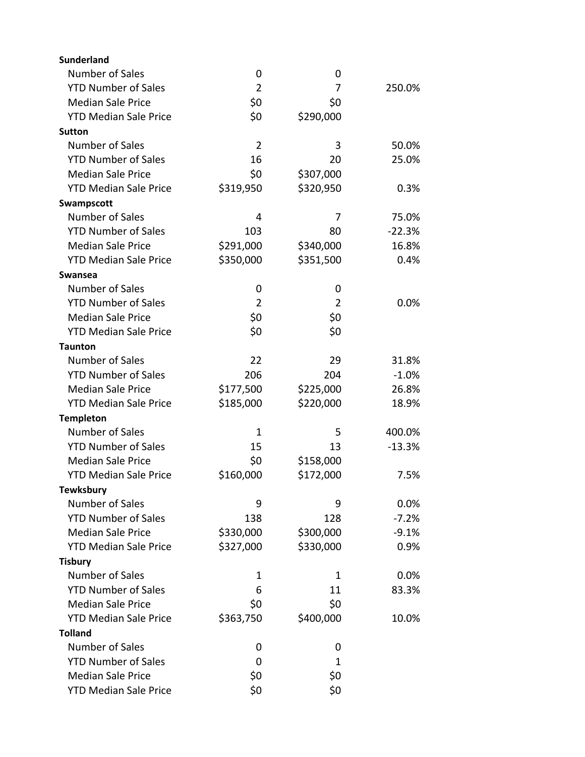| | | | |
|---|---|---|---|
| **Sunderland** | | | |
| Number of Sales | 0 | 0 | |
| YTD Number of Sales | 2 | 7 | 250.0% |
| Median Sale Price | $0 | $0 | |
| YTD Median Sale Price | $0 | $290,000 | |
| **Sutton** | | | |
| Number of Sales | 2 | 3 | 50.0% |
| YTD Number of Sales | 16 | 20 | 25.0% |
| Median Sale Price | $0 | $307,000 | |
| YTD Median Sale Price | $319,950 | $320,950 | 0.3% |
| **Swampscott** | | | |
| Number of Sales | 4 | 7 | 75.0% |
| YTD Number of Sales | 103 | 80 | -22.3% |
| Median Sale Price | $291,000 | $340,000 | 16.8% |
| YTD Median Sale Price | $350,000 | $351,500 | 0.4% |
| **Swansea** | | | |
| Number of Sales | 0 | 0 | |
| YTD Number of Sales | 2 | 2 | 0.0% |
| Median Sale Price | $0 | $0 | |
| YTD Median Sale Price | $0 | $0 | |
| **Taunton** | | | |
| Number of Sales | 22 | 29 | 31.8% |
| YTD Number of Sales | 206 | 204 | -1.0% |
| Median Sale Price | $177,500 | $225,000 | 26.8% |
| YTD Median Sale Price | $185,000 | $220,000 | 18.9% |
| **Templeton** | | | |
| Number of Sales | 1 | 5 | 400.0% |
| YTD Number of Sales | 15 | 13 | -13.3% |
| Median Sale Price | $0 | $158,000 | |
| YTD Median Sale Price | $160,000 | $172,000 | 7.5% |
| **Tewksbury** | | | |
| Number of Sales | 9 | 9 | 0.0% |
| YTD Number of Sales | 138 | 128 | -7.2% |
| Median Sale Price | $330,000 | $300,000 | -9.1% |
| YTD Median Sale Price | $327,000 | $330,000 | 0.9% |
| **Tisbury** | | | |
| Number of Sales | 1 | 1 | 0.0% |
| YTD Number of Sales | 6 | 11 | 83.3% |
| Median Sale Price | $0 | $0 | |
| YTD Median Sale Price | $363,750 | $400,000 | 10.0% |
| **Tolland** | | | |
| Number of Sales | 0 | 0 | |
| YTD Number of Sales | 0 | 1 | |
| Median Sale Price | $0 | $0 | |
| YTD Median Sale Price | $0 | $0 | |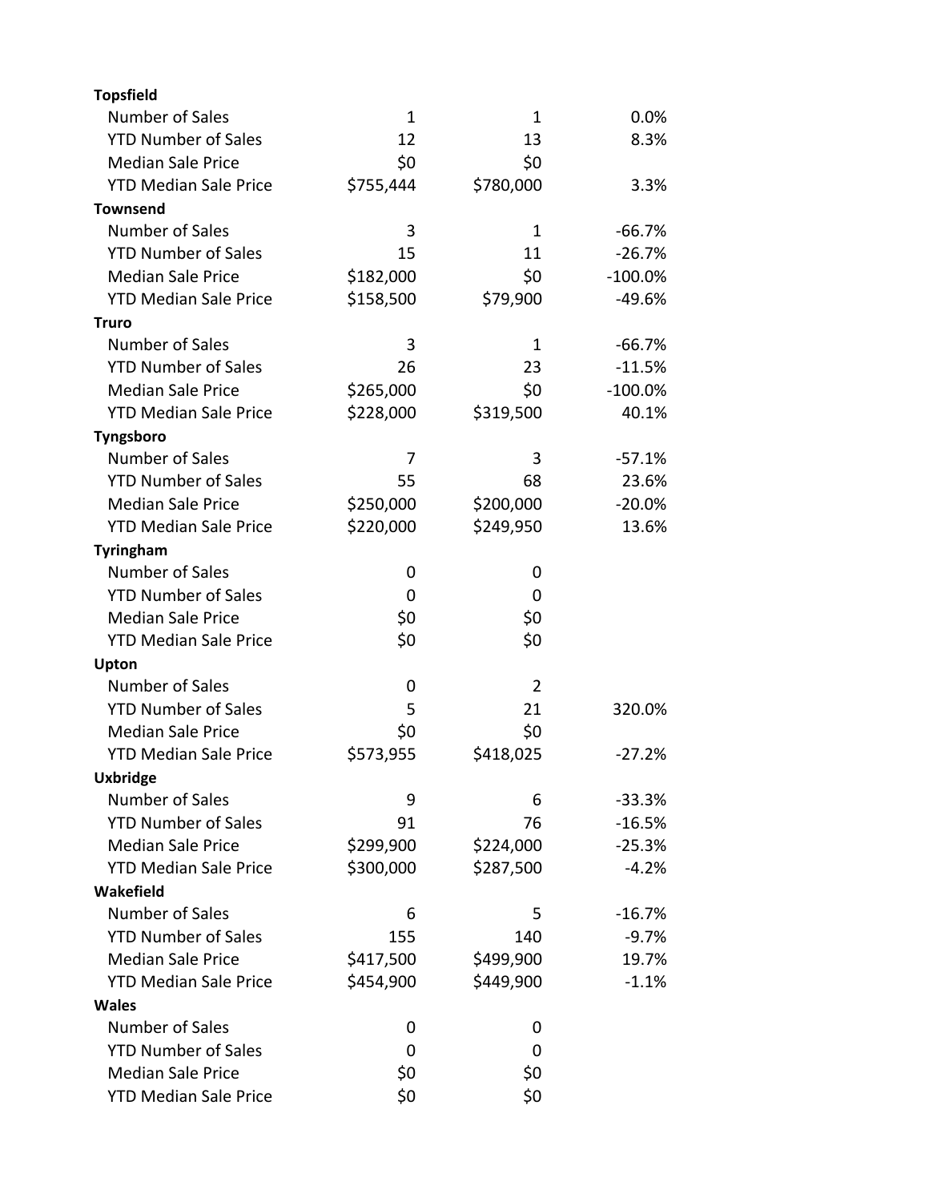| | | | |
|---|---|---|---|
| **Topsfield** | | | |
| Number of Sales | 1 | 1 | 0.0% |
| YTD Number of Sales | 12 | 13 | 8.3% |
| Median Sale Price | $0 | $0 | |
| YTD Median Sale Price | $755,444 | $780,000 | 3.3% |
| **Townsend** | | | |
| Number of Sales | 3 | 1 | -66.7% |
| YTD Number of Sales | 15 | 11 | -26.7% |
| Median Sale Price | $182,000 | $0 | -100.0% |
| YTD Median Sale Price | $158,500 | $79,900 | -49.6% |
| **Truro** | | | |
| Number of Sales | 3 | 1 | -66.7% |
| YTD Number of Sales | 26 | 23 | -11.5% |
| Median Sale Price | $265,000 | $0 | -100.0% |
| YTD Median Sale Price | $228,000 | $319,500 | 40.1% |
| **Tyngsboro** | | | |
| Number of Sales | 7 | 3 | -57.1% |
| YTD Number of Sales | 55 | 68 | 23.6% |
| Median Sale Price | $250,000 | $200,000 | -20.0% |
| YTD Median Sale Price | $220,000 | $249,950 | 13.6% |
| **Tyringham** | | | |
| Number of Sales | 0 | 0 | |
| YTD Number of Sales | 0 | 0 | |
| Median Sale Price | $0 | $0 | |
| YTD Median Sale Price | $0 | $0 | |
| **Upton** | | | |
| Number of Sales | 0 | 2 | |
| YTD Number of Sales | 5 | 21 | 320.0% |
| Median Sale Price | $0 | $0 | |
| YTD Median Sale Price | $573,955 | $418,025 | -27.2% |
| **Uxbridge** | | | |
| Number of Sales | 9 | 6 | -33.3% |
| YTD Number of Sales | 91 | 76 | -16.5% |
| Median Sale Price | $299,900 | $224,000 | -25.3% |
| YTD Median Sale Price | $300,000 | $287,500 | -4.2% |
| **Wakefield** | | | |
| Number of Sales | 6 | 5 | -16.7% |
| YTD Number of Sales | 155 | 140 | -9.7% |
| Median Sale Price | $417,500 | $499,900 | 19.7% |
| YTD Median Sale Price | $454,900 | $449,900 | -1.1% |
| **Wales** | | | |
| Number of Sales | 0 | 0 | |
| YTD Number of Sales | 0 | 0 | |
| Median Sale Price | $0 | $0 | |
| YTD Median Sale Price | $0 | $0 | |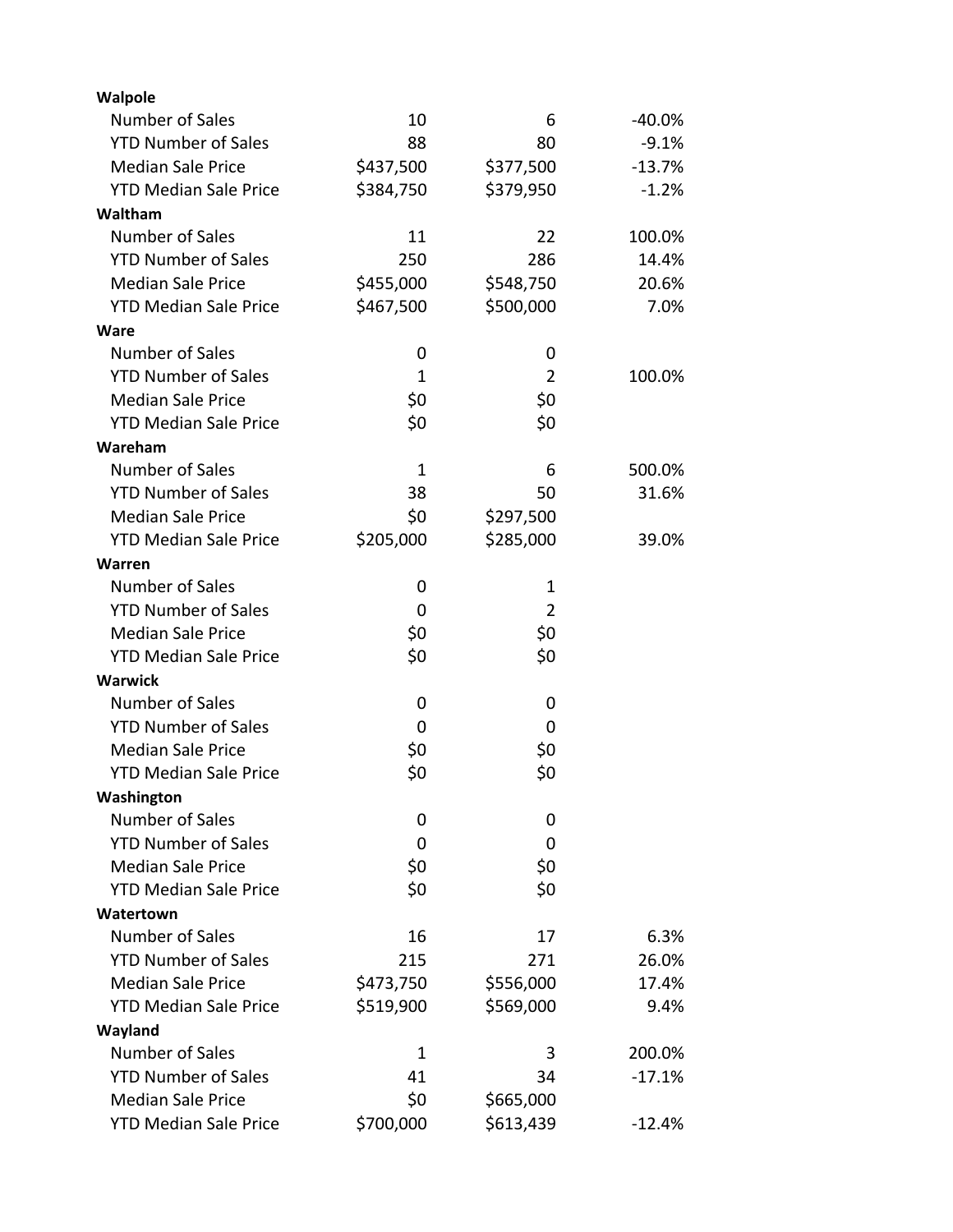| | | | |
|---|---|---|---|
| **Walpole** | | | |
| Number of Sales | 10 | 6 | -40.0% |
| YTD Number of Sales | 88 | 80 | -9.1% |
| Median Sale Price | $437,500 | $377,500 | -13.7% |
| YTD Median Sale Price | $384,750 | $379,950 | -1.2% |
| **Waltham** | | | |
| Number of Sales | 11 | 22 | 100.0% |
| YTD Number of Sales | 250 | 286 | 14.4% |
| Median Sale Price | $455,000 | $548,750 | 20.6% |
| YTD Median Sale Price | $467,500 | $500,000 | 7.0% |
| **Ware** | | | |
| Number of Sales | 0 | 0 | |
| YTD Number of Sales | 1 | 2 | 100.0% |
| Median Sale Price | $0 | $0 | |
| YTD Median Sale Price | $0 | $0 | |
| **Wareham** | | | |
| Number of Sales | 1 | 6 | 500.0% |
| YTD Number of Sales | 38 | 50 | 31.6% |
| Median Sale Price | $0 | $297,500 | |
| YTD Median Sale Price | $205,000 | $285,000 | 39.0% |
| **Warren** | | | |
| Number of Sales | 0 | 1 | |
| YTD Number of Sales | 0 | 2 | |
| Median Sale Price | $0 | $0 | |
| YTD Median Sale Price | $0 | $0 | |
| **Warwick** | | | |
| Number of Sales | 0 | 0 | |
| YTD Number of Sales | 0 | 0 | |
| Median Sale Price | $0 | $0 | |
| YTD Median Sale Price | $0 | $0 | |
| **Washington** | | | |
| Number of Sales | 0 | 0 | |
| YTD Number of Sales | 0 | 0 | |
| Median Sale Price | $0 | $0 | |
| YTD Median Sale Price | $0 | $0 | |
| **Watertown** | | | |
| Number of Sales | 16 | 17 | 6.3% |
| YTD Number of Sales | 215 | 271 | 26.0% |
| Median Sale Price | $473,750 | $556,000 | 17.4% |
| YTD Median Sale Price | $519,900 | $569,000 | 9.4% |
| **Wayland** | | | |
| Number of Sales | 1 | 3 | 200.0% |
| YTD Number of Sales | 41 | 34 | -17.1% |
| Median Sale Price | $0 | $665,000 | |
| YTD Median Sale Price | $700,000 | $613,439 | -12.4% |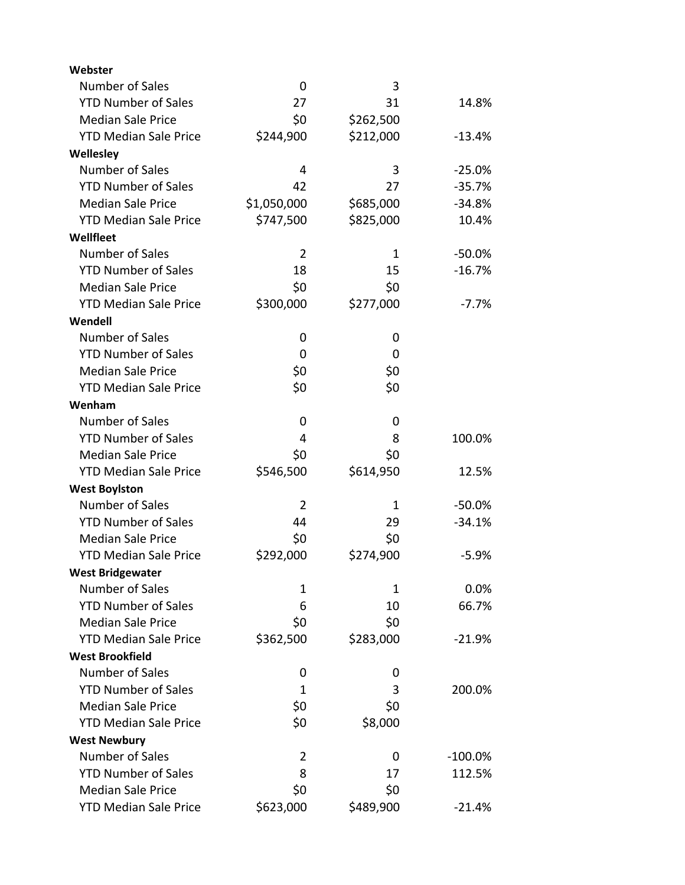| | | | |
|---|---|---|---|
| **Webster** | | | |
| Number of Sales | 0 | 3 | |
| YTD Number of Sales | 27 | 31 | 14.8% |
| Median Sale Price | $0 | $262,500 | |
| YTD Median Sale Price | $244,900 | $212,000 | -13.4% |
| **Wellesley** | | | |
| Number of Sales | 4 | 3 | -25.0% |
| YTD Number of Sales | 42 | 27 | -35.7% |
| Median Sale Price | $1,050,000 | $685,000 | -34.8% |
| YTD Median Sale Price | $747,500 | $825,000 | 10.4% |
| **Wellfleet** | | | |
| Number of Sales | 2 | 1 | -50.0% |
| YTD Number of Sales | 18 | 15 | -16.7% |
| Median Sale Price | $0 | $0 | |
| YTD Median Sale Price | $300,000 | $277,000 | -7.7% |
| **Wendell** | | | |
| Number of Sales | 0 | 0 | |
| YTD Number of Sales | 0 | 0 | |
| Median Sale Price | $0 | $0 | |
| YTD Median Sale Price | $0 | $0 | |
| **Wenham** | | | |
| Number of Sales | 0 | 0 | |
| YTD Number of Sales | 4 | 8 | 100.0% |
| Median Sale Price | $0 | $0 | |
| YTD Median Sale Price | $546,500 | $614,950 | 12.5% |
| **West Boylston** | | | |
| Number of Sales | 2 | 1 | -50.0% |
| YTD Number of Sales | 44 | 29 | -34.1% |
| Median Sale Price | $0 | $0 | |
| YTD Median Sale Price | $292,000 | $274,900 | -5.9% |
| **West Bridgewater** | | | |
| Number of Sales | 1 | 1 | 0.0% |
| YTD Number of Sales | 6 | 10 | 66.7% |
| Median Sale Price | $0 | $0 | |
| YTD Median Sale Price | $362,500 | $283,000 | -21.9% |
| **West Brookfield** | | | |
| Number of Sales | 0 | 0 | |
| YTD Number of Sales | 1 | 3 | 200.0% |
| Median Sale Price | $0 | $0 | |
| YTD Median Sale Price | $0 | $8,000 | |
| **West Newbury** | | | |
| Number of Sales | 2 | 0 | -100.0% |
| YTD Number of Sales | 8 | 17 | 112.5% |
| Median Sale Price | $0 | $0 | |
| YTD Median Sale Price | $623,000 | $489,900 | -21.4% |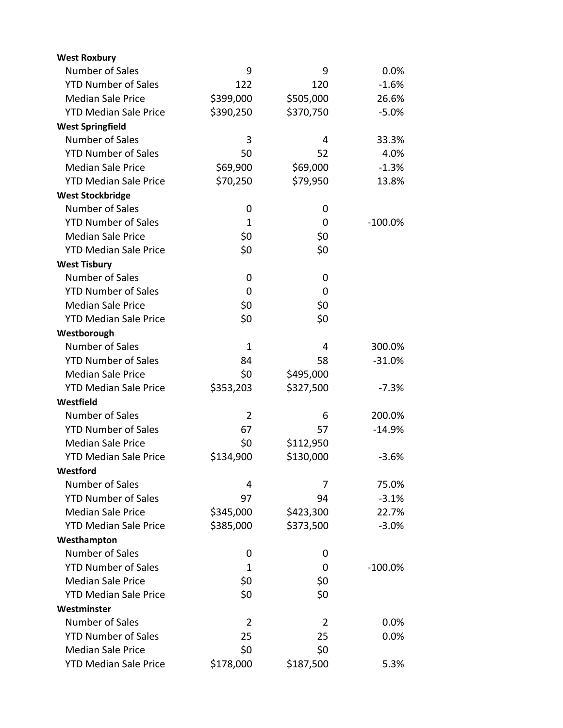| | | | |
|---|---|---|---|
| **West Roxbury** | | | |
| Number of Sales | 9 | 9 | 0.0% |
| YTD Number of Sales | 122 | 120 | -1.6% |
| Median Sale Price | $399,000 | $505,000 | 26.6% |
| YTD Median Sale Price | $390,250 | $370,750 | -5.0% |
| **West Springfield** | | | |
| Number of Sales | 3 | 4 | 33.3% |
| YTD Number of Sales | 50 | 52 | 4.0% |
| Median Sale Price | $69,900 | $69,000 | -1.3% |
| YTD Median Sale Price | $70,250 | $79,950 | 13.8% |
| **West Stockbridge** | | | |
| Number of Sales | 0 | 0 | |
| YTD Number of Sales | 1 | 0 | -100.0% |
| Median Sale Price | $0 | $0 | |
| YTD Median Sale Price | $0 | $0 | |
| **West Tisbury** | | | |
| Number of Sales | 0 | 0 | |
| YTD Number of Sales | 0 | 0 | |
| Median Sale Price | $0 | $0 | |
| YTD Median Sale Price | $0 | $0 | |
| **Westborough** | | | |
| Number of Sales | 1 | 4 | 300.0% |
| YTD Number of Sales | 84 | 58 | -31.0% |
| Median Sale Price | $0 | $495,000 | |
| YTD Median Sale Price | $353,203 | $327,500 | -7.3% |
| **Westfield** | | | |
| Number of Sales | 2 | 6 | 200.0% |
| YTD Number of Sales | 67 | 57 | -14.9% |
| Median Sale Price | $0 | $112,950 | |
| YTD Median Sale Price | $134,900 | $130,000 | -3.6% |
| **Westford** | | | |
| Number of Sales | 4 | 7 | 75.0% |
| YTD Number of Sales | 97 | 94 | -3.1% |
| Median Sale Price | $345,000 | $423,300 | 22.7% |
| YTD Median Sale Price | $385,000 | $373,500 | -3.0% |
| **Westhampton** | | | |
| Number of Sales | 0 | 0 | |
| YTD Number of Sales | 1 | 0 | -100.0% |
| Median Sale Price | $0 | $0 | |
| YTD Median Sale Price | $0 | $0 | |
| **Westminster** | | | |
| Number of Sales | 2 | 2 | 0.0% |
| YTD Number of Sales | 25 | 25 | 0.0% |
| Median Sale Price | $0 | $0 | |
| YTD Median Sale Price | $178,000 | $187,500 | 5.3% |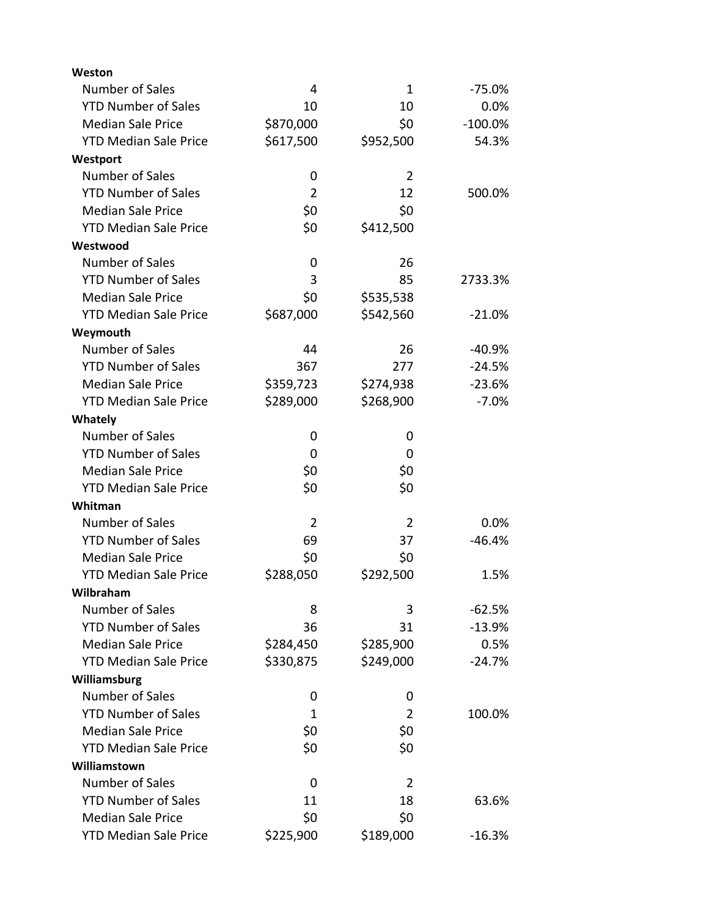| | | | |
|---|---|---|---|
| **Weston** | | | |
| Number of Sales | 4 | 1 | -75.0% |
| YTD Number of Sales | 10 | 10 | 0.0% |
| Median Sale Price | $870,000 | $0 | -100.0% |
| YTD Median Sale Price | $617,500 | $952,500 | 54.3% |
| **Westport** | | | |
| Number of Sales | 0 | 2 | |
| YTD Number of Sales | 2 | 12 | 500.0% |
| Median Sale Price | $0 | $0 | |
| YTD Median Sale Price | $0 | $412,500 | |
| **Westwood** | | | |
| Number of Sales | 0 | 26 | |
| YTD Number of Sales | 3 | 85 | 2733.3% |
| Median Sale Price | $0 | $535,538 | |
| YTD Median Sale Price | $687,000 | $542,560 | -21.0% |
| **Weymouth** | | | |
| Number of Sales | 44 | 26 | -40.9% |
| YTD Number of Sales | 367 | 277 | -24.5% |
| Median Sale Price | $359,723 | $274,938 | -23.6% |
| YTD Median Sale Price | $289,000 | $268,900 | -7.0% |
| **Whately** | | | |
| Number of Sales | 0 | 0 | |
| YTD Number of Sales | 0 | 0 | |
| Median Sale Price | $0 | $0 | |
| YTD Median Sale Price | $0 | $0 | |
| **Whitman** | | | |
| Number of Sales | 2 | 2 | 0.0% |
| YTD Number of Sales | 69 | 37 | -46.4% |
| Median Sale Price | $0 | $0 | |
| YTD Median Sale Price | $288,050 | $292,500 | 1.5% |
| **Wilbraham** | | | |
| Number of Sales | 8 | 3 | -62.5% |
| YTD Number of Sales | 36 | 31 | -13.9% |
| Median Sale Price | $284,450 | $285,900 | 0.5% |
| YTD Median Sale Price | $330,875 | $249,000 | -24.7% |
| **Williamsburg** | | | |
| Number of Sales | 0 | 0 | |
| YTD Number of Sales | 1 | 2 | 100.0% |
| Median Sale Price | $0 | $0 | |
| YTD Median Sale Price | $0 | $0 | |
| **Williamstown** | | | |
| Number of Sales | 0 | 2 | |
| YTD Number of Sales | 11 | 18 | 63.6% |
| Median Sale Price | $0 | $0 | |
| YTD Median Sale Price | $225,900 | $189,000 | -16.3% |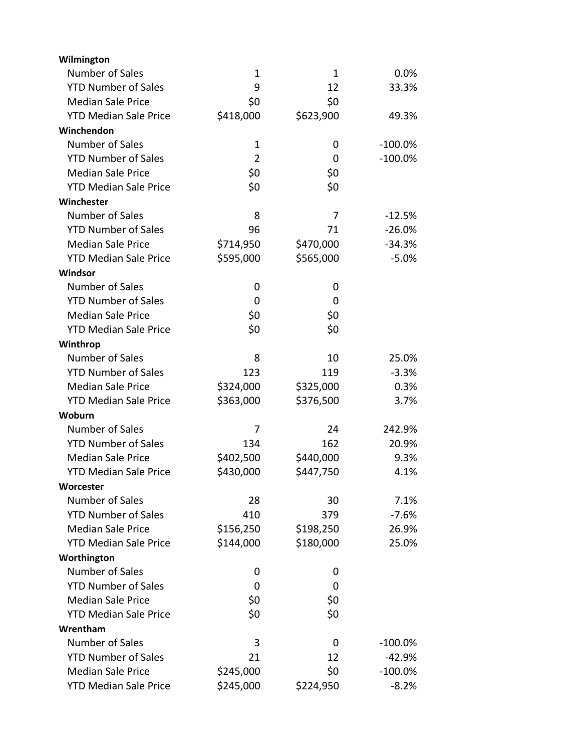| | | | |
|---|---|---|---|
| **Wilmington** | | | |
| Number of Sales | 1 | 1 | 0.0% |
| YTD Number of Sales | 9 | 12 | 33.3% |
| Median Sale Price | $0 | $0 | |
| YTD Median Sale Price | $418,000 | $623,900 | 49.3% |
| **Winchendon** | | | |
| Number of Sales | 1 | 0 | -100.0% |
| YTD Number of Sales | 2 | 0 | -100.0% |
| Median Sale Price | $0 | $0 | |
| YTD Median Sale Price | $0 | $0 | |
| **Winchester** | | | |
| Number of Sales | 8 | 7 | -12.5% |
| YTD Number of Sales | 96 | 71 | -26.0% |
| Median Sale Price | $714,950 | $470,000 | -34.3% |
| YTD Median Sale Price | $595,000 | $565,000 | -5.0% |
| **Windsor** | | | |
| Number of Sales | 0 | 0 | |
| YTD Number of Sales | 0 | 0 | |
| Median Sale Price | $0 | $0 | |
| YTD Median Sale Price | $0 | $0 | |
| **Winthrop** | | | |
| Number of Sales | 8 | 10 | 25.0% |
| YTD Number of Sales | 123 | 119 | -3.3% |
| Median Sale Price | $324,000 | $325,000 | 0.3% |
| YTD Median Sale Price | $363,000 | $376,500 | 3.7% |
| **Woburn** | | | |
| Number of Sales | 7 | 24 | 242.9% |
| YTD Number of Sales | 134 | 162 | 20.9% |
| Median Sale Price | $402,500 | $440,000 | 9.3% |
| YTD Median Sale Price | $430,000 | $447,750 | 4.1% |
| **Worcester** | | | |
| Number of Sales | 28 | 30 | 7.1% |
| YTD Number of Sales | 410 | 379 | -7.6% |
| Median Sale Price | $156,250 | $198,250 | 26.9% |
| YTD Median Sale Price | $144,000 | $180,000 | 25.0% |
| **Worthington** | | | |
| Number of Sales | 0 | 0 | |
| YTD Number of Sales | 0 | 0 | |
| Median Sale Price | $0 | $0 | |
| YTD Median Sale Price | $0 | $0 | |
| **Wrentham** | | | |
| Number of Sales | 3 | 0 | -100.0% |
| YTD Number of Sales | 21 | 12 | -42.9% |
| Median Sale Price | $245,000 | $0 | -100.0% |
| YTD Median Sale Price | $245,000 | $224,950 | -8.2% |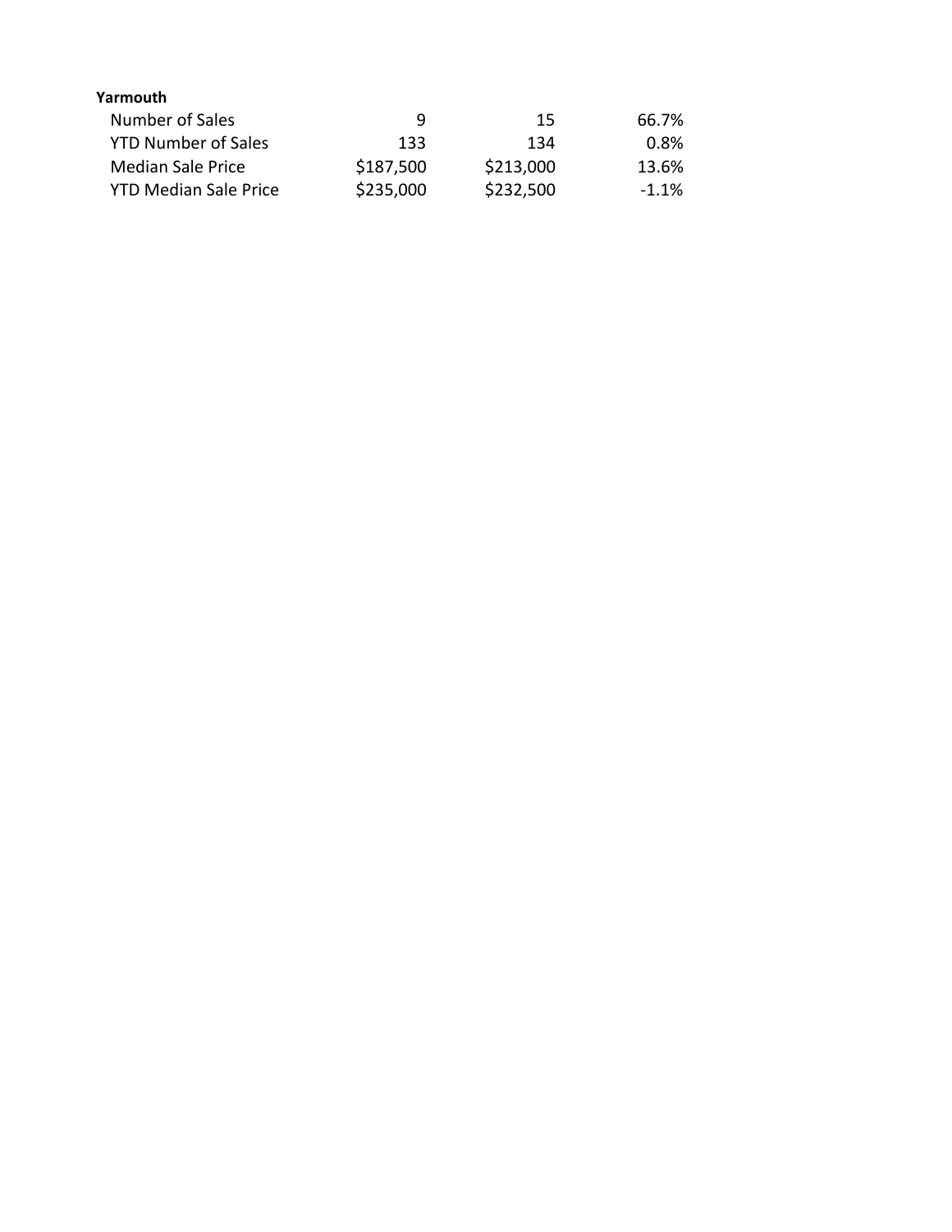**Yarmouth**

| | | | |
|---|---|---|---|
| Number of Sales | 9 | 15 | 66.7% |
| YTD Number of Sales | 133 | 134 | 0.8% |
| Median Sale Price | $187,500 | $213,000 | 13.6% |
| YTD Median Sale Price | $235,000 | $232,500 | -1.1% |